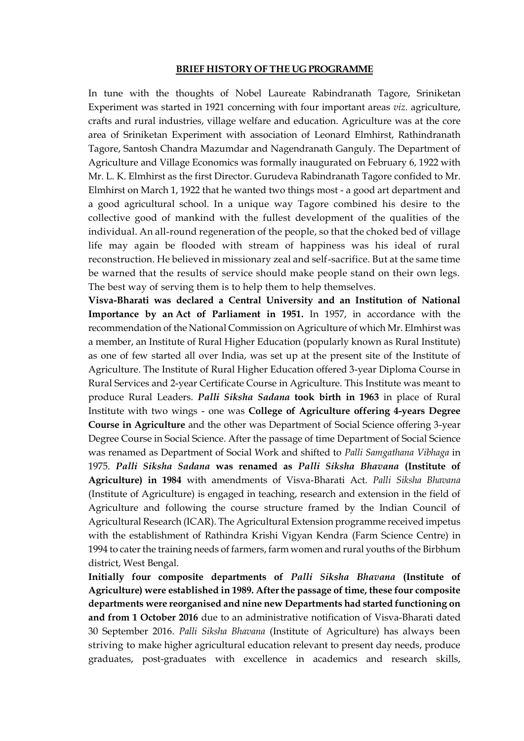## BRIEF HISTORY OF THE UG PROGRAMME

In tune with the thoughts of Nobel Laureate Rabindranath Tagore, Sriniketan Experiment was started in 1921 concerning with four important areas *viz.* agriculture, crafts and rural industries, village welfare and education. Agriculture was at the core area of Sriniketan Experiment with association of Leonard Elmhirst, Rathindranath Tagore, Santosh Chandra Mazumdar and Nagendranath Ganguly. The Department of Agriculture and Village Economics was formally inaugurated on February 6, 1922 with Mr. L. K. Elmhirst as the first Director. Gurudeva Rabindranath Tagore confided to Mr. Elmhirst on March 1, 1922 that he wanted two things most - a good art department and a good agricultural school. In a unique way Tagore combined his desire to the collective good of mankind with the fullest development of the qualities of the individual. An all-round regeneration of the people, so that the choked bed of village life may again be flooded with stream of happiness was his ideal of rural reconstruction. He believed in missionary zeal and self-sacrifice. But at the same time be warned that the results of service should make people stand on their own legs. The best way of serving them is to help them to help themselves.

**Visva-Bharati was declared a Central University and an Institution of National Importance by an Act of Parliament in 1951.** In 1957, in accordance with the recommendation of the National Commission on Agriculture of which Mr. Elmhirst was a member, an Institute of Rural Higher Education (popularly known as Rural Institute) as one of few started all over India, was set up at the present site of the Institute of Agriculture. The Institute of Rural Higher Education offered 3-year Diploma Course in Rural Services and 2-year Certificate Course in Agriculture. This Institute was meant to produce Rural Leaders. ***Palli Siksha Sadana*** **took birth in 1963** in place of Rural Institute with two wings - one was **College of Agriculture offering 4-years Degree Course in Agriculture** and the other was Department of Social Science offering 3-year Degree Course in Social Science. After the passage of time Department of Social Science was renamed as Department of Social Work and shifted to *Palli Samgathana Vibhaga* in 1975. ***Palli Siksha Sadana*** **was renamed as** ***Palli Siksha Bhavana*** **(Institute of Agriculture) in 1984** with amendments of Visva-Bharati Act. *Palli Siksha Bhavana* (Institute of Agriculture) is engaged in teaching, research and extension in the field of Agriculture and following the course structure framed by the Indian Council of Agricultural Research (ICAR). The Agricultural Extension programme received impetus with the establishment of Rathindra Krishi Vigyan Kendra (Farm Science Centre) in 1994 to cater the training needs of farmers, farm women and rural youths of the Birbhum district, West Bengal.

**Initially four composite departments of** ***Palli Siksha Bhavana*** **(Institute of Agriculture) were established in 1989. After the passage of time, these four composite departments were reorganised and nine new Departments had started functioning on and from 1 October 2016** due to an administrative notification of Visva-Bharati dated 30 September 2016. *Palli Siksha Bhavana* (Institute of Agriculture) has always been striving to make higher agricultural education relevant to present day needs, produce graduates, post-graduates with excellence in academics and research skills,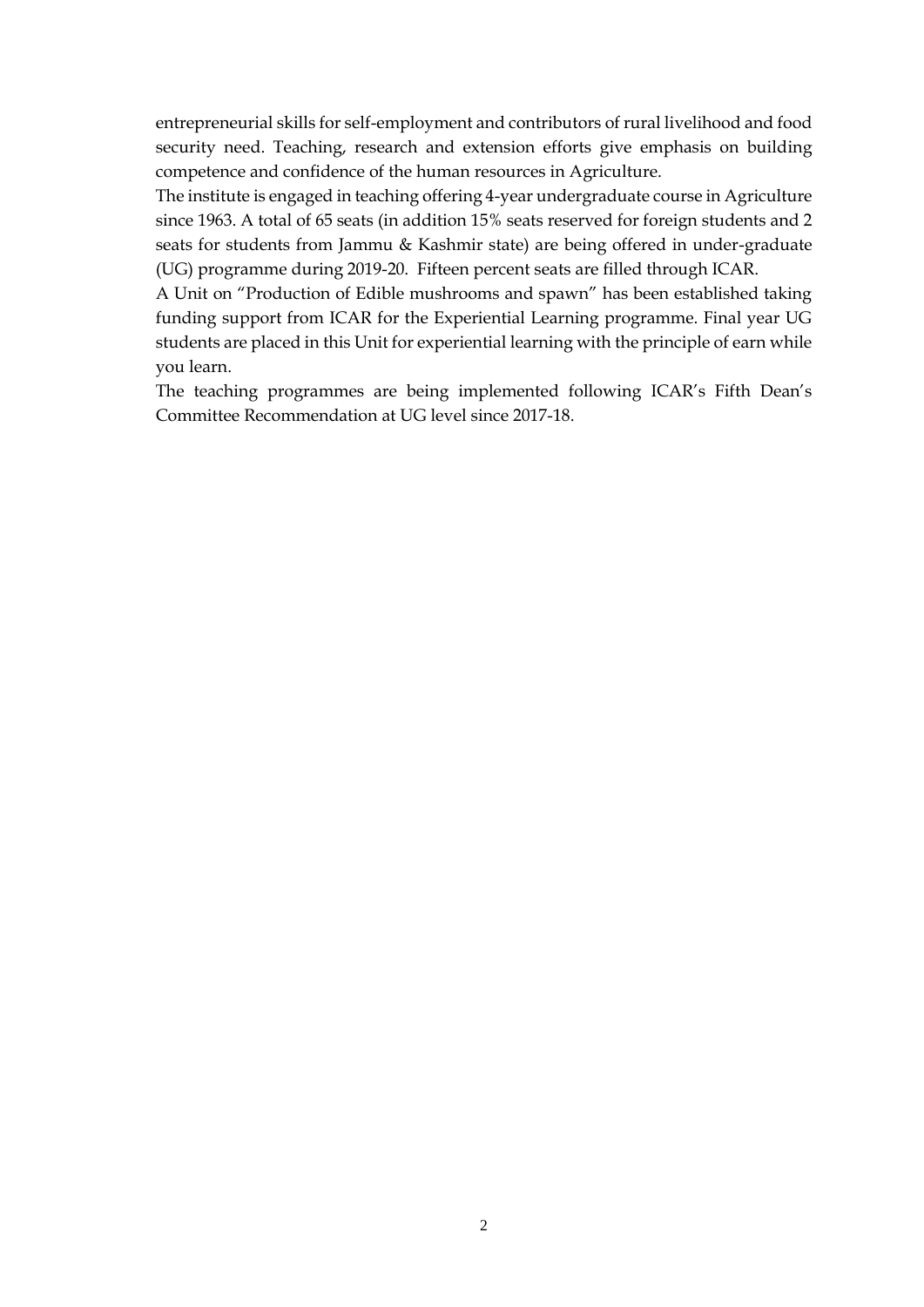entrepreneurial skills for self-employment and contributors of rural livelihood and food security need. Teaching, research and extension efforts give emphasis on building competence and confidence of the human resources in Agriculture.

The institute is engaged in teaching offering 4-year undergraduate course in Agriculture since 1963. A total of 65 seats (in addition 15% seats reserved for foreign students and 2 seats for students from Jammu & Kashmir state) are being offered in under-graduate (UG) programme during 2019-20. Fifteen percent seats are filled through ICAR.

A Unit on "Production of Edible mushrooms and spawn" has been established taking funding support from ICAR for the Experiential Learning programme. Final year UG students are placed in this Unit for experiential learning with the principle of earn while you learn.

The teaching programmes are being implemented following ICAR's Fifth Dean's Committee Recommendation at UG level since 2017-18.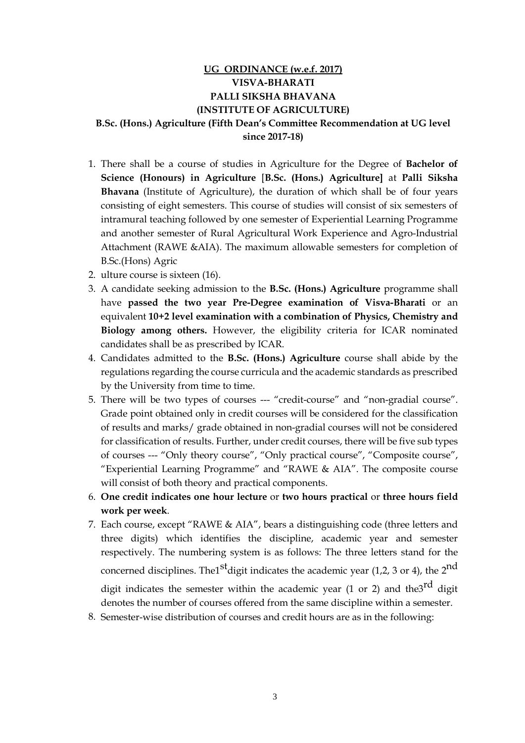**UG ORDINANCE (w.e.f. 2017)**

**VISVA-BHARATI**

**PALLI SIKSHA BHAVANA**

**(INSTITUTE OF AGRICULTURE)**

**B.Sc. (Hons.) Agriculture (Fifth Dean's Committee Recommendation at UG level since 2017-18)**

1. There shall be a course of studies in Agriculture for the Degree of **Bachelor of Science (Honours) in Agriculture** [**B.Sc. (Hons.) Agriculture]** at **Palli Siksha Bhavana** (Institute of Agriculture), the duration of which shall be of four years consisting of eight semesters. This course of studies will consist of six semesters of intramural teaching followed by one semester of Experiential Learning Programme and another semester of Rural Agricultural Work Experience and Agro-Industrial Attachment (RAWE &AIA). The maximum allowable semesters for completion of B.Sc.(Hons) Agric
2. ulture course is sixteen (16).
3. A candidate seeking admission to the **B.Sc. (Hons.) Agriculture** programme shall have **passed the two year Pre-Degree examination of Visva-Bharati** or an equivalent **10+2 level examination with a combination of Physics, Chemistry and Biology among others.** However, the eligibility criteria for ICAR nominated candidates shall be as prescribed by ICAR.
4. Candidates admitted to the **B.Sc. (Hons.) Agriculture** course shall abide by the regulations regarding the course curricula and the academic standards as prescribed by the University from time to time.
5. There will be two types of courses --- "credit-course" and "non-gradial course". Grade point obtained only in credit courses will be considered for the classification of results and marks/ grade obtained in non-gradial courses will not be considered for classification of results. Further, under credit courses, there will be five sub types of courses --- "Only theory course", "Only practical course", "Composite course", "Experiential Learning Programme" and "RAWE & AIA". The composite course will consist of both theory and practical components.
6. **One credit indicates one hour lecture** or **two hours practical** or **three hours field work per week**.
7. Each course, except "RAWE & AIA", bears a distinguishing code (three letters and three digits) which identifies the discipline, academic year and semester respectively. The numbering system is as follows: The three letters stand for the concerned disciplines. The1st digit indicates the academic year (1,2, 3 or 4), the 2nd digit indicates the semester within the academic year (1 or 2) and the3rd digit denotes the number of courses offered from the same discipline within a semester.
8. Semester-wise distribution of courses and credit hours are as in the following: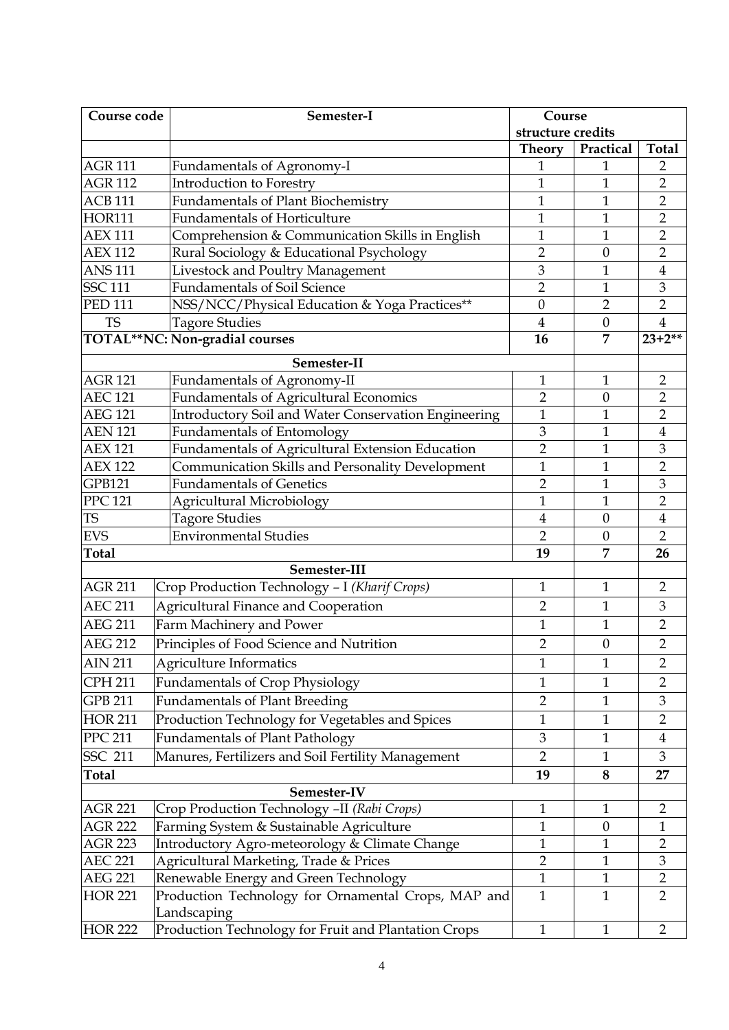| Course code | Semester-I | Course structure credits | | |
|---|---|---|---|---|
| | | Theory | Practical | Total |
| AGR 111 | Fundamentals of Agronomy-I | 1 | 1 | 2 |
| AGR 112 | Introduction to Forestry | 1 | 1 | 2 |
| ACB 111 | Fundamentals of Plant Biochemistry | 1 | 1 | 2 |
| HOR111 | Fundamentals of Horticulture | 1 | 1 | 2 |
| AEX 111 | Comprehension & Communication Skills in English | 1 | 1 | 2 |
| AEX 112 | Rural Sociology & Educational Psychology | 2 | 0 | 2 |
| ANS 111 | Livestock and Poultry Management | 3 | 1 | 4 |
| SSC 111 | Fundamentals of Soil Science | 2 | 1 | 3 |
| PED 111 | NSS/NCC/Physical Education & Yoga Practices** | 0 | 2 | 2 |
| TS | Tagore Studies | 4 | 0 | 4 |
| **TOTAL**NC: Non-gradial courses** | | **16** | **7** | **23+2**** |
| | **Semester-II** | | | |
| AGR 121 | Fundamentals of Agronomy-II | 1 | 1 | 2 |
| AEC 121 | Fundamentals of Agricultural Economics | 2 | 0 | 2 |
| AEG 121 | Introductory Soil and Water Conservation Engineering | 1 | 1 | 2 |
| AEN 121 | Fundamentals of Entomology | 3 | 1 | 4 |
| AEX 121 | Fundamentals of Agricultural Extension Education | 2 | 1 | 3 |
| AEX 122 | Communication Skills and Personality Development | 1 | 1 | 2 |
| GPB121 | Fundamentals of Genetics | 2 | 1 | 3 |
| PPC 121 | Agricultural Microbiology | 1 | 1 | 2 |
| TS | Tagore Studies | 4 | 0 | 4 |
| EVS | Environmental Studies | 2 | 0 | 2 |
| **Total** | | **19** | **7** | **26** |
| | **Semester-III** | | | |
| AGR 211 | Crop Production Technology – I *(Kharif Crops)* | 1 | 1 | 2 |
| AEC 211 | Agricultural Finance and Cooperation | 2 | 1 | 3 |
| AEG 211 | Farm Machinery and Power | 1 | 1 | 2 |
| AEG 212 | Principles of Food Science and Nutrition | 2 | 0 | 2 |
| AIN 211 | Agriculture Informatics | 1 | 1 | 2 |
| CPH 211 | Fundamentals of Crop Physiology | 1 | 1 | 2 |
| GPB 211 | Fundamentals of Plant Breeding | 2 | 1 | 3 |
| HOR 211 | Production Technology for Vegetables and Spices | 1 | 1 | 2 |
| PPC 211 | Fundamentals of Plant Pathology | 3 | 1 | 4 |
| SSC 211 | Manures, Fertilizers and Soil Fertility Management | 2 | 1 | 3 |
| **Total** | | **19** | **8** | **27** |
| | **Semester-IV** | | | |
| AGR 221 | Crop Production Technology –II *(Rabi Crops)* | 1 | 1 | 2 |
| AGR 222 | Farming System & Sustainable Agriculture | 1 | 0 | 1 |
| AGR 223 | Introductory Agro-meteorology & Climate Change | 1 | 1 | 2 |
| AEC 221 | Agricultural Marketing, Trade & Prices | 2 | 1 | 3 |
| AEG 221 | Renewable Energy and Green Technology | 1 | 1 | 2 |
| HOR 221 | Production Technology for Ornamental Crops, MAP and Landscaping | 1 | 1 | 2 |
| HOR 222 | Production Technology for Fruit and Plantation Crops | 1 | 1 | 2 |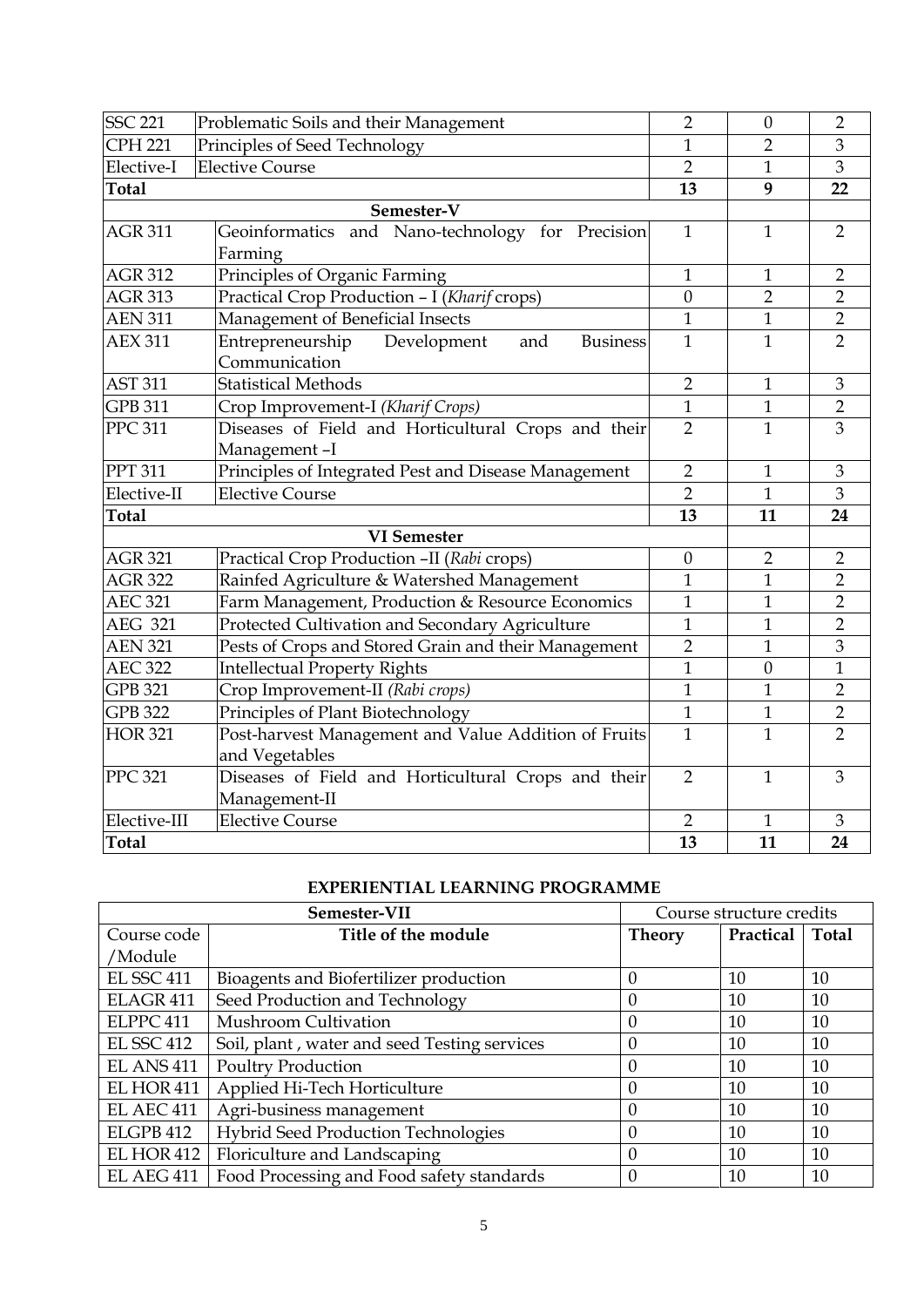| | | | | |
|---|---|---|---|---|
| SSC 221 | Problematic Soils and their Management | 2 | 0 | 2 |
| CPH 221 | Principles of Seed Technology | 1 | 2 | 3 |
| Elective-I | Elective Course | 2 | 1 | 3 |
| **Total** | | **13** | **9** | **22** |
| | **Semester-V** | | | |
| AGR 311 | Geoinformatics and Nano-technology for Precision Farming | 1 | 1 | 2 |
| AGR 312 | Principles of Organic Farming | 1 | 1 | 2 |
| AGR 313 | Practical Crop Production – I (*Kharif* crops) | 0 | 2 | 2 |
| AEN 311 | Management of Beneficial Insects | 1 | 1 | 2 |
| AEX 311 | Entrepreneurship Development and Business Communication | 1 | 1 | 2 |
| AST 311 | Statistical Methods | 2 | 1 | 3 |
| GPB 311 | Crop Improvement-I *(Kharif Crops)* | 1 | 1 | 2 |
| PPC 311 | Diseases of Field and Horticultural Crops and their Management –I | 2 | 1 | 3 |
| PPT 311 | Principles of Integrated Pest and Disease Management | 2 | 1 | 3 |
| Elective-II | Elective Course | 2 | 1 | 3 |
| **Total** | | **13** | **11** | **24** |
| | **VI Semester** | | | |
| AGR 321 | Practical Crop Production –II (*Rabi* crops) | 0 | 2 | 2 |
| AGR 322 | Rainfed Agriculture & Watershed Management | 1 | 1 | 2 |
| AEC 321 | Farm Management, Production & Resource Economics | 1 | 1 | 2 |
| AEG 321 | Protected Cultivation and Secondary Agriculture | 1 | 1 | 2 |
| AEN 321 | Pests of Crops and Stored Grain and their Management | 2 | 1 | 3 |
| AEC 322 | Intellectual Property Rights | 1 | 0 | 1 |
| GPB 321 | Crop Improvement-II *(Rabi crops)* | 1 | 1 | 2 |
| GPB 322 | Principles of Plant Biotechnology | 1 | 1 | 2 |
| HOR 321 | Post-harvest Management and Value Addition of Fruits and Vegetables | 1 | 1 | 2 |
| PPC 321 | Diseases of Field and Horticultural Crops and their Management-II | 2 | 1 | 3 |
| Elective-III | Elective Course | 2 | 1 | 3 |
| **Total** | | **13** | **11** | **24** |

## EXPERIENTIAL LEARNING PROGRAMME

| **Semester-VII** | | Course structure credits | | |
|---|---|---|---|---|
| Course code /Module | **Title of the module** | **Theory** | **Practical** | **Total** |
| EL SSC 411 | Bioagents and Biofertilizer production | 0 | 10 | 10 |
| ELAGR 411 | Seed Production and Technology | 0 | 10 | 10 |
| ELPPC 411 | Mushroom Cultivation | 0 | 10 | 10 |
| EL SSC 412 | Soil, plant , water and seed Testing services | 0 | 10 | 10 |
| EL ANS 411 | Poultry Production | 0 | 10 | 10 |
| EL HOR 411 | Applied Hi-Tech Horticulture | 0 | 10 | 10 |
| EL AEC 411 | Agri-business management | 0 | 10 | 10 |
| ELGPB 412 | Hybrid Seed Production Technologies | 0 | 10 | 10 |
| EL HOR 412 | Floriculture and Landscaping | 0 | 10 | 10 |
| EL AEG 411 | Food Processing and Food safety standards | 0 | 10 | 10 |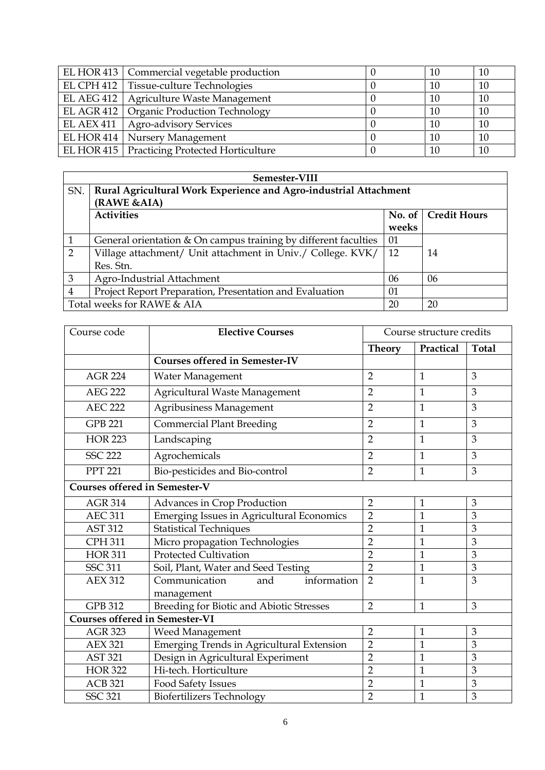| EL HOR 413 | Commercial vegetable production | 0 | 10 | 10 |
|---|---|---|---|---|
| EL CPH 412 | Tissue-culture Technologies | 0 | 10 | 10 |
| EL AEG 412 | Agriculture Waste Management | 0 | 10 | 10 |
| EL AGR 412 | Organic Production Technology | 0 | 10 | 10 |
| EL AEX 411 | Agro-advisory Services | 0 | 10 | 10 |
| EL HOR 414 | Nursery Management | 0 | 10 | 10 |
| EL HOR 415 | Practicing Protected Horticulture | 0 | 10 | 10 |

| **Semester-VIII** | | | |
|---|---|---|---|
| SN. | **Rural Agricultural Work Experience and Agro-industrial Attachment (RAWE &AIA)** | | |
| | **Activities** | **No. of weeks** | **Credit Hours** |
| 1 | General orientation & On campus training by different faculties | 01 | 14 |
| 2 | Village attachment/ Unit attachment in Univ./ College. KVK/ Res. Stn. | 12 | |
| 3 | Agro-Industrial Attachment | 06 | 06 |
| 4 | Project Report Preparation, Presentation and Evaluation | 01 | |
| Total weeks for RAWE & AIA | | 20 | 20 |

| Course code | **Elective Courses** | Course structure credits | | |
|---|---|---|---|---|
| | | **Theory** | **Practical** | **Total** |
| | **Courses offered in Semester-IV** | | | |
| AGR 224 | Water Management | 2 | 1 | 3 |
| AEG 222 | Agricultural Waste Management | 2 | 1 | 3 |
| AEC 222 | Agribusiness Management | 2 | 1 | 3 |
| GPB 221 | Commercial Plant Breeding | 2 | 1 | 3 |
| HOR 223 | Landscaping | 2 | 1 | 3 |
| SSC 222 | Agrochemicals | 2 | 1 | 3 |
| PPT 221 | Bio-pesticides and Bio-control | 2 | 1 | 3 |
| **Courses offered in Semester-V** | | | | |
| AGR 314 | Advances in Crop Production | 2 | 1 | 3 |
| AEC 311 | Emerging Issues in Agricultural Economics | 2 | 1 | 3 |
| AST 312 | Statistical Techniques | 2 | 1 | 3 |
| CPH 311 | Micro propagation Technologies | 2 | 1 | 3 |
| HOR 311 | Protected Cultivation | 2 | 1 | 3 |
| SSC 311 | Soil, Plant, Water and Seed Testing | 2 | 1 | 3 |
| AEX 312 | Communication and information management | 2 | 1 | 3 |
| GPB 312 | Breeding for Biotic and Abiotic Stresses | 2 | 1 | 3 |
| **Courses offered in Semester-VI** | | | | |
| AGR 323 | Weed Management | 2 | 1 | 3 |
| AEX 321 | Emerging Trends in Agricultural Extension | 2 | 1 | 3 |
| AST 321 | Design in Agricultural Experiment | 2 | 1 | 3 |
| HOR 322 | Hi-tech. Horticulture | 2 | 1 | 3 |
| ACB 321 | Food Safety Issues | 2 | 1 | 3 |
| SSC 321 | Biofertilizers Technology | 2 | 1 | 3 |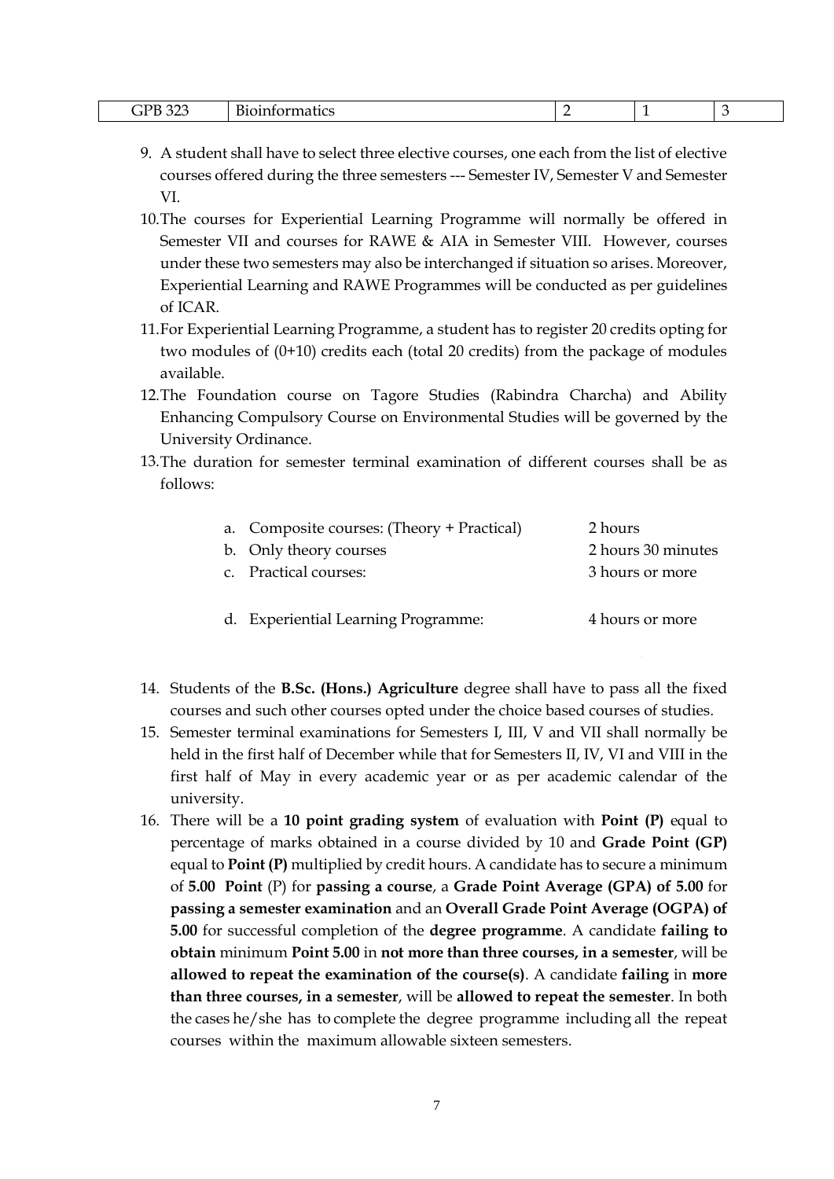| GPB 323 | Bioinformatics | 2 | 1 | 3 |
|---|---|---|---|---|

9. A student shall have to select three elective courses, one each from the list of elective courses offered during the three semesters --- Semester IV, Semester V and Semester VI.
10. The courses for Experiential Learning Programme will normally be offered in Semester VII and courses for RAWE & AIA in Semester VIII. However, courses under these two semesters may also be interchanged if situation so arises. Moreover, Experiential Learning and RAWE Programmes will be conducted as per guidelines of ICAR.
11. For Experiential Learning Programme, a student has to register 20 credits opting for two modules of (0+10) credits each (total 20 credits) from the package of modules available.
12. The Foundation course on Tagore Studies (Rabindra Charcha) and Ability Enhancing Compulsory Course on Environmental Studies will be governed by the University Ordinance.
13. The duration for semester terminal examination of different courses shall be as follows:

    a. Composite courses: (Theory + Practical) — 2 hours
    b. Only theory courses — 2 hours 30 minutes
    c. Practical courses: — 3 hours or more
    d. Experiential Learning Programme: — 4 hours or more

14. Students of the **B.Sc. (Hons.) Agriculture** degree shall have to pass all the fixed courses and such other courses opted under the choice based courses of studies.
15. Semester terminal examinations for Semesters I, III, V and VII shall normally be held in the first half of December while that for Semesters II, IV, VI and VIII in the first half of May in every academic year or as per academic calendar of the university.
16. There will be a **10 point grading system** of evaluation with **Point (P)** equal to percentage of marks obtained in a course divided by 10 and **Grade Point (GP)** equal to **Point (P)** multiplied by credit hours. A candidate has to secure a minimum of **5.00 Point** (P) for **passing a course**, a **Grade Point Average (GPA) of 5.00** for **passing a semester examination** and an **Overall Grade Point Average (OGPA) of 5.00** for successful completion of the **degree programme**. A candidate **failing to obtain** minimum **Point 5.00** in **not more than three courses, in a semester**, will be **allowed to repeat the examination of the course(s)**. A candidate **failing** in **more than three courses, in a semester**, will be **allowed to repeat the semester**. In both the cases he/she has to complete the degree programme including all the repeat courses within the maximum allowable sixteen semesters.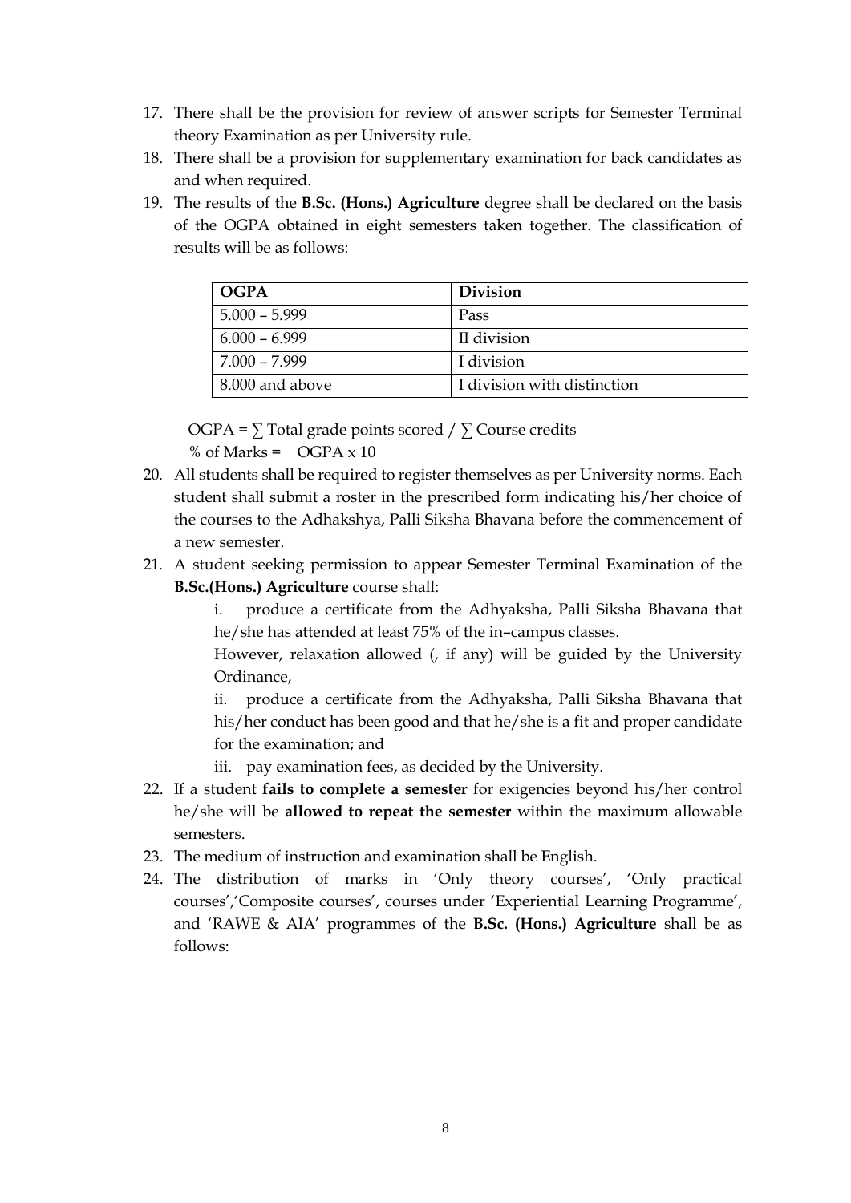17. There shall be the provision for review of answer scripts for Semester Terminal theory Examination as per University rule.
18. There shall be a provision for supplementary examination for back candidates as and when required.
19. The results of the **B.Sc. (Hons.) Agriculture** degree shall be declared on the basis of the OGPA obtained in eight semesters taken together. The classification of results will be as follows:

| OGPA | Division |
|---|---|
| 5.000 – 5.999 | Pass |
| 6.000 – 6.999 | II division |
| 7.000 – 7.999 | I division |
| 8.000 and above | I division with distinction |

OGPA = ∑ Total grade points scored / ∑ Course credits

% of Marks = OGPA x 10

20. All students shall be required to register themselves as per University norms. Each student shall submit a roster in the prescribed form indicating his/her choice of the courses to the Adhakshya, Palli Siksha Bhavana before the commencement of a new semester.
21. A student seeking permission to appear Semester Terminal Examination of the **B.Sc.(Hons.) Agriculture** course shall:

    i. produce a certificate from the Adhyaksha, Palli Siksha Bhavana that he/she has attended at least 75% of the in–campus classes.

    However, relaxation allowed (, if any) will be guided by the University Ordinance,

    ii. produce a certificate from the Adhyaksha, Palli Siksha Bhavana that his/her conduct has been good and that he/she is a fit and proper candidate for the examination; and

    iii. pay examination fees, as decided by the University.
22. If a student **fails to complete a semester** for exigencies beyond his/her control he/she will be **allowed to repeat the semester** within the maximum allowable semesters.
23. The medium of instruction and examination shall be English.
24. The distribution of marks in 'Only theory courses', 'Only practical courses','Composite courses', courses under 'Experiential Learning Programme', and 'RAWE & AIA' programmes of the **B.Sc. (Hons.) Agriculture** shall be as follows: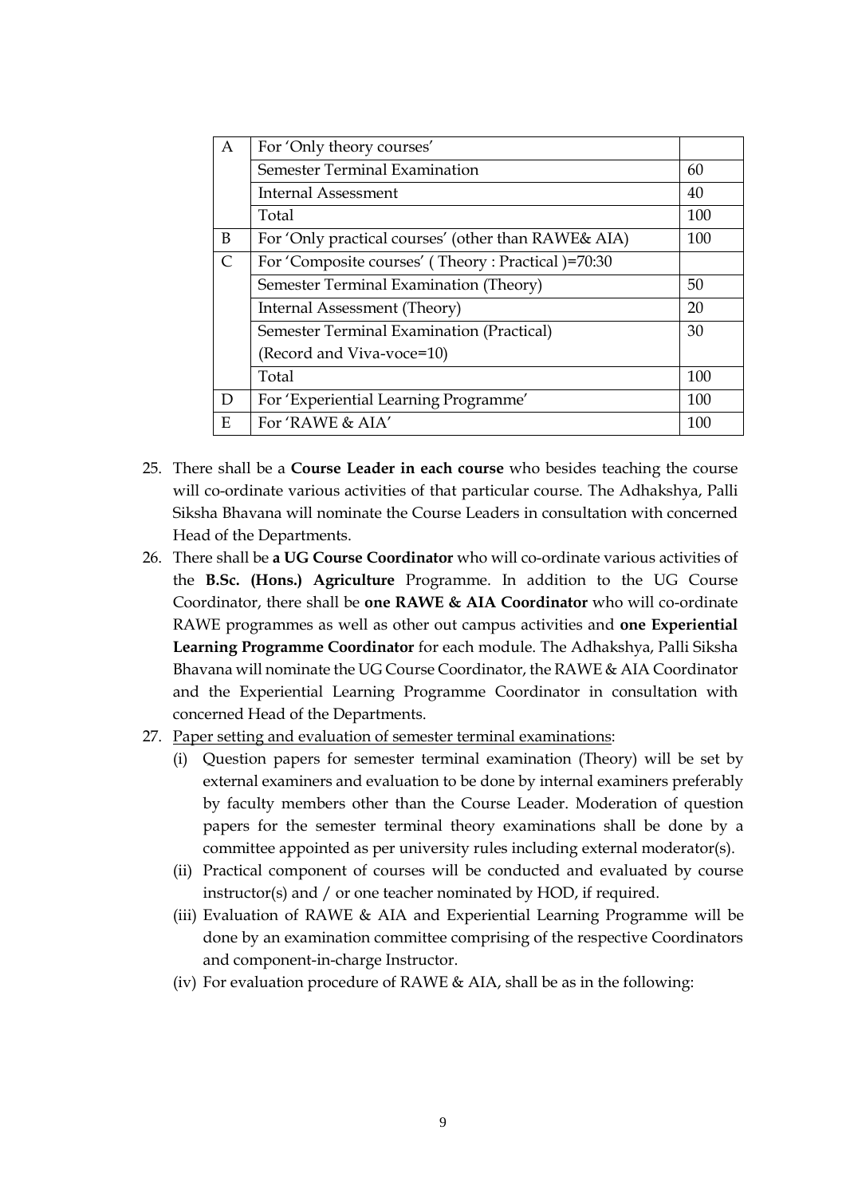| A | For 'Only theory courses' | |
|---|---|---|
| | Semester Terminal Examination | 60 |
| | Internal Assessment | 40 |
| | Total | 100 |
| B | For 'Only practical courses' (other than RAWE& AIA) | 100 |
| C | For 'Composite courses' ( Theory : Practical )=70:30 | |
| | Semester Terminal Examination (Theory) | 50 |
| | Internal Assessment (Theory) | 20 |
| | Semester Terminal Examination (Practical) (Record and Viva-voce=10) | 30 |
| | Total | 100 |
| D | For 'Experiential Learning Programme' | 100 |
| E | For 'RAWE & AIA' | 100 |

25. There shall be a **Course Leader in each course** who besides teaching the course will co-ordinate various activities of that particular course. The Adhakshya, Palli Siksha Bhavana will nominate the Course Leaders in consultation with concerned Head of the Departments.
26. There shall be **a UG Course Coordinator** who will co-ordinate various activities of the **B.Sc. (Hons.) Agriculture** Programme. In addition to the UG Course Coordinator, there shall be **one RAWE & AIA Coordinator** who will co-ordinate RAWE programmes as well as other out campus activities and **one Experiential Learning Programme Coordinator** for each module. The Adhakshya, Palli Siksha Bhavana will nominate the UG Course Coordinator, the RAWE & AIA Coordinator and the Experiential Learning Programme Coordinator in consultation with concerned Head of the Departments.
27. <u>Paper setting and evaluation of semester terminal examinations</u>:
    (i) Question papers for semester terminal examination (Theory) will be set by external examiners and evaluation to be done by internal examiners preferably by faculty members other than the Course Leader. Moderation of question papers for the semester terminal theory examinations shall be done by a committee appointed as per university rules including external moderator(s).
    (ii) Practical component of courses will be conducted and evaluated by course instructor(s) and / or one teacher nominated by HOD, if required.
    (iii) Evaluation of RAWE & AIA and Experiential Learning Programme will be done by an examination committee comprising of the respective Coordinators and component-in-charge Instructor.
    (iv) For evaluation procedure of RAWE & AIA, shall be as in the following: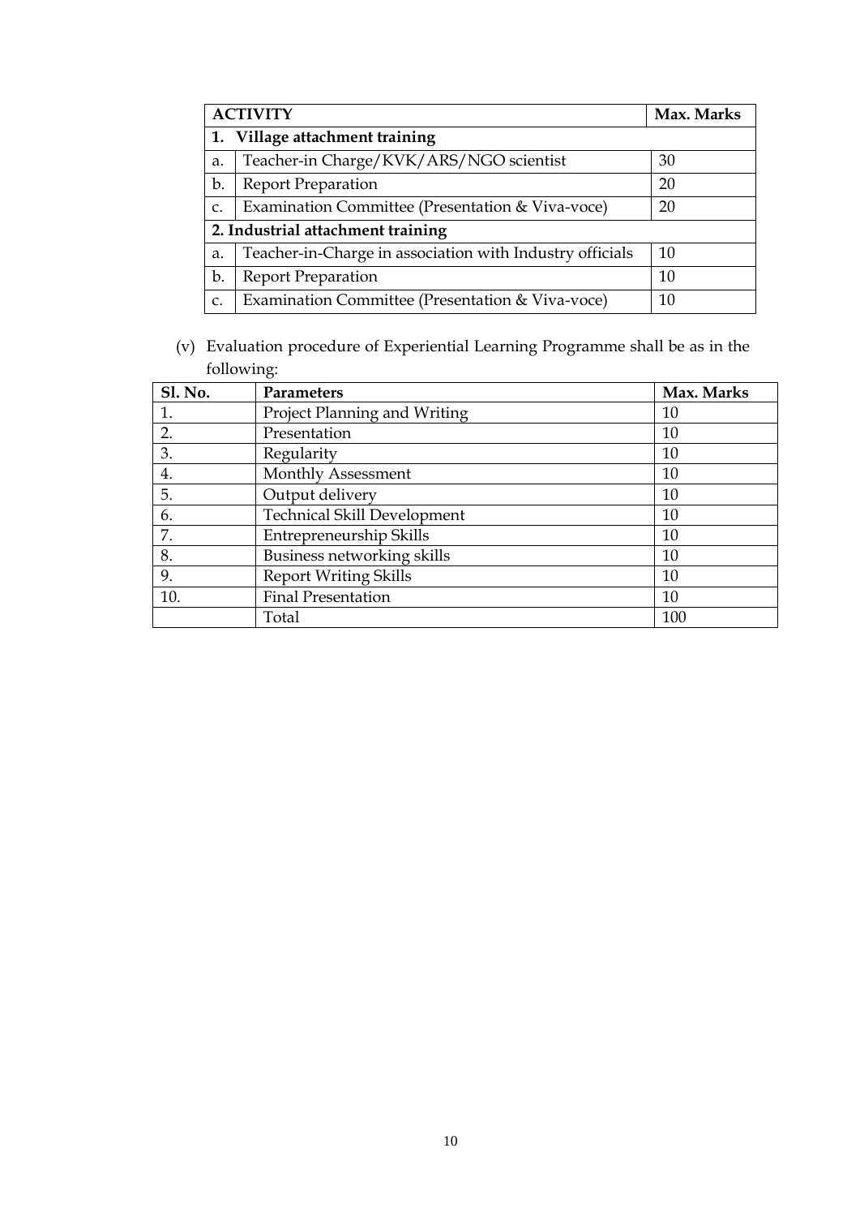| ACTIVITY | | Max. Marks |
|---|---|---|
| **1. Village attachment training** | | |
| a. | Teacher-in Charge/KVK/ARS/NGO scientist | 30 |
| b. | Report Preparation | 20 |
| c. | Examination Committee (Presentation & Viva-voce) | 20 |
| **2. Industrial attachment training** | | |
| a. | Teacher-in-Charge in association with Industry officials | 10 |
| b. | Report Preparation | 10 |
| c. | Examination Committee (Presentation & Viva-voce) | 10 |

(v) Evaluation procedure of Experiential Learning Programme shall be as in the following:

| Sl. No. | Parameters | Max. Marks |
|---|---|---|
| 1. | Project Planning and Writing | 10 |
| 2. | Presentation | 10 |
| 3. | Regularity | 10 |
| 4. | Monthly Assessment | 10 |
| 5. | Output delivery | 10 |
| 6. | Technical Skill Development | 10 |
| 7. | Entrepreneurship Skills | 10 |
| 8. | Business networking skills | 10 |
| 9. | Report Writing Skills | 10 |
| 10. | Final Presentation | 10 |
| | Total | 100 |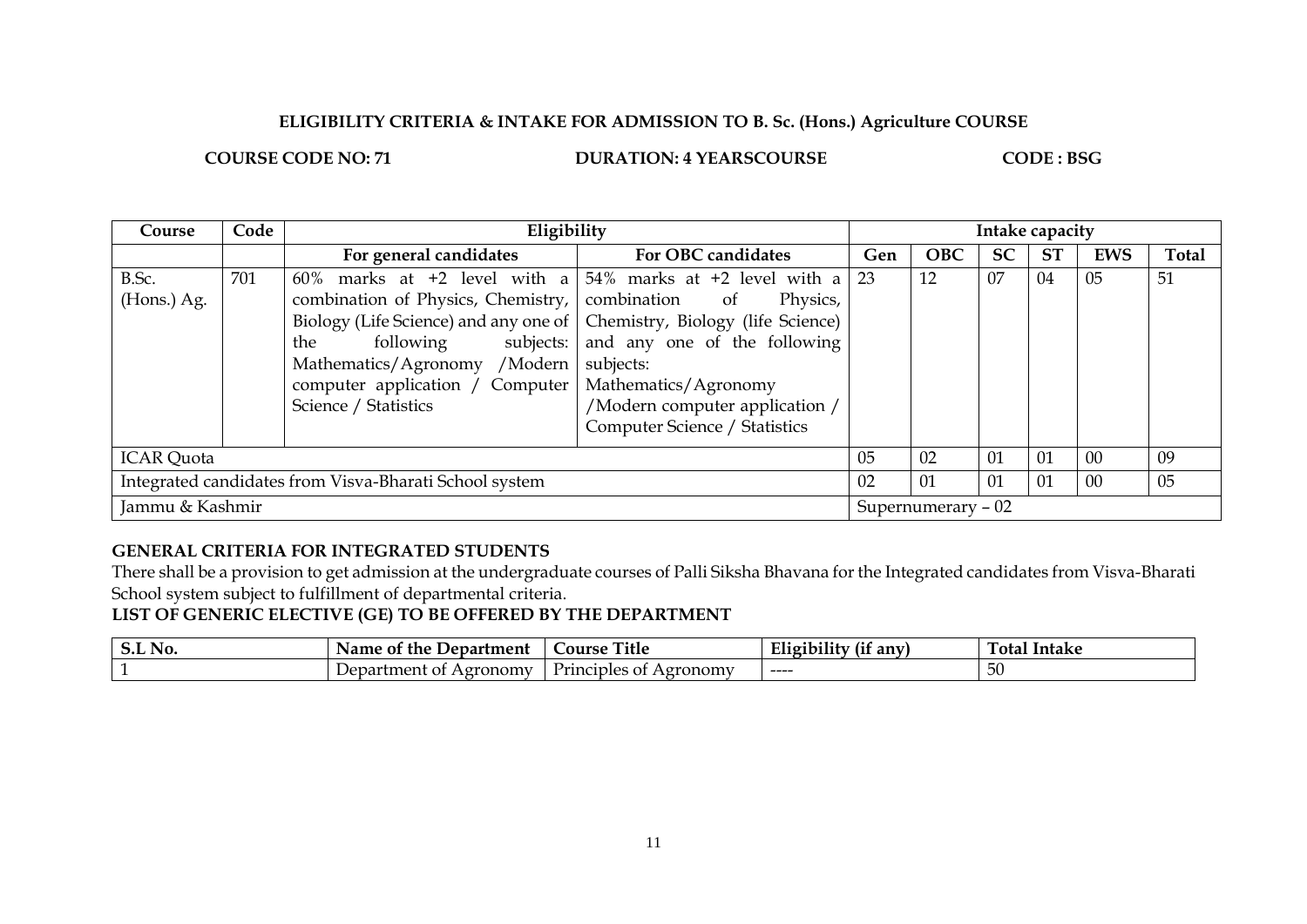**ELIGIBILITY CRITERIA & INTAKE FOR ADMISSION TO B. Sc. (Hons.) Agriculture COURSE**

**COURSE CODE NO: 71** **DURATION: 4 YEARSCOURSE** **CODE : BSG**

| Course | Code | Eligibility | | Intake capacity | | | | | |
|---|---|---|---|---|---|---|---|---|---|
| | | For general candidates | For OBC candidates | Gen | OBC | SC | ST | EWS | Total |
| B.Sc. (Hons.) Ag. | 701 | 60% marks at +2 level with a combination of Physics, Chemistry, Biology (Life Science) and any one of the following subjects: Mathematics/Agronomy /Modern computer application / Computer Science / Statistics | 54% marks at +2 level with a combination of Physics, Chemistry, Biology (life Science) and any one of the following subjects: Mathematics/Agronomy /Modern computer application / Computer Science / Statistics | 23 | 12 | 07 | 04 | 05 | 51 |
| ICAR Quota | | | | 05 | 02 | 01 | 01 | 00 | 09 |
| Integrated candidates from Visva-Bharati School system | | | | 02 | 01 | 01 | 01 | 00 | 05 |
| Jammu & Kashmir | | | | Supernumerary – 02 | | | | | |

**GENERAL CRITERIA FOR INTEGRATED STUDENTS**

There shall be a provision to get admission at the undergraduate courses of Palli Siksha Bhavana for the Integrated candidates from Visva-Bharati School system subject to fulfillment of departmental criteria.

**LIST OF GENERIC ELECTIVE (GE) TO BE OFFERED BY THE DEPARTMENT**

| S.L No. | Name of the Department | Course Title | Eligibility (if any) | Total Intake |
|---|---|---|---|---|
| 1 | Department of Agronomy | Principles of Agronomy | ---- | 50 |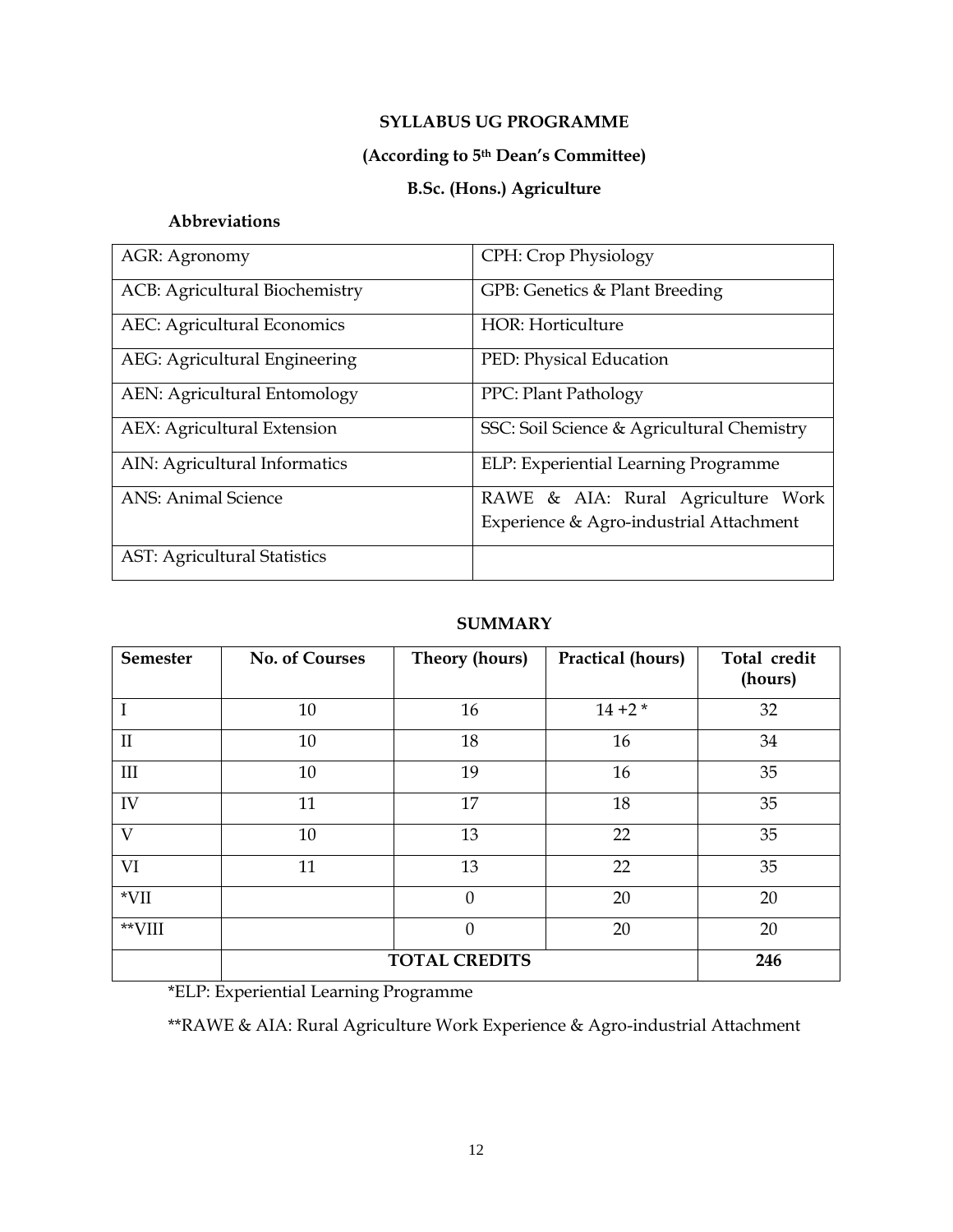**SYLLABUS UG PROGRAMME**

**(According to 5th Dean's Committee)**

**B.Sc. (Hons.) Agriculture**

**Abbreviations**

| | |
|---|---|
| AGR: Agronomy | CPH: Crop Physiology |
| ACB: Agricultural Biochemistry | GPB: Genetics & Plant Breeding |
| AEC: Agricultural Economics | HOR: Horticulture |
| AEG: Agricultural Engineering | PED: Physical Education |
| AEN: Agricultural Entomology | PPC: Plant Pathology |
| AEX: Agricultural Extension | SSC: Soil Science & Agricultural Chemistry |
| AIN: Agricultural Informatics | ELP: Experiential Learning Programme |
| ANS: Animal Science | RAWE & AIA: Rural Agriculture Work Experience & Agro-industrial Attachment |
| AST: Agricultural Statistics | |

**SUMMARY**

| Semester | No. of Courses | Theory (hours) | Practical (hours) | Total credit (hours) |
|---|---|---|---|---|
| I | 10 | 16 | 14 +2 * | 32 |
| II | 10 | 18 | 16 | 34 |
| III | 10 | 19 | 16 | 35 |
| IV | 11 | 17 | 18 | 35 |
| V | 10 | 13 | 22 | 35 |
| VI | 11 | 13 | 22 | 35 |
| *VII | | 0 | 20 | 20 |
| **VIII | | 0 | 20 | 20 |
| | **TOTAL CREDITS** | | | **246** |

*ELP: Experiential Learning Programme

**RAWE & AIA: Rural Agriculture Work Experience & Agro-industrial Attachment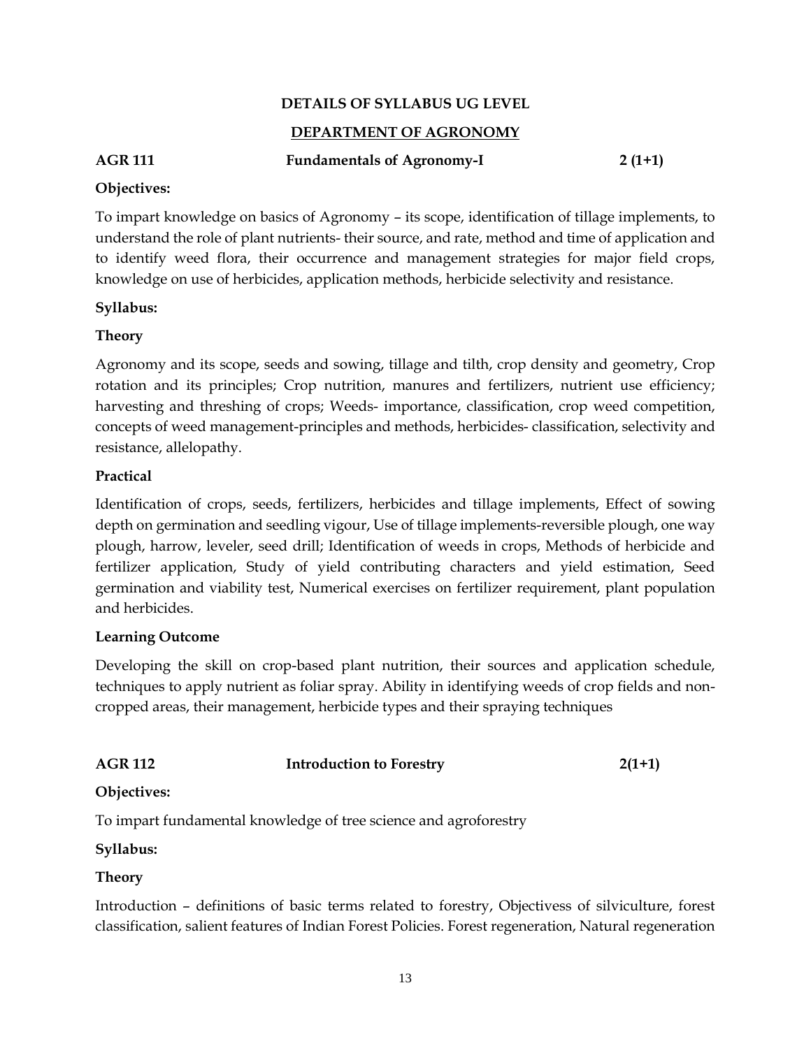## DETAILS OF SYLLABUS UG LEVEL

## DEPARTMENT OF AGRONOMY

### AGR 111 Fundamentals of Agronomy-I 2 (1+1)

**Objectives:**

To impart knowledge on basics of Agronomy – its scope, identification of tillage implements, to understand the role of plant nutrients- their source, and rate, method and time of application and to identify weed flora, their occurrence and management strategies for major field crops, knowledge on use of herbicides, application methods, herbicide selectivity and resistance.

**Syllabus:**

**Theory**

Agronomy and its scope, seeds and sowing, tillage and tilth, crop density and geometry, Crop rotation and its principles; Crop nutrition, manures and fertilizers, nutrient use efficiency; harvesting and threshing of crops; Weeds- importance, classification, crop weed competition, concepts of weed management-principles and methods, herbicides- classification, selectivity and resistance, allelopathy.

**Practical**

Identification of crops, seeds, fertilizers, herbicides and tillage implements, Effect of sowing depth on germination and seedling vigour, Use of tillage implements-reversible plough, one way plough, harrow, leveler, seed drill; Identification of weeds in crops, Methods of herbicide and fertilizer application, Study of yield contributing characters and yield estimation, Seed germination and viability test, Numerical exercises on fertilizer requirement, plant population and herbicides.

**Learning Outcome**

Developing the skill on crop-based plant nutrition, their sources and application schedule, techniques to apply nutrient as foliar spray. Ability in identifying weeds of crop fields and non-cropped areas, their management, herbicide types and their spraying techniques

### AGR 112 Introduction to Forestry 2(1+1)

**Objectives:**

To impart fundamental knowledge of tree science and agroforestry

**Syllabus:**

**Theory**

Introduction – definitions of basic terms related to forestry, Objectivess of silviculture, forest classification, salient features of Indian Forest Policies. Forest regeneration, Natural regeneration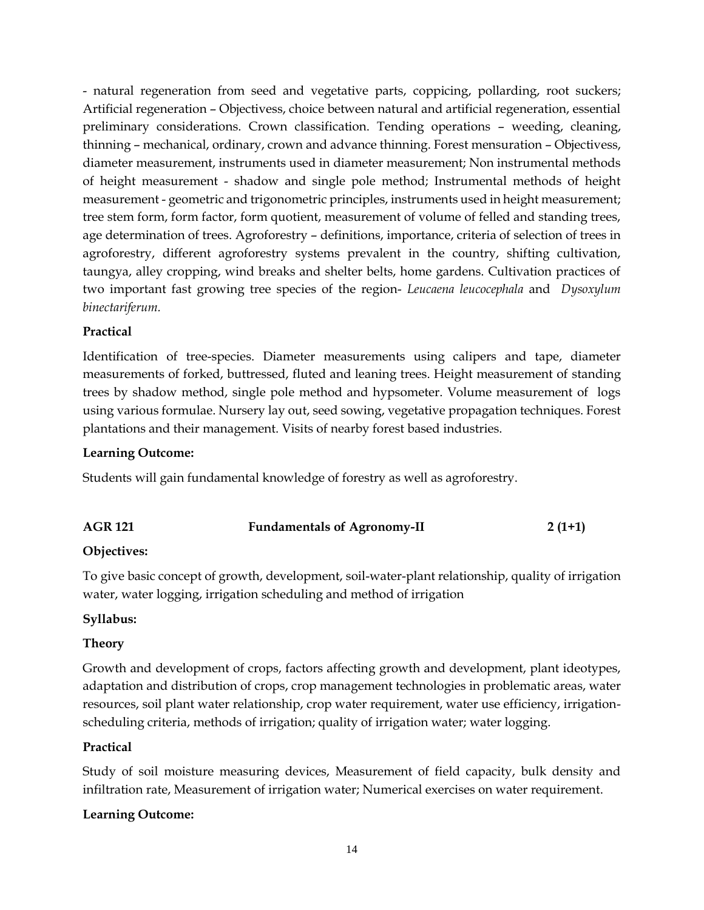- natural regeneration from seed and vegetative parts, coppicing, pollarding, root suckers; Artificial regeneration – Objectivess, choice between natural and artificial regeneration, essential preliminary considerations. Crown classification. Tending operations – weeding, cleaning, thinning – mechanical, ordinary, crown and advance thinning. Forest mensuration – Objectivess, diameter measurement, instruments used in diameter measurement; Non instrumental methods of height measurement - shadow and single pole method; Instrumental methods of height measurement - geometric and trigonometric principles, instruments used in height measurement; tree stem form, form factor, form quotient, measurement of volume of felled and standing trees, age determination of trees. Agroforestry – definitions, importance, criteria of selection of trees in agroforestry, different agroforestry systems prevalent in the country, shifting cultivation, taungya, alley cropping, wind breaks and shelter belts, home gardens. Cultivation practices of two important fast growing tree species of the region- *Leucaena leucocephala* and *Dysoxylum binectariferum.*

**Practical**

Identification of tree-species. Diameter measurements using calipers and tape, diameter measurements of forked, buttressed, fluted and leaning trees. Height measurement of standing trees by shadow method, single pole method and hypsometer. Volume measurement of logs using various formulae. Nursery lay out, seed sowing, vegetative propagation techniques. Forest plantations and their management. Visits of nearby forest based industries.

**Learning Outcome:**

Students will gain fundamental knowledge of forestry as well as agroforestry.

## AGR 121 Fundamentals of Agronomy-II 2 (1+1)

**Objectives:**

To give basic concept of growth, development, soil-water-plant relationship, quality of irrigation water, water logging, irrigation scheduling and method of irrigation

**Syllabus:**

**Theory**

Growth and development of crops, factors affecting growth and development, plant ideotypes, adaptation and distribution of crops, crop management technologies in problematic areas, water resources, soil plant water relationship, crop water requirement, water use efficiency, irrigation-scheduling criteria, methods of irrigation; quality of irrigation water; water logging.

**Practical**

Study of soil moisture measuring devices, Measurement of field capacity, bulk density and infiltration rate, Measurement of irrigation water; Numerical exercises on water requirement.

**Learning Outcome:**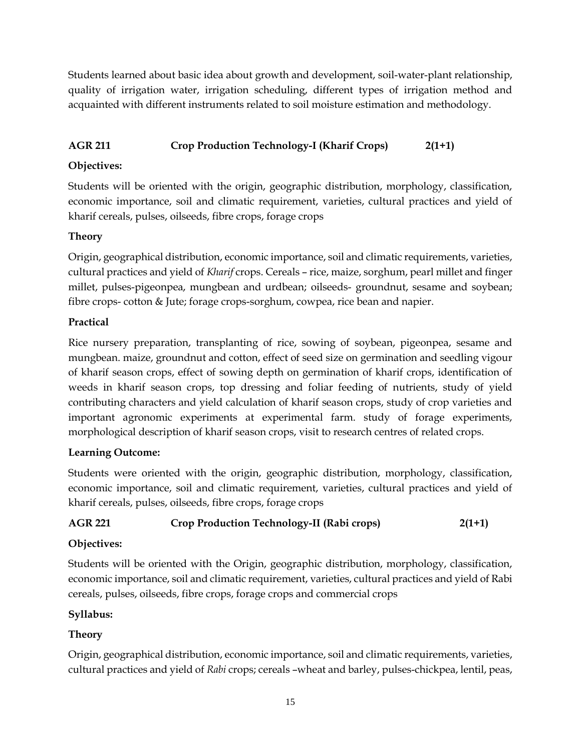Students learned about basic idea about growth and development, soil-water-plant relationship, quality of irrigation water, irrigation scheduling, different types of irrigation method and acquainted with different instruments related to soil moisture estimation and methodology.

### AGR 211 Crop Production Technology-I (Kharif Crops) 2(1+1)

**Objectives:**

Students will be oriented with the origin, geographic distribution, morphology, classification, economic importance, soil and climatic requirement, varieties, cultural practices and yield of kharif cereals, pulses, oilseeds, fibre crops, forage crops

**Theory**

Origin, geographical distribution, economic importance, soil and climatic requirements, varieties, cultural practices and yield of *Kharif* crops. Cereals – rice, maize, sorghum, pearl millet and finger millet, pulses-pigeonpea, mungbean and urdbean; oilseeds- groundnut, sesame and soybean; fibre crops- cotton & Jute; forage crops-sorghum, cowpea, rice bean and napier.

**Practical**

Rice nursery preparation, transplanting of rice, sowing of soybean, pigeonpea, sesame and mungbean. maize, groundnut and cotton, effect of seed size on germination and seedling vigour of kharif season crops, effect of sowing depth on germination of kharif crops, identification of weeds in kharif season crops, top dressing and foliar feeding of nutrients, study of yield contributing characters and yield calculation of kharif season crops, study of crop varieties and important agronomic experiments at experimental farm. study of forage experiments, morphological description of kharif season crops, visit to research centres of related crops.

**Learning Outcome:**

Students were oriented with the origin, geographic distribution, morphology, classification, economic importance, soil and climatic requirement, varieties, cultural practices and yield of kharif cereals, pulses, oilseeds, fibre crops, forage crops

### AGR 221 Crop Production Technology-II (Rabi crops) 2(1+1)

**Objectives:**

Students will be oriented with the Origin, geographic distribution, morphology, classification, economic importance, soil and climatic requirement, varieties, cultural practices and yield of Rabi cereals, pulses, oilseeds, fibre crops, forage crops and commercial crops

**Syllabus:**

**Theory**

Origin, geographical distribution, economic importance, soil and climatic requirements, varieties, cultural practices and yield of *Rabi* crops; cereals –wheat and barley, pulses-chickpea, lentil, peas,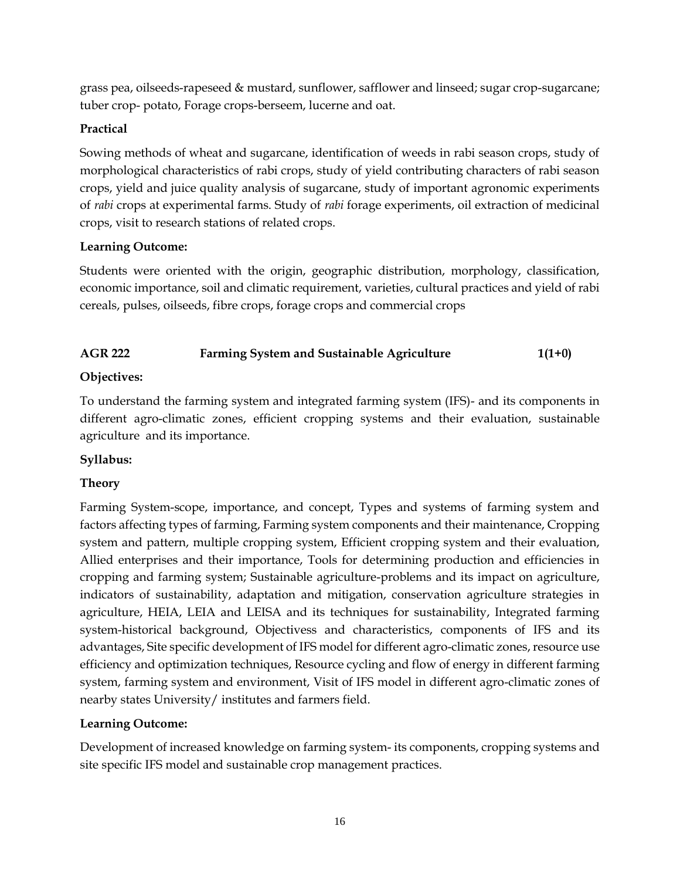grass pea, oilseeds-rapeseed & mustard, sunflower, safflower and linseed; sugar crop-sugarcane; tuber crop- potato, Forage crops-berseem, lucerne and oat.

**Practical**

Sowing methods of wheat and sugarcane, identification of weeds in rabi season crops, study of morphological characteristics of rabi crops, study of yield contributing characters of rabi season crops, yield and juice quality analysis of sugarcane, study of important agronomic experiments of *rabi* crops at experimental farms. Study of *rabi* forage experiments, oil extraction of medicinal crops, visit to research stations of related crops.

**Learning Outcome:**

Students were oriented with the origin, geographic distribution, morphology, classification, economic importance, soil and climatic requirement, varieties, cultural practices and yield of rabi cereals, pulses, oilseeds, fibre crops, forage crops and commercial crops

**AGR 222 Farming System and Sustainable Agriculture 1(1+0)**

**Objectives:**

To understand the farming system and integrated farming system (IFS)- and its components in different agro-climatic zones, efficient cropping systems and their evaluation, sustainable agriculture and its importance.

**Syllabus:**

**Theory**

Farming System-scope, importance, and concept, Types and systems of farming system and factors affecting types of farming, Farming system components and their maintenance, Cropping system and pattern, multiple cropping system, Efficient cropping system and their evaluation, Allied enterprises and their importance, Tools for determining production and efficiencies in cropping and farming system; Sustainable agriculture-problems and its impact on agriculture, indicators of sustainability, adaptation and mitigation, conservation agriculture strategies in agriculture, HEIA, LEIA and LEISA and its techniques for sustainability, Integrated farming system-historical background, Objectivess and characteristics, components of IFS and its advantages, Site specific development of IFS model for different agro-climatic zones, resource use efficiency and optimization techniques, Resource cycling and flow of energy in different farming system, farming system and environment, Visit of IFS model in different agro-climatic zones of nearby states University/ institutes and farmers field.

**Learning Outcome:**

Development of increased knowledge on farming system- its components, cropping systems and site specific IFS model and sustainable crop management practices.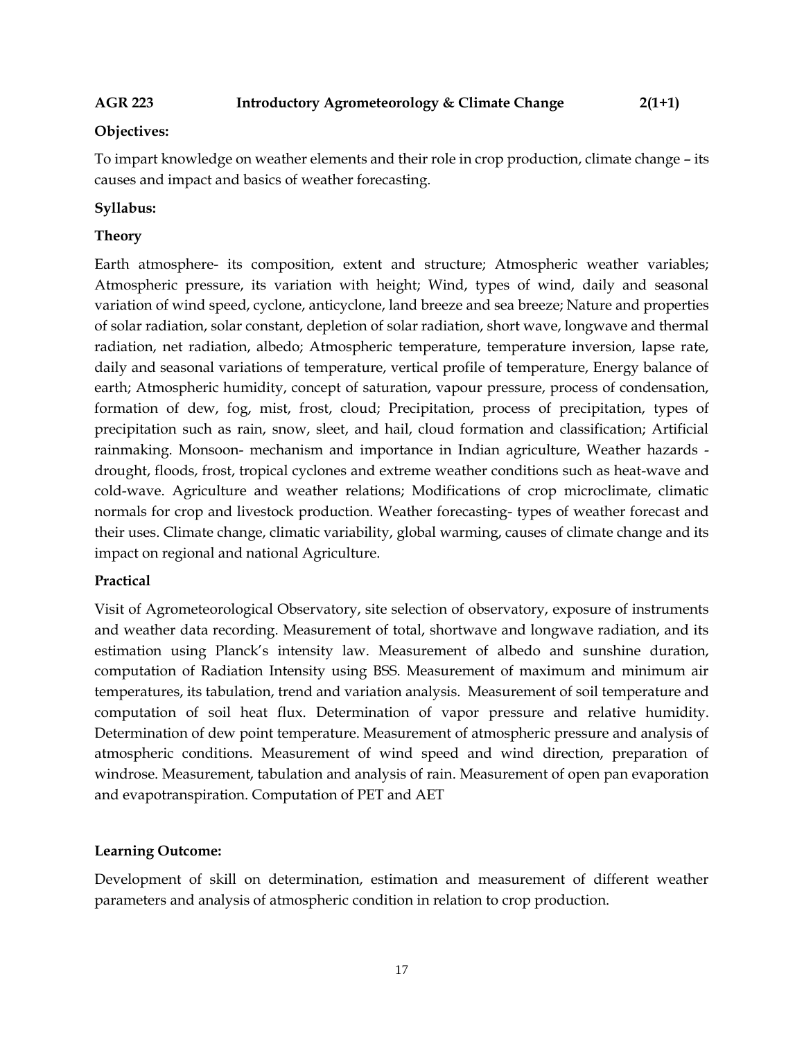**AGR 223 Introductory Agrometeorology & Climate Change 2(1+1)**

**Objectives:**

To impart knowledge on weather elements and their role in crop production, climate change – its causes and impact and basics of weather forecasting.

**Syllabus:**

**Theory**

Earth atmosphere- its composition, extent and structure; Atmospheric weather variables; Atmospheric pressure, its variation with height; Wind, types of wind, daily and seasonal variation of wind speed, cyclone, anticyclone, land breeze and sea breeze; Nature and properties of solar radiation, solar constant, depletion of solar radiation, short wave, longwave and thermal radiation, net radiation, albedo; Atmospheric temperature, temperature inversion, lapse rate, daily and seasonal variations of temperature, vertical profile of temperature, Energy balance of earth; Atmospheric humidity, concept of saturation, vapour pressure, process of condensation, formation of dew, fog, mist, frost, cloud; Precipitation, process of precipitation, types of precipitation such as rain, snow, sleet, and hail, cloud formation and classification; Artificial rainmaking. Monsoon- mechanism and importance in Indian agriculture, Weather hazards - drought, floods, frost, tropical cyclones and extreme weather conditions such as heat-wave and cold-wave. Agriculture and weather relations; Modifications of crop microclimate, climatic normals for crop and livestock production. Weather forecasting- types of weather forecast and their uses. Climate change, climatic variability, global warming, causes of climate change and its impact on regional and national Agriculture.

**Practical**

Visit of Agrometeorological Observatory, site selection of observatory, exposure of instruments and weather data recording. Measurement of total, shortwave and longwave radiation, and its estimation using Planck's intensity law. Measurement of albedo and sunshine duration, computation of Radiation Intensity using BSS. Measurement of maximum and minimum air temperatures, its tabulation, trend and variation analysis. Measurement of soil temperature and computation of soil heat flux. Determination of vapor pressure and relative humidity. Determination of dew point temperature. Measurement of atmospheric pressure and analysis of atmospheric conditions. Measurement of wind speed and wind direction, preparation of windrose. Measurement, tabulation and analysis of rain. Measurement of open pan evaporation and evapotranspiration. Computation of PET and AET

**Learning Outcome:**

Development of skill on determination, estimation and measurement of different weather parameters and analysis of atmospheric condition in relation to crop production.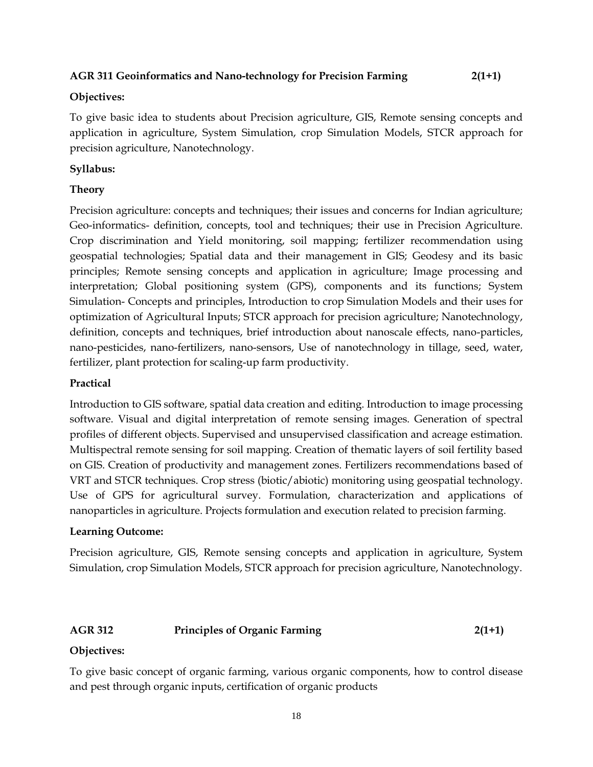### AGR 311 Geoinformatics and Nano-technology for Precision Farming 2(1+1)

**Objectives:**

To give basic idea to students about Precision agriculture, GIS, Remote sensing concepts and application in agriculture, System Simulation, crop Simulation Models, STCR approach for precision agriculture, Nanotechnology.

**Syllabus:**

**Theory**

Precision agriculture: concepts and techniques; their issues and concerns for Indian agriculture; Geo-informatics- definition, concepts, tool and techniques; their use in Precision Agriculture. Crop discrimination and Yield monitoring, soil mapping; fertilizer recommendation using geospatial technologies; Spatial data and their management in GIS; Geodesy and its basic principles; Remote sensing concepts and application in agriculture; Image processing and interpretation; Global positioning system (GPS), components and its functions; System Simulation- Concepts and principles, Introduction to crop Simulation Models and their uses for optimization of Agricultural Inputs; STCR approach for precision agriculture; Nanotechnology, definition, concepts and techniques, brief introduction about nanoscale effects, nano-particles, nano-pesticides, nano-fertilizers, nano-sensors, Use of nanotechnology in tillage, seed, water, fertilizer, plant protection for scaling-up farm productivity.

**Practical**

Introduction to GIS software, spatial data creation and editing. Introduction to image processing software. Visual and digital interpretation of remote sensing images. Generation of spectral profiles of different objects. Supervised and unsupervised classification and acreage estimation. Multispectral remote sensing for soil mapping. Creation of thematic layers of soil fertility based on GIS. Creation of productivity and management zones. Fertilizers recommendations based of VRT and STCR techniques. Crop stress (biotic/abiotic) monitoring using geospatial technology. Use of GPS for agricultural survey. Formulation, characterization and applications of nanoparticles in agriculture. Projects formulation and execution related to precision farming.

**Learning Outcome:**

Precision agriculture, GIS, Remote sensing concepts and application in agriculture, System Simulation, crop Simulation Models, STCR approach for precision agriculture, Nanotechnology.

### AGR 312 Principles of Organic Farming 2(1+1)

**Objectives:**

To give basic concept of organic farming, various organic components, how to control disease and pest through organic inputs, certification of organic products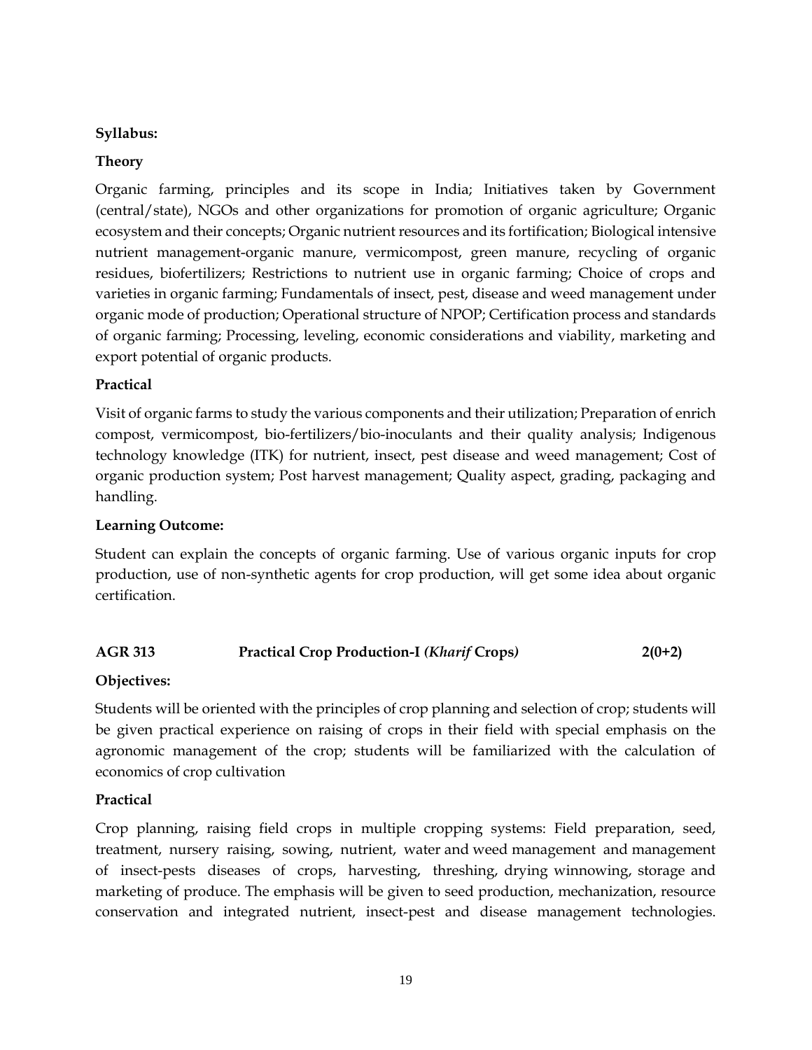**Syllabus:**

**Theory**

Organic farming, principles and its scope in India; Initiatives taken by Government (central/state), NGOs and other organizations for promotion of organic agriculture; Organic ecosystem and their concepts; Organic nutrient resources and its fortification; Biological intensive nutrient management-organic manure, vermicompost, green manure, recycling of organic residues, biofertilizers; Restrictions to nutrient use in organic farming; Choice of crops and varieties in organic farming; Fundamentals of insect, pest, disease and weed management under organic mode of production; Operational structure of NPOP; Certification process and standards of organic farming; Processing, leveling, economic considerations and viability, marketing and export potential of organic products.

**Practical**

Visit of organic farms to study the various components and their utilization; Preparation of enrich compost, vermicompost, bio-fertilizers/bio-inoculants and their quality analysis; Indigenous technology knowledge (ITK) for nutrient, insect, pest disease and weed management; Cost of organic production system; Post harvest management; Quality aspect, grading, packaging and handling.

**Learning Outcome:**

Student can explain the concepts of organic farming. Use of various organic inputs for crop production, use of non-synthetic agents for crop production, will get some idea about organic certification.

**AGR 313 Practical Crop Production-I *(Kharif* Crops*)* 2(0+2)**

**Objectives:**

Students will be oriented with the principles of crop planning and selection of crop; students will be given practical experience on raising of crops in their field with special emphasis on the agronomic management of the crop; students will be familiarized with the calculation of economics of crop cultivation

**Practical**

Crop planning, raising field crops in multiple cropping systems: Field preparation, seed, treatment, nursery raising, sowing, nutrient, water and weed management and management of insect-pests diseases of crops, harvesting, threshing, drying winnowing, storage and marketing of produce. The emphasis will be given to seed production, mechanization, resource conservation and integrated nutrient, insect-pest and disease management technologies.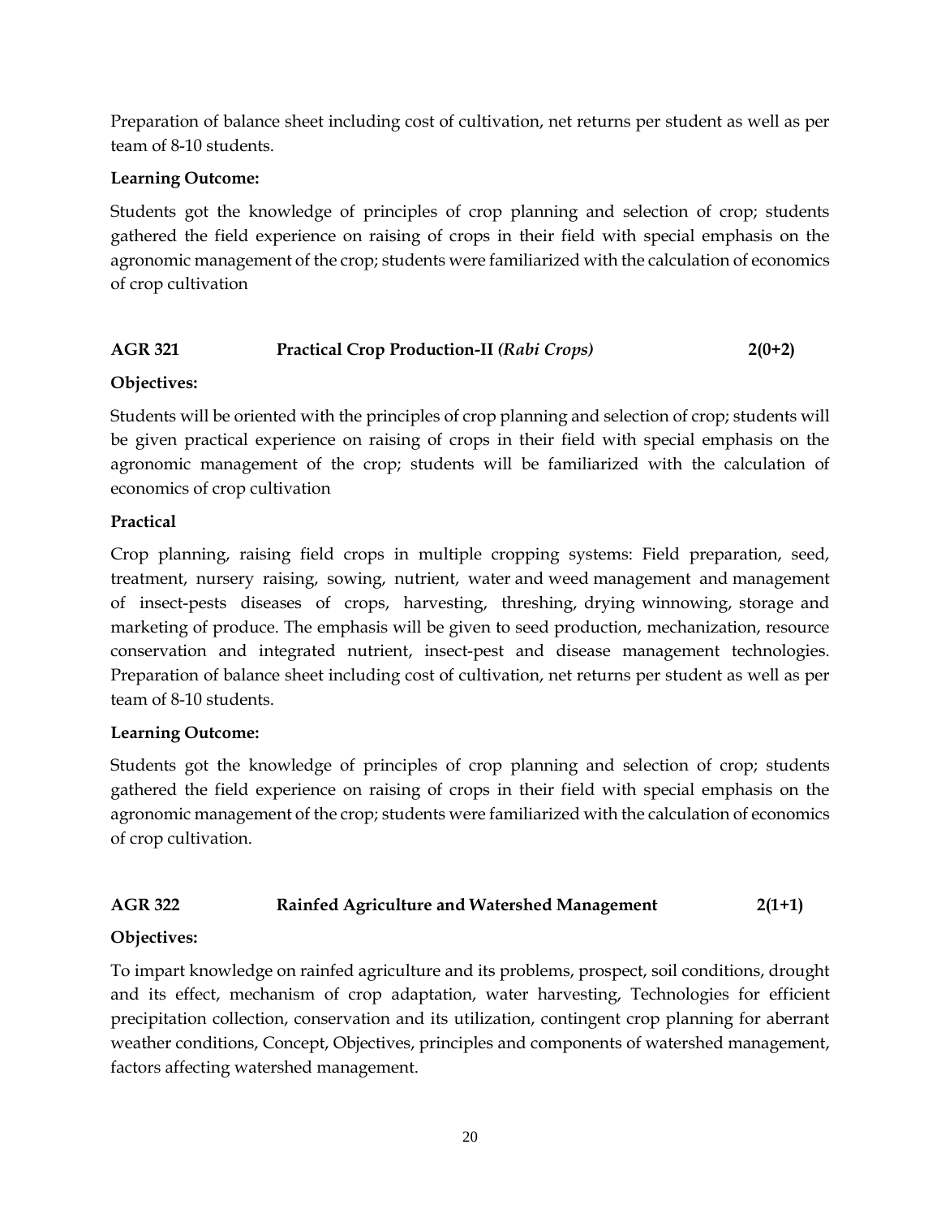Preparation of balance sheet including cost of cultivation, net returns per student as well as per team of 8-10 students.

**Learning Outcome:**

Students got the knowledge of principles of crop planning and selection of crop; students gathered the field experience on raising of crops in their field with special emphasis on the agronomic management of the crop; students were familiarized with the calculation of economics of crop cultivation

### AGR 321 Practical Crop Production-II *(Rabi Crops)* 2(0+2)

**Objectives:**

Students will be oriented with the principles of crop planning and selection of crop; students will be given practical experience on raising of crops in their field with special emphasis on the agronomic management of the crop; students will be familiarized with the calculation of economics of crop cultivation

**Practical**

Crop planning, raising field crops in multiple cropping systems: Field preparation, seed, treatment, nursery raising, sowing, nutrient, water and weed management and management of insect-pests diseases of crops, harvesting, threshing, drying winnowing, storage and marketing of produce. The emphasis will be given to seed production, mechanization, resource conservation and integrated nutrient, insect-pest and disease management technologies. Preparation of balance sheet including cost of cultivation, net returns per student as well as per team of 8-10 students.

**Learning Outcome:**

Students got the knowledge of principles of crop planning and selection of crop; students gathered the field experience on raising of crops in their field with special emphasis on the agronomic management of the crop; students were familiarized with the calculation of economics of crop cultivation.

### AGR 322 Rainfed Agriculture and Watershed Management 2(1+1)

**Objectives:**

To impart knowledge on rainfed agriculture and its problems, prospect, soil conditions, drought and its effect, mechanism of crop adaptation, water harvesting, Technologies for efficient precipitation collection, conservation and its utilization, contingent crop planning for aberrant weather conditions, Concept, Objectives, principles and components of watershed management, factors affecting watershed management.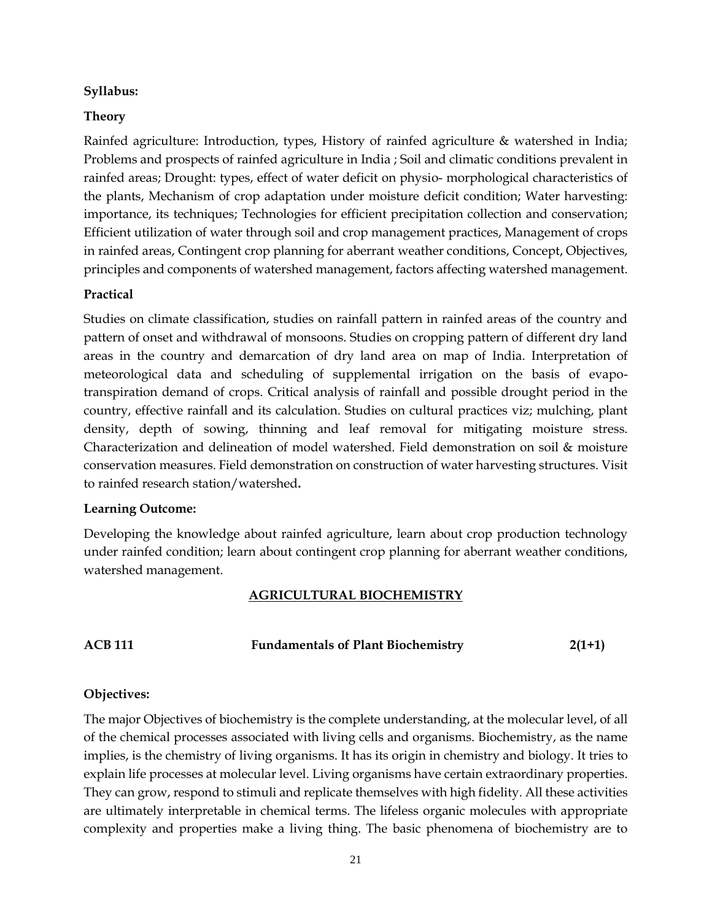**Syllabus:**

**Theory**

Rainfed agriculture: Introduction, types, History of rainfed agriculture & watershed in India; Problems and prospects of rainfed agriculture in India ; Soil and climatic conditions prevalent in rainfed areas; Drought: types, effect of water deficit on physio- morphological characteristics of the plants, Mechanism of crop adaptation under moisture deficit condition; Water harvesting: importance, its techniques; Technologies for efficient precipitation collection and conservation; Efficient utilization of water through soil and crop management practices, Management of crops in rainfed areas, Contingent crop planning for aberrant weather conditions, Concept, Objectives, principles and components of watershed management, factors affecting watershed management.

**Practical**

Studies on climate classification, studies on rainfall pattern in rainfed areas of the country and pattern of onset and withdrawal of monsoons. Studies on cropping pattern of different dry land areas in the country and demarcation of dry land area on map of India. Interpretation of meteorological data and scheduling of supplemental irrigation on the basis of evapo-transpiration demand of crops. Critical analysis of rainfall and possible drought period in the country, effective rainfall and its calculation. Studies on cultural practices viz; mulching, plant density, depth of sowing, thinning and leaf removal for mitigating moisture stress. Characterization and delineation of model watershed. Field demonstration on soil & moisture conservation measures. Field demonstration on construction of water harvesting structures. Visit to rainfed research station/watershed**.**

**Learning Outcome:**

Developing the knowledge about rainfed agriculture, learn about crop production technology under rainfed condition; learn about contingent crop planning for aberrant weather conditions, watershed management.

## AGRICULTURAL BIOCHEMISTRY

**ACB 111 Fundamentals of Plant Biochemistry 2(1+1)**

**Objectives:**

The major Objectives of biochemistry is the complete understanding, at the molecular level, of all of the chemical processes associated with living cells and organisms. Biochemistry, as the name implies, is the chemistry of living organisms. It has its origin in chemistry and biology. It tries to explain life processes at molecular level. Living organisms have certain extraordinary properties. They can grow, respond to stimuli and replicate themselves with high fidelity. All these activities are ultimately interpretable in chemical terms. The lifeless organic molecules with appropriate complexity and properties make a living thing. The basic phenomena of biochemistry are to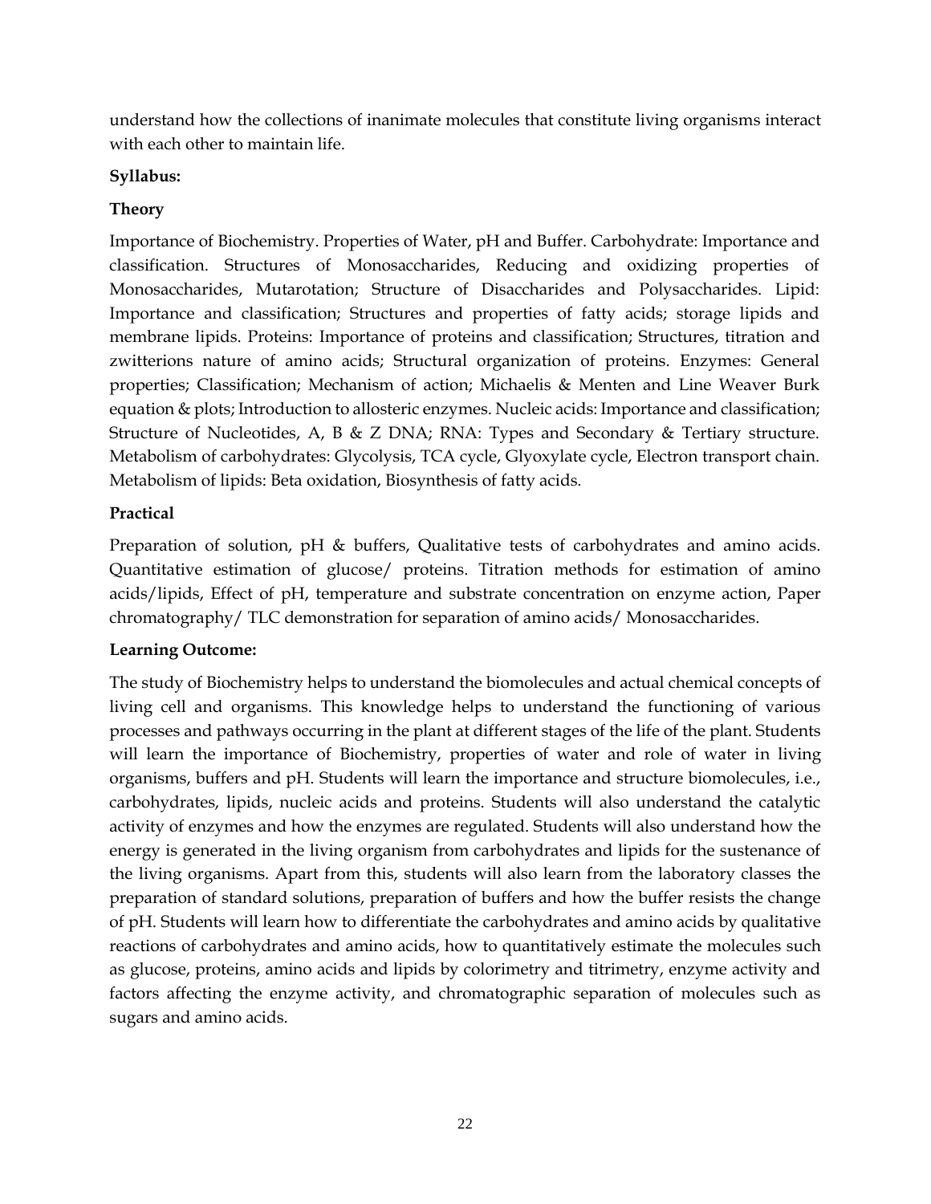understand how the collections of inanimate molecules that constitute living organisms interact with each other to maintain life.

**Syllabus:**

**Theory**

Importance of Biochemistry. Properties of Water, pH and Buffer. Carbohydrate: Importance and classification. Structures of Monosaccharides, Reducing and oxidizing properties of Monosaccharides, Mutarotation; Structure of Disaccharides and Polysaccharides. Lipid: Importance and classification; Structures and properties of fatty acids; storage lipids and membrane lipids. Proteins: Importance of proteins and classification; Structures, titration and zwitterions nature of amino acids; Structural organization of proteins. Enzymes: General properties; Classification; Mechanism of action; Michaelis & Menten and Line Weaver Burk equation & plots; Introduction to allosteric enzymes. Nucleic acids: Importance and classification; Structure of Nucleotides, A, B & Z DNA; RNA: Types and Secondary & Tertiary structure. Metabolism of carbohydrates: Glycolysis, TCA cycle, Glyoxylate cycle, Electron transport chain. Metabolism of lipids: Beta oxidation, Biosynthesis of fatty acids.

**Practical**

Preparation of solution, pH & buffers, Qualitative tests of carbohydrates and amino acids. Quantitative estimation of glucose/ proteins. Titration methods for estimation of amino acids/lipids, Effect of pH, temperature and substrate concentration on enzyme action, Paper chromatography/ TLC demonstration for separation of amino acids/ Monosaccharides.

**Learning Outcome:**

The study of Biochemistry helps to understand the biomolecules and actual chemical concepts of living cell and organisms. This knowledge helps to understand the functioning of various processes and pathways occurring in the plant at different stages of the life of the plant. Students will learn the importance of Biochemistry, properties of water and role of water in living organisms, buffers and pH. Students will learn the importance and structure biomolecules, i.e., carbohydrates, lipids, nucleic acids and proteins. Students will also understand the catalytic activity of enzymes and how the enzymes are regulated. Students will also understand how the energy is generated in the living organism from carbohydrates and lipids for the sustenance of the living organisms. Apart from this, students will also learn from the laboratory classes the preparation of standard solutions, preparation of buffers and how the buffer resists the change of pH. Students will learn how to differentiate the carbohydrates and amino acids by qualitative reactions of carbohydrates and amino acids, how to quantitatively estimate the molecules such as glucose, proteins, amino acids and lipids by colorimetry and titrimetry, enzyme activity and factors affecting the enzyme activity, and chromatographic separation of molecules such as sugars and amino acids.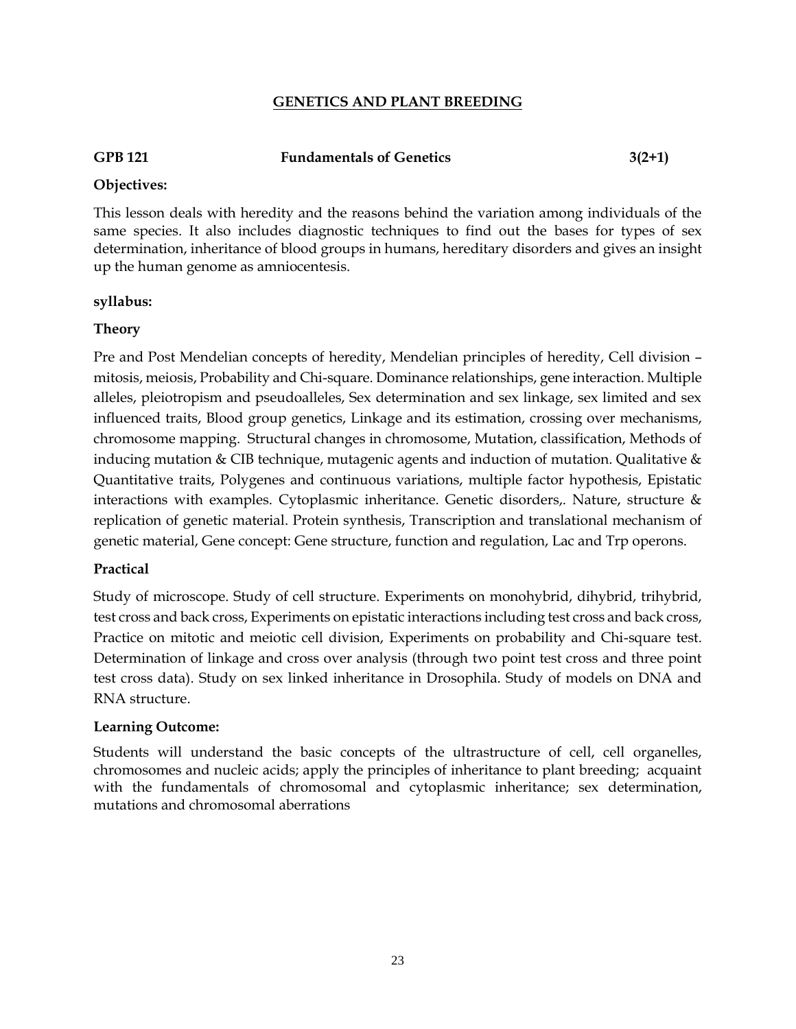## GENETICS AND PLANT BREEDING

**GPB 121 Fundamentals of Genetics 3(2+1)**

**Objectives:**

This lesson deals with heredity and the reasons behind the variation among individuals of the same species. It also includes diagnostic techniques to find out the bases for types of sex determination, inheritance of blood groups in humans, hereditary disorders and gives an insight up the human genome as amniocentesis.

**syllabus:**

**Theory**

Pre and Post Mendelian concepts of heredity, Mendelian principles of heredity, Cell division – mitosis, meiosis, Probability and Chi-square. Dominance relationships, gene interaction. Multiple alleles, pleiotropism and pseudoalleles, Sex determination and sex linkage, sex limited and sex influenced traits, Blood group genetics, Linkage and its estimation, crossing over mechanisms, chromosome mapping. Structural changes in chromosome, Mutation, classification, Methods of inducing mutation & CIB technique, mutagenic agents and induction of mutation. Qualitative & Quantitative traits, Polygenes and continuous variations, multiple factor hypothesis, Epistatic interactions with examples. Cytoplasmic inheritance. Genetic disorders,. Nature, structure & replication of genetic material. Protein synthesis, Transcription and translational mechanism of genetic material, Gene concept: Gene structure, function and regulation, Lac and Trp operons.

**Practical**

Study of microscope. Study of cell structure. Experiments on monohybrid, dihybrid, trihybrid, test cross and back cross, Experiments on epistatic interactions including test cross and back cross, Practice on mitotic and meiotic cell division, Experiments on probability and Chi-square test. Determination of linkage and cross over analysis (through two point test cross and three point test cross data). Study on sex linked inheritance in Drosophila. Study of models on DNA and RNA structure.

**Learning Outcome:**

Students will understand the basic concepts of the ultrastructure of cell, cell organelles, chromosomes and nucleic acids; apply the principles of inheritance to plant breeding; acquaint with the fundamentals of chromosomal and cytoplasmic inheritance; sex determination, mutations and chromosomal aberrations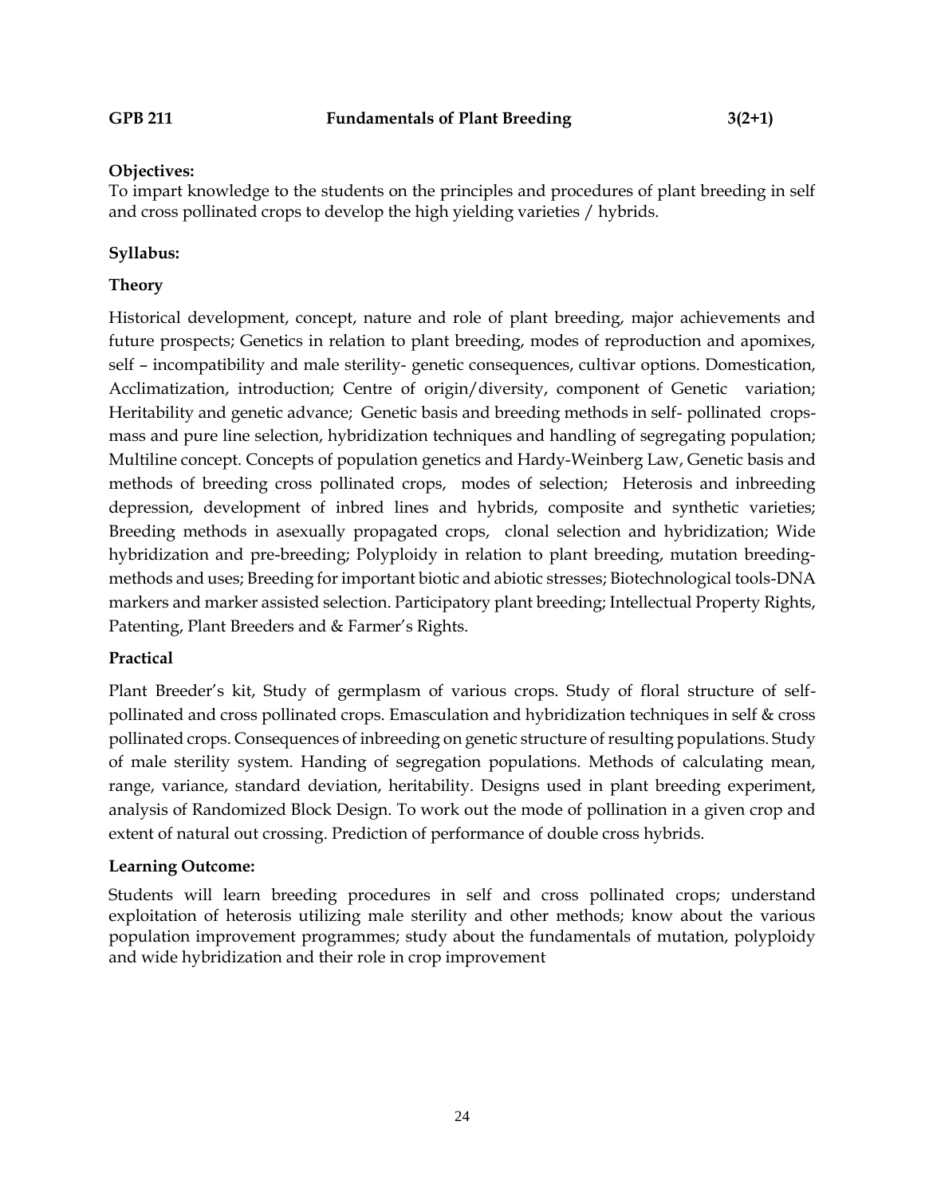**GPB 211 Fundamentals of Plant Breeding 3(2+1)**

**Objectives:**

To impart knowledge to the students on the principles and procedures of plant breeding in self and cross pollinated crops to develop the high yielding varieties / hybrids.

**Syllabus:**

**Theory**

Historical development, concept, nature and role of plant breeding, major achievements and future prospects; Genetics in relation to plant breeding, modes of reproduction and apomixes, self – incompatibility and male sterility- genetic consequences, cultivar options. Domestication, Acclimatization, introduction; Centre of origin/diversity, component of Genetic variation; Heritability and genetic advance; Genetic basis and breeding methods in self- pollinated crops-mass and pure line selection, hybridization techniques and handling of segregating population; Multiline concept. Concepts of population genetics and Hardy-Weinberg Law, Genetic basis and methods of breeding cross pollinated crops, modes of selection; Heterosis and inbreeding depression, development of inbred lines and hybrids, composite and synthetic varieties; Breeding methods in asexually propagated crops, clonal selection and hybridization; Wide hybridization and pre-breeding; Polyploidy in relation to plant breeding, mutation breeding-methods and uses; Breeding for important biotic and abiotic stresses; Biotechnological tools-DNA markers and marker assisted selection. Participatory plant breeding; Intellectual Property Rights, Patenting, Plant Breeders and & Farmer's Rights.

**Practical**

Plant Breeder's kit, Study of germplasm of various crops. Study of floral structure of self-pollinated and cross pollinated crops. Emasculation and hybridization techniques in self & cross pollinated crops. Consequences of inbreeding on genetic structure of resulting populations. Study of male sterility system. Handing of segregation populations. Methods of calculating mean, range, variance, standard deviation, heritability. Designs used in plant breeding experiment, analysis of Randomized Block Design. To work out the mode of pollination in a given crop and extent of natural out crossing. Prediction of performance of double cross hybrids.

**Learning Outcome:**

Students will learn breeding procedures in self and cross pollinated crops; understand exploitation of heterosis utilizing male sterility and other methods; know about the various population improvement programmes; study about the fundamentals of mutation, polyploidy and wide hybridization and their role in crop improvement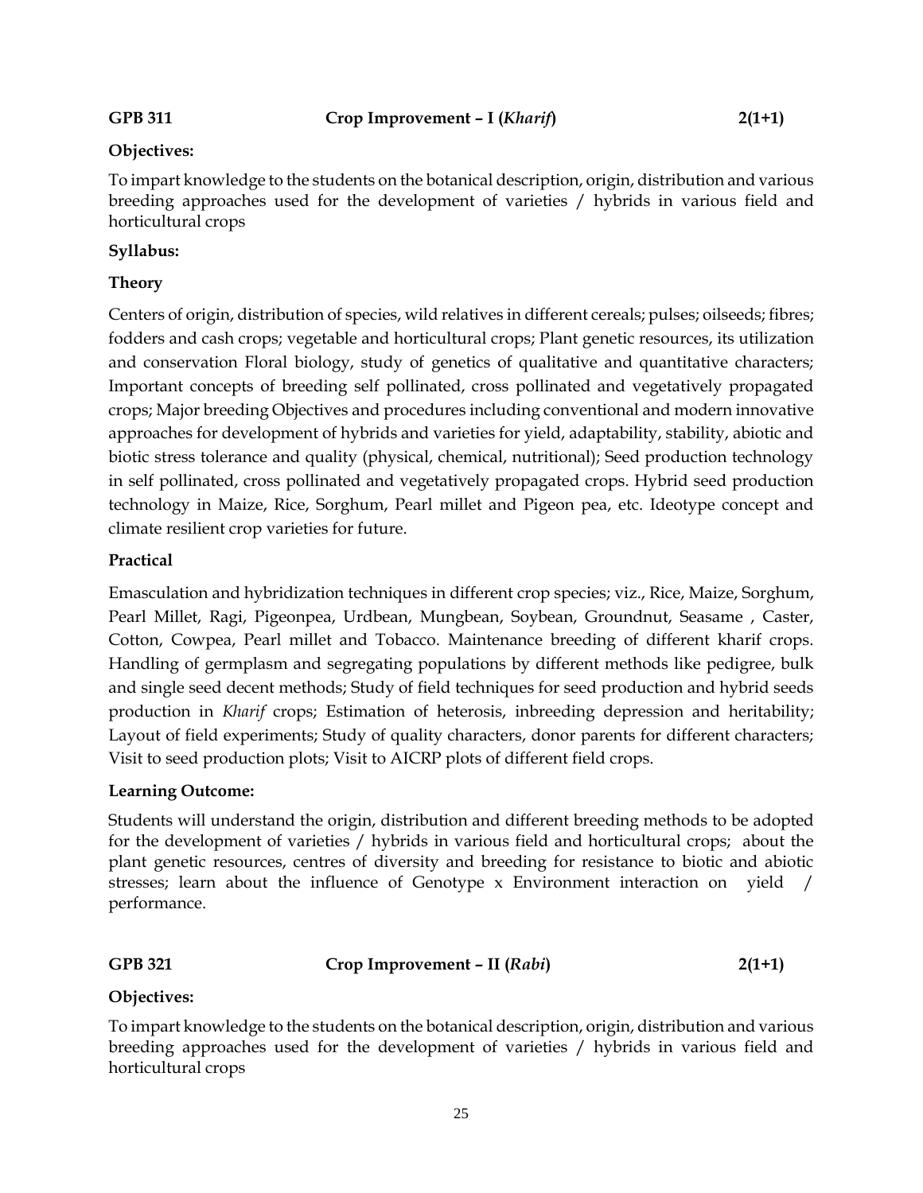**GPB 311 Crop Improvement – I (*Kharif*) 2(1+1)**

**Objectives:**

To impart knowledge to the students on the botanical description, origin, distribution and various breeding approaches used for the development of varieties / hybrids in various field and horticultural crops

**Syllabus:**

**Theory**

Centers of origin, distribution of species, wild relatives in different cereals; pulses; oilseeds; fibres; fodders and cash crops; vegetable and horticultural crops; Plant genetic resources, its utilization and conservation Floral biology, study of genetics of qualitative and quantitative characters; Important concepts of breeding self pollinated, cross pollinated and vegetatively propagated crops; Major breeding Objectives and procedures including conventional and modern innovative approaches for development of hybrids and varieties for yield, adaptability, stability, abiotic and biotic stress tolerance and quality (physical, chemical, nutritional); Seed production technology in self pollinated, cross pollinated and vegetatively propagated crops. Hybrid seed production technology in Maize, Rice, Sorghum, Pearl millet and Pigeon pea, etc. Ideotype concept and climate resilient crop varieties for future.

**Practical**

Emasculation and hybridization techniques in different crop species; viz., Rice, Maize, Sorghum, Pearl Millet, Ragi, Pigeonpea, Urdbean, Mungbean, Soybean, Groundnut, Seasame , Caster, Cotton, Cowpea, Pearl millet and Tobacco. Maintenance breeding of different kharif crops. Handling of germplasm and segregating populations by different methods like pedigree, bulk and single seed decent methods; Study of field techniques for seed production and hybrid seeds production in *Kharif* crops; Estimation of heterosis, inbreeding depression and heritability; Layout of field experiments; Study of quality characters, donor parents for different characters; Visit to seed production plots; Visit to AICRP plots of different field crops.

**Learning Outcome:**

Students will understand the origin, distribution and different breeding methods to be adopted for the development of varieties / hybrids in various field and horticultural crops; about the plant genetic resources, centres of diversity and breeding for resistance to biotic and abiotic stresses; learn about the influence of Genotype x Environment interaction on yield / performance.

**GPB 321 Crop Improvement – II (*Rabi*) 2(1+1)**

**Objectives:**

To impart knowledge to the students on the botanical description, origin, distribution and various breeding approaches used for the development of varieties / hybrids in various field and horticultural crops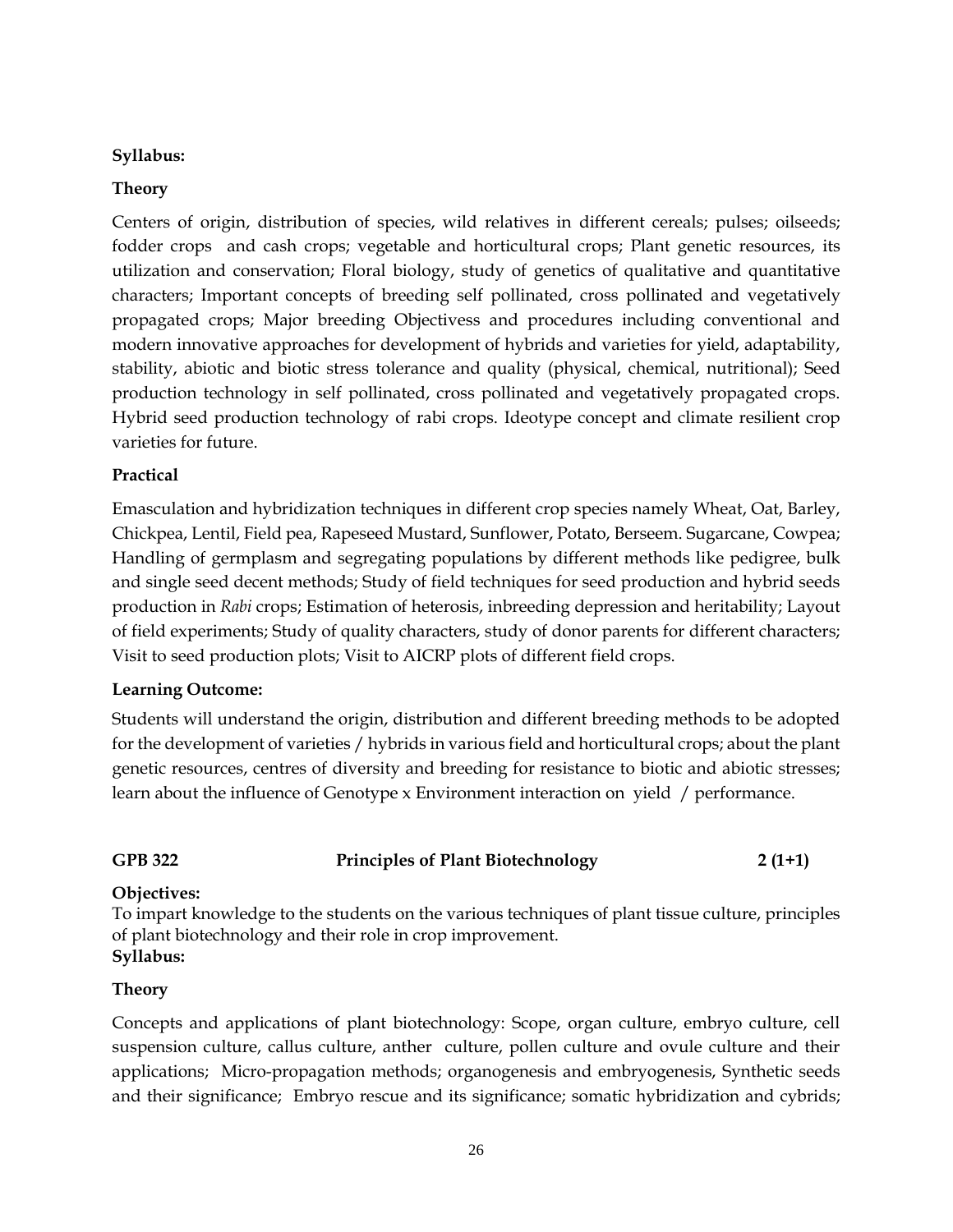**Syllabus:**

**Theory**

Centers of origin, distribution of species, wild relatives in different cereals; pulses; oilseeds; fodder crops and cash crops; vegetable and horticultural crops; Plant genetic resources, its utilization and conservation; Floral biology, study of genetics of qualitative and quantitative characters; Important concepts of breeding self pollinated, cross pollinated and vegetatively propagated crops; Major breeding Objectivess and procedures including conventional and modern innovative approaches for development of hybrids and varieties for yield, adaptability, stability, abiotic and biotic stress tolerance and quality (physical, chemical, nutritional); Seed production technology in self pollinated, cross pollinated and vegetatively propagated crops. Hybrid seed production technology of rabi crops. Ideotype concept and climate resilient crop varieties for future.

**Practical**

Emasculation and hybridization techniques in different crop species namely Wheat, Oat, Barley, Chickpea, Lentil, Field pea, Rapeseed Mustard, Sunflower, Potato, Berseem. Sugarcane, Cowpea; Handling of germplasm and segregating populations by different methods like pedigree, bulk and single seed decent methods; Study of field techniques for seed production and hybrid seeds production in *Rabi* crops; Estimation of heterosis, inbreeding depression and heritability; Layout of field experiments; Study of quality characters, study of donor parents for different characters; Visit to seed production plots; Visit to AICRP plots of different field crops.

**Learning Outcome:**

Students will understand the origin, distribution and different breeding methods to be adopted for the development of varieties / hybrids in various field and horticultural crops; about the plant genetic resources, centres of diversity and breeding for resistance to biotic and abiotic stresses; learn about the influence of Genotype x Environment interaction on yield / performance.

## GPB 322 Principles of Plant Biotechnology 2 (1+1)

**Objectives:**

To impart knowledge to the students on the various techniques of plant tissue culture, principles of plant biotechnology and their role in crop improvement.

**Syllabus:**

**Theory**

Concepts and applications of plant biotechnology: Scope, organ culture, embryo culture, cell suspension culture, callus culture, anther culture, pollen culture and ovule culture and their applications; Micro-propagation methods; organogenesis and embryogenesis, Synthetic seeds and their significance; Embryo rescue and its significance; somatic hybridization and cybrids;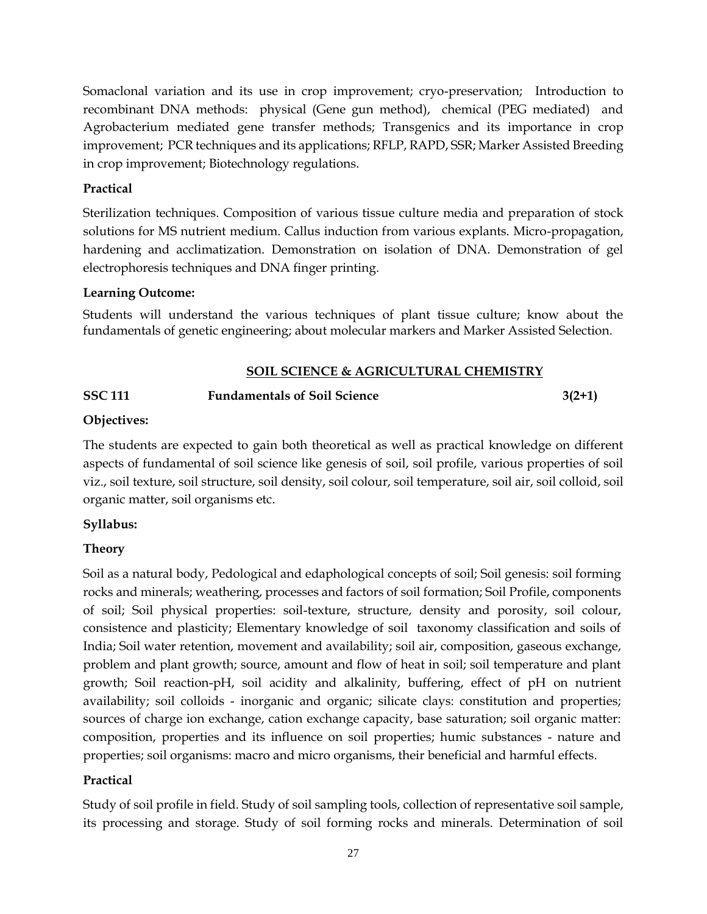Somaclonal variation and its use in crop improvement; cryo-preservation; Introduction to recombinant DNA methods: physical (Gene gun method), chemical (PEG mediated) and Agrobacterium mediated gene transfer methods; Transgenics and its importance in crop improvement; PCR techniques and its applications; RFLP, RAPD, SSR; Marker Assisted Breeding in crop improvement; Biotechnology regulations.

**Practical**

Sterilization techniques. Composition of various tissue culture media and preparation of stock solutions for MS nutrient medium. Callus induction from various explants. Micro-propagation, hardening and acclimatization. Demonstration on isolation of DNA. Demonstration of gel electrophoresis techniques and DNA finger printing.

**Learning Outcome:**

Students will understand the various techniques of plant tissue culture; know about the fundamentals of genetic engineering; about molecular markers and Marker Assisted Selection.

## SOIL SCIENCE & AGRICULTURAL CHEMISTRY

**SSC 111 Fundamentals of Soil Science 3(2+1)**

**Objectives:**

The students are expected to gain both theoretical as well as practical knowledge on different aspects of fundamental of soil science like genesis of soil, soil profile, various properties of soil viz., soil texture, soil structure, soil density, soil colour, soil temperature, soil air, soil colloid, soil organic matter, soil organisms etc.

**Syllabus:**

**Theory**

Soil as a natural body, Pedological and edaphological concepts of soil; Soil genesis: soil forming rocks and minerals; weathering, processes and factors of soil formation; Soil Profile, components of soil; Soil physical properties: soil-texture, structure, density and porosity, soil colour, consistence and plasticity; Elementary knowledge of soil taxonomy classification and soils of India; Soil water retention, movement and availability; soil air, composition, gaseous exchange, problem and plant growth; source, amount and flow of heat in soil; soil temperature and plant growth; Soil reaction-pH, soil acidity and alkalinity, buffering, effect of pH on nutrient availability; soil colloids - inorganic and organic; silicate clays: constitution and properties; sources of charge ion exchange, cation exchange capacity, base saturation; soil organic matter: composition, properties and its influence on soil properties; humic substances - nature and properties; soil organisms: macro and micro organisms, their beneficial and harmful effects.

**Practical**

Study of soil profile in field. Study of soil sampling tools, collection of representative soil sample, its processing and storage. Study of soil forming rocks and minerals. Determination of soil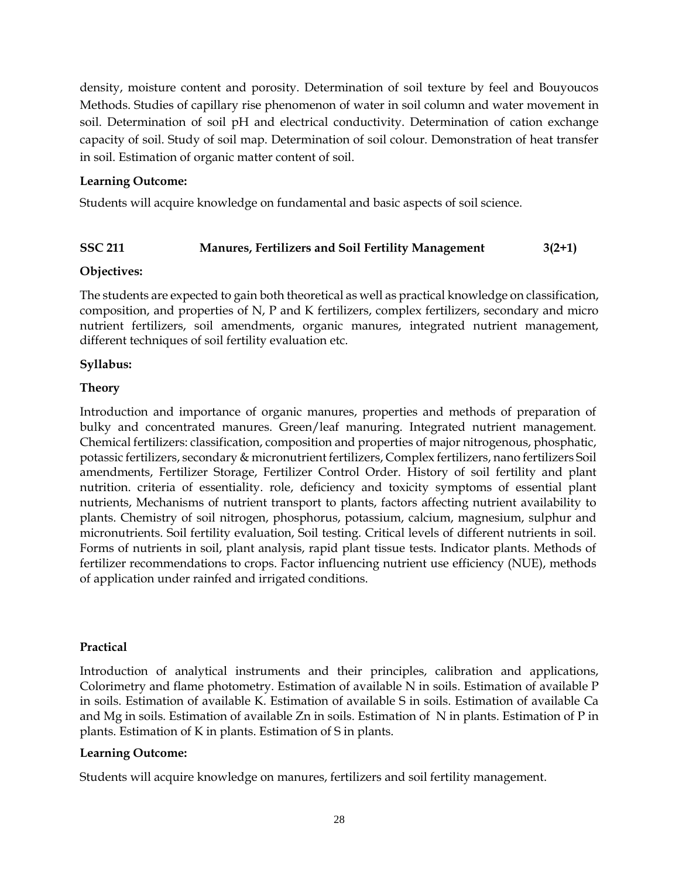density, moisture content and porosity. Determination of soil texture by feel and Bouyoucos Methods. Studies of capillary rise phenomenon of water in soil column and water movement in soil. Determination of soil pH and electrical conductivity. Determination of cation exchange capacity of soil. Study of soil map. Determination of soil colour. Demonstration of heat transfer in soil. Estimation of organic matter content of soil.

**Learning Outcome:**

Students will acquire knowledge on fundamental and basic aspects of soil science.

### SSC 211 Manures, Fertilizers and Soil Fertility Management 3(2+1)

**Objectives:**

The students are expected to gain both theoretical as well as practical knowledge on classification, composition, and properties of N, P and K fertilizers, complex fertilizers, secondary and micro nutrient fertilizers, soil amendments, organic manures, integrated nutrient management, different techniques of soil fertility evaluation etc.

**Syllabus:**

**Theory**

Introduction and importance of organic manures, properties and methods of preparation of bulky and concentrated manures. Green/leaf manuring. Integrated nutrient management. Chemical fertilizers: classification, composition and properties of major nitrogenous, phosphatic, potassic fertilizers, secondary & micronutrient fertilizers, Complex fertilizers, nano fertilizers Soil amendments, Fertilizer Storage, Fertilizer Control Order. History of soil fertility and plant nutrition. criteria of essentiality. role, deficiency and toxicity symptoms of essential plant nutrients, Mechanisms of nutrient transport to plants, factors affecting nutrient availability to plants. Chemistry of soil nitrogen, phosphorus, potassium, calcium, magnesium, sulphur and micronutrients. Soil fertility evaluation, Soil testing. Critical levels of different nutrients in soil. Forms of nutrients in soil, plant analysis, rapid plant tissue tests. Indicator plants. Methods of fertilizer recommendations to crops. Factor influencing nutrient use efficiency (NUE), methods of application under rainfed and irrigated conditions.

**Practical**

Introduction of analytical instruments and their principles, calibration and applications, Colorimetry and flame photometry. Estimation of available N in soils. Estimation of available P in soils. Estimation of available K. Estimation of available S in soils. Estimation of available Ca and Mg in soils. Estimation of available Zn in soils. Estimation of N in plants. Estimation of P in plants. Estimation of K in plants. Estimation of S in plants.

**Learning Outcome:**

Students will acquire knowledge on manures, fertilizers and soil fertility management.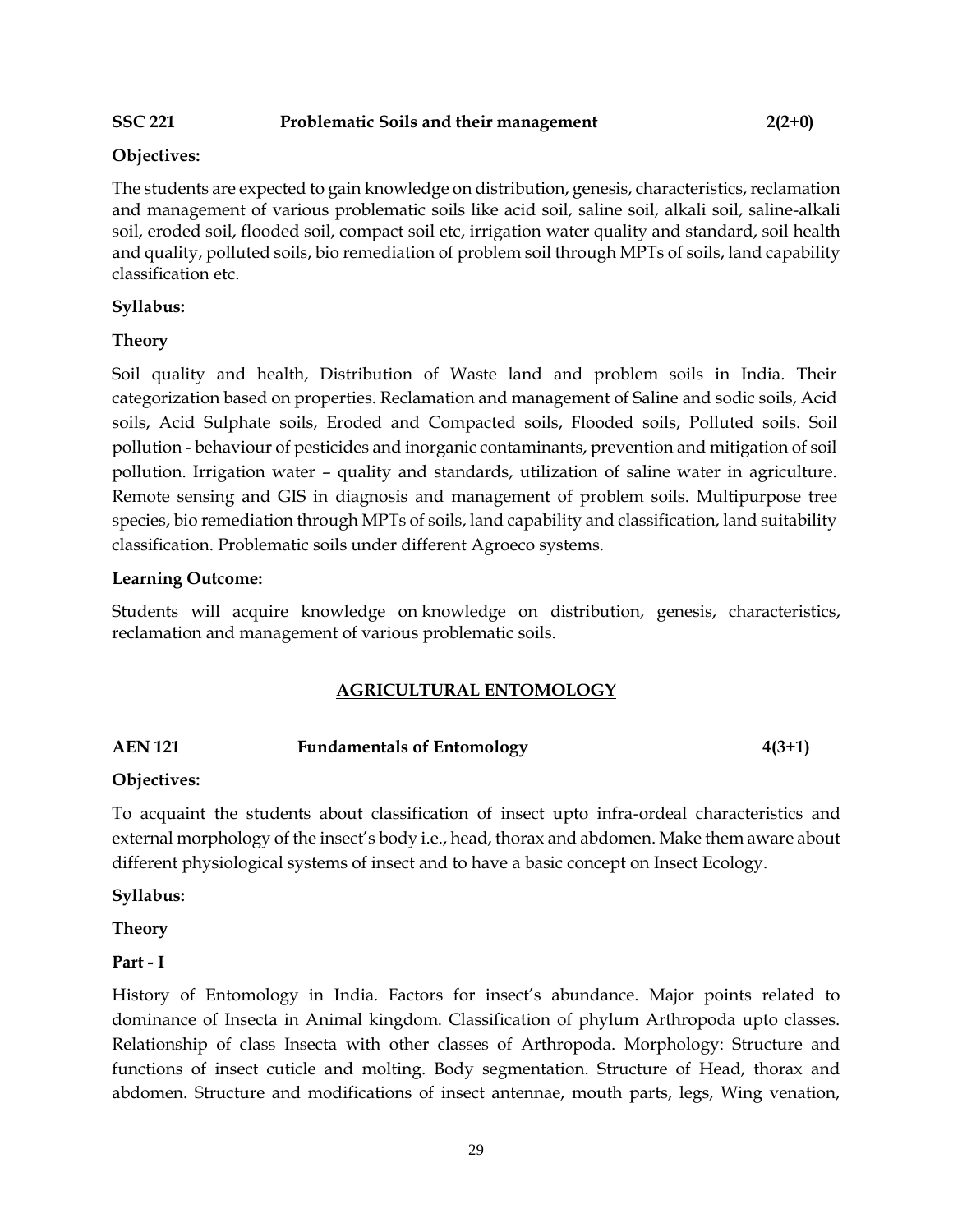**SSC 221 Problematic Soils and their management 2(2+0)**

**Objectives:**

The students are expected to gain knowledge on distribution, genesis, characteristics, reclamation and management of various problematic soils like acid soil, saline soil, alkali soil, saline-alkali soil, eroded soil, flooded soil, compact soil etc, irrigation water quality and standard, soil health and quality, polluted soils, bio remediation of problem soil through MPTs of soils, land capability classification etc.

**Syllabus:**

**Theory**

Soil quality and health, Distribution of Waste land and problem soils in India. Their categorization based on properties. Reclamation and management of Saline and sodic soils, Acid soils, Acid Sulphate soils, Eroded and Compacted soils, Flooded soils, Polluted soils. Soil pollution - behaviour of pesticides and inorganic contaminants, prevention and mitigation of soil pollution. Irrigation water – quality and standards, utilization of saline water in agriculture. Remote sensing and GIS in diagnosis and management of problem soils. Multipurpose tree species, bio remediation through MPTs of soils, land capability and classification, land suitability classification. Problematic soils under different Agroeco systems.

**Learning Outcome:**

Students will acquire knowledge on knowledge on distribution, genesis, characteristics, reclamation and management of various problematic soils.

## AGRICULTURAL ENTOMOLOGY

**AEN 121 Fundamentals of Entomology 4(3+1)**

**Objectives:**

To acquaint the students about classification of insect upto infra-ordeal characteristics and external morphology of the insect's body i.e., head, thorax and abdomen. Make them aware about different physiological systems of insect and to have a basic concept on Insect Ecology.

**Syllabus:**

**Theory**

**Part - I**

History of Entomology in India. Factors for insect's abundance. Major points related to dominance of Insecta in Animal kingdom. Classification of phylum Arthropoda upto classes. Relationship of class Insecta with other classes of Arthropoda. Morphology: Structure and functions of insect cuticle and molting. Body segmentation. Structure of Head, thorax and abdomen. Structure and modifications of insect antennae, mouth parts, legs, Wing venation,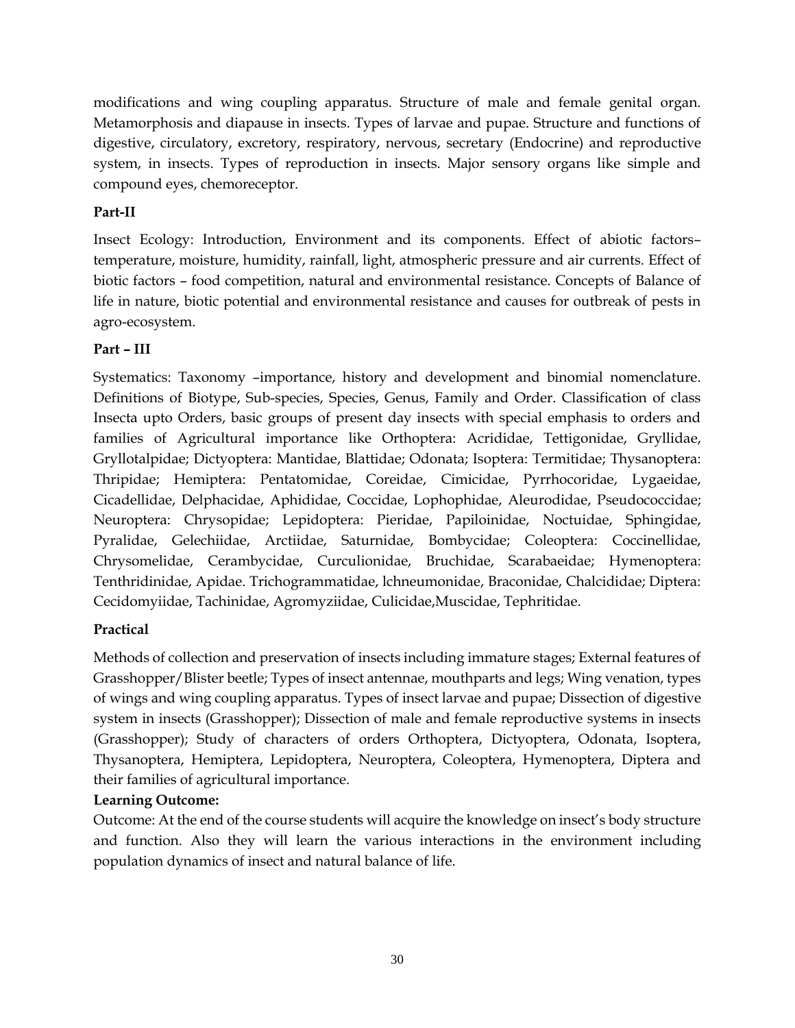modifications and wing coupling apparatus. Structure of male and female genital organ. Metamorphosis and diapause in insects. Types of larvae and pupae. Structure and functions of digestive, circulatory, excretory, respiratory, nervous, secretary (Endocrine) and reproductive system, in insects. Types of reproduction in insects. Major sensory organs like simple and compound eyes, chemoreceptor.

**Part-II**

Insect Ecology: Introduction, Environment and its components. Effect of abiotic factors– temperature, moisture, humidity, rainfall, light, atmospheric pressure and air currents. Effect of biotic factors – food competition, natural and environmental resistance. Concepts of Balance of life in nature, biotic potential and environmental resistance and causes for outbreak of pests in agro-ecosystem.

**Part – III**

Systematics: Taxonomy –importance, history and development and binomial nomenclature. Definitions of Biotype, Sub-species, Species, Genus, Family and Order. Classification of class Insecta upto Orders, basic groups of present day insects with special emphasis to orders and families of Agricultural importance like Orthoptera: Acrididae, Tettigonidae, Gryllidae, Gryllotalpidae; Dictyoptera: Mantidae, Blattidae; Odonata; Isoptera: Termitidae; Thysanoptera: Thripidae; Hemiptera: Pentatomidae, Coreidae, Cimicidae, Pyrrhocoridae, Lygaeidae, Cicadellidae, Delphacidae, Aphididae, Coccidae, Lophophidae, Aleurodidae, Pseudococcidae; Neuroptera: Chrysopidae; Lepidoptera: Pieridae, Papiloinidae, Noctuidae, Sphingidae, Pyralidae, Gelechiidae, Arctiidae, Saturnidae, Bombycidae; Coleoptera: Coccinellidae, Chrysomelidae, Cerambycidae, Curculionidae, Bruchidae, Scarabaeidae; Hymenoptera: Tenthridinidae, Apidae. Trichogrammatidae, lchneumonidae, Braconidae, Chalcididae; Diptera: Cecidomyiidae, Tachinidae, Agromyziidae, Culicidae,Muscidae, Tephritidae.

**Practical**

Methods of collection and preservation of insects including immature stages; External features of Grasshopper/Blister beetle; Types of insect antennae, mouthparts and legs; Wing venation, types of wings and wing coupling apparatus. Types of insect larvae and pupae; Dissection of digestive system in insects (Grasshopper); Dissection of male and female reproductive systems in insects (Grasshopper); Study of characters of orders Orthoptera, Dictyoptera, Odonata, Isoptera, Thysanoptera, Hemiptera, Lepidoptera, Neuroptera, Coleoptera, Hymenoptera, Diptera and their families of agricultural importance.

**Learning Outcome:**

Outcome: At the end of the course students will acquire the knowledge on insect's body structure and function. Also they will learn the various interactions in the environment including population dynamics of insect and natural balance of life.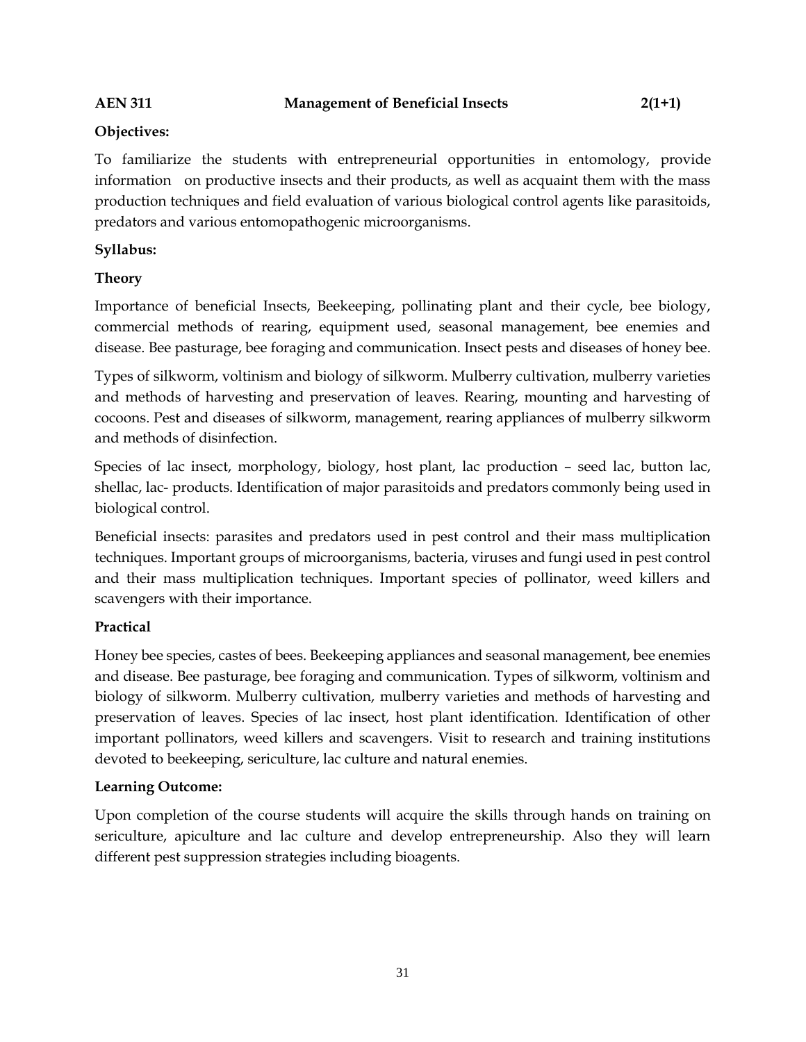**AEN 311 Management of Beneficial Insects 2(1+1)**

**Objectives:**

To familiarize the students with entrepreneurial opportunities in entomology, provide information on productive insects and their products, as well as acquaint them with the mass production techniques and field evaluation of various biological control agents like parasitoids, predators and various entomopathogenic microorganisms.

**Syllabus:**

**Theory**

Importance of beneficial Insects, Beekeeping, pollinating plant and their cycle, bee biology, commercial methods of rearing, equipment used, seasonal management, bee enemies and disease. Bee pasturage, bee foraging and communication. Insect pests and diseases of honey bee.

Types of silkworm, voltinism and biology of silkworm. Mulberry cultivation, mulberry varieties and methods of harvesting and preservation of leaves. Rearing, mounting and harvesting of cocoons. Pest and diseases of silkworm, management, rearing appliances of mulberry silkworm and methods of disinfection.

Species of lac insect, morphology, biology, host plant, lac production – seed lac, button lac, shellac, lac- products. Identification of major parasitoids and predators commonly being used in biological control.

Beneficial insects: parasites and predators used in pest control and their mass multiplication techniques. Important groups of microorganisms, bacteria, viruses and fungi used in pest control and their mass multiplication techniques. Important species of pollinator, weed killers and scavengers with their importance.

**Practical**

Honey bee species, castes of bees. Beekeeping appliances and seasonal management, bee enemies and disease. Bee pasturage, bee foraging and communication. Types of silkworm, voltinism and biology of silkworm. Mulberry cultivation, mulberry varieties and methods of harvesting and preservation of leaves. Species of lac insect, host plant identification. Identification of other important pollinators, weed killers and scavengers. Visit to research and training institutions devoted to beekeeping, sericulture, lac culture and natural enemies.

**Learning Outcome:**

Upon completion of the course students will acquire the skills through hands on training on sericulture, apiculture and lac culture and develop entrepreneurship. Also they will learn different pest suppression strategies including bioagents.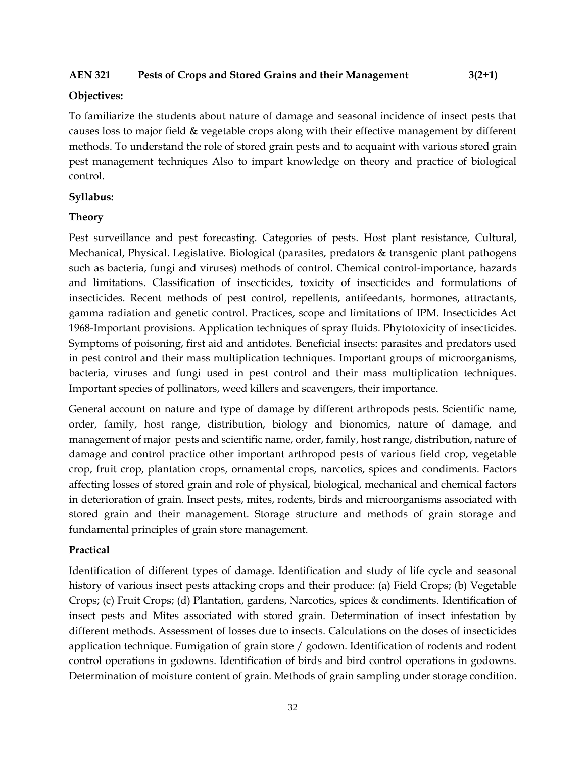**AEN 321 Pests of Crops and Stored Grains and their Management 3(2+1)**

**Objectives:**

To familiarize the students about nature of damage and seasonal incidence of insect pests that causes loss to major field & vegetable crops along with their effective management by different methods. To understand the role of stored grain pests and to acquaint with various stored grain pest management techniques Also to impart knowledge on theory and practice of biological control.

**Syllabus:**

**Theory**

Pest surveillance and pest forecasting. Categories of pests. Host plant resistance, Cultural, Mechanical, Physical. Legislative. Biological (parasites, predators & transgenic plant pathogens such as bacteria, fungi and viruses) methods of control. Chemical control-importance, hazards and limitations. Classification of insecticides, toxicity of insecticides and formulations of insecticides. Recent methods of pest control, repellents, antifeedants, hormones, attractants, gamma radiation and genetic control. Practices, scope and limitations of IPM. Insecticides Act 1968-Important provisions. Application techniques of spray fluids. Phytotoxicity of insecticides. Symptoms of poisoning, first aid and antidotes. Beneficial insects: parasites and predators used in pest control and their mass multiplication techniques. Important groups of microorganisms, bacteria, viruses and fungi used in pest control and their mass multiplication techniques. Important species of pollinators, weed killers and scavengers, their importance.

General account on nature and type of damage by different arthropods pests. Scientific name, order, family, host range, distribution, biology and bionomics, nature of damage, and management of major pests and scientific name, order, family, host range, distribution, nature of damage and control practice other important arthropod pests of various field crop, vegetable crop, fruit crop, plantation crops, ornamental crops, narcotics, spices and condiments. Factors affecting losses of stored grain and role of physical, biological, mechanical and chemical factors in deterioration of grain. Insect pests, mites, rodents, birds and microorganisms associated with stored grain and their management. Storage structure and methods of grain storage and fundamental principles of grain store management.

**Practical**

Identification of different types of damage. Identification and study of life cycle and seasonal history of various insect pests attacking crops and their produce: (a) Field Crops; (b) Vegetable Crops; (c) Fruit Crops; (d) Plantation, gardens, Narcotics, spices & condiments. Identification of insect pests and Mites associated with stored grain. Determination of insect infestation by different methods. Assessment of losses due to insects. Calculations on the doses of insecticides application technique. Fumigation of grain store / godown. Identification of rodents and rodent control operations in godowns. Identification of birds and bird control operations in godowns. Determination of moisture content of grain. Methods of grain sampling under storage condition.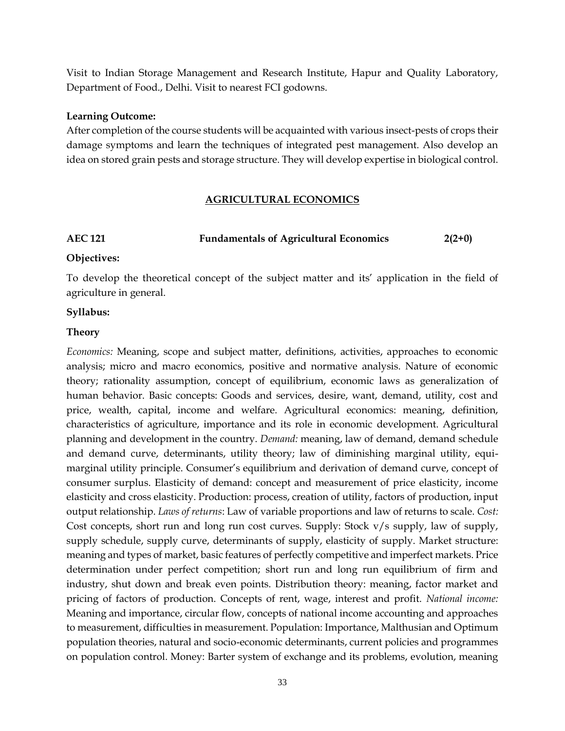Visit to Indian Storage Management and Research Institute, Hapur and Quality Laboratory, Department of Food., Delhi. Visit to nearest FCI godowns.

**Learning Outcome:**

After completion of the course students will be acquainted with various insect-pests of crops their damage symptoms and learn the techniques of integrated pest management. Also develop an idea on stored grain pests and storage structure. They will develop expertise in biological control.

## AGRICULTURAL ECONOMICS

**AEC 121 Fundamentals of Agricultural Economics 2(2+0)**

**Objectives:**

To develop the theoretical concept of the subject matter and its' application in the field of agriculture in general.

**Syllabus:**

**Theory**

*Economics:* Meaning, scope and subject matter, definitions, activities, approaches to economic analysis; micro and macro economics, positive and normative analysis. Nature of economic theory; rationality assumption, concept of equilibrium, economic laws as generalization of human behavior. Basic concepts: Goods and services, desire, want, demand, utility, cost and price, wealth, capital, income and welfare. Agricultural economics: meaning, definition, characteristics of agriculture, importance and its role in economic development. Agricultural planning and development in the country. *Demand:* meaning, law of demand, demand schedule and demand curve, determinants, utility theory; law of diminishing marginal utility, equi-marginal utility principle. Consumer's equilibrium and derivation of demand curve, concept of consumer surplus. Elasticity of demand: concept and measurement of price elasticity, income elasticity and cross elasticity. Production: process, creation of utility, factors of production, input output relationship. *Laws of returns*: Law of variable proportions and law of returns to scale. *Cost:* Cost concepts, short run and long run cost curves. Supply: Stock v/s supply, law of supply, supply schedule, supply curve, determinants of supply, elasticity of supply. Market structure: meaning and types of market, basic features of perfectly competitive and imperfect markets. Price determination under perfect competition; short run and long run equilibrium of firm and industry, shut down and break even points. Distribution theory: meaning, factor market and pricing of factors of production. Concepts of rent, wage, interest and profit. *National income:* Meaning and importance, circular flow, concepts of national income accounting and approaches to measurement, difficulties in measurement. Population: Importance, Malthusian and Optimum population theories, natural and socio-economic determinants, current policies and programmes on population control. Money: Barter system of exchange and its problems, evolution, meaning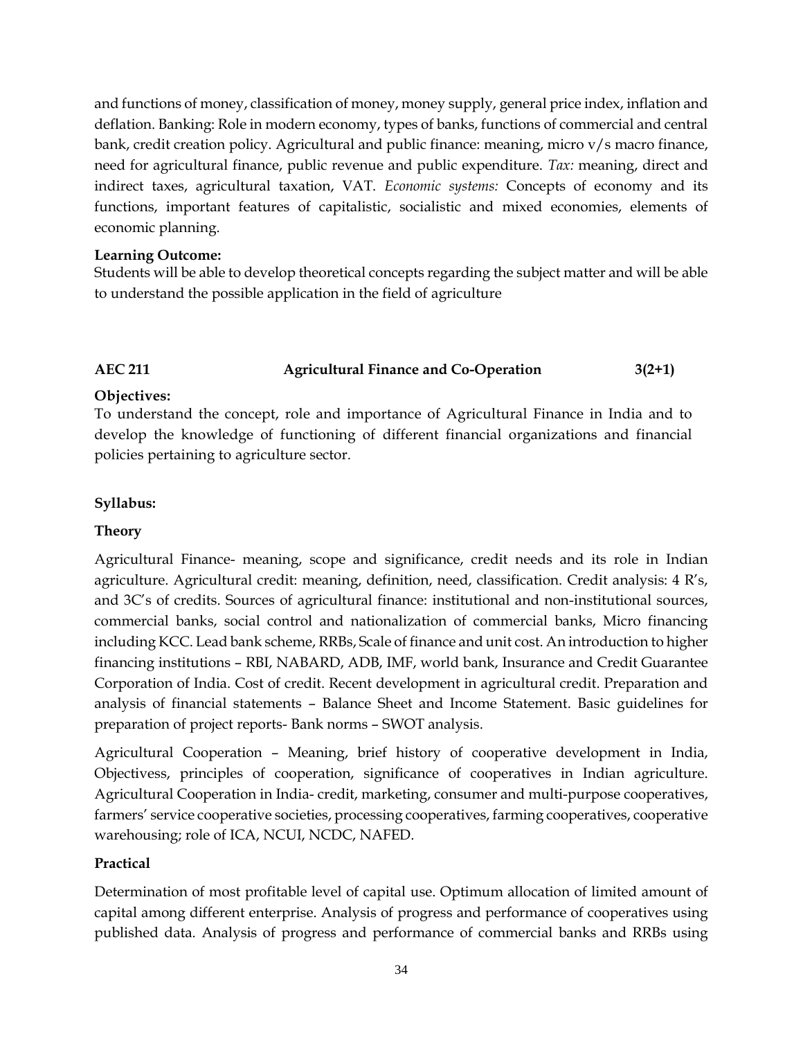and functions of money, classification of money, money supply, general price index, inflation and deflation. Banking: Role in modern economy, types of banks, functions of commercial and central bank, credit creation policy. Agricultural and public finance: meaning, micro v/s macro finance, need for agricultural finance, public revenue and public expenditure. *Tax:* meaning, direct and indirect taxes, agricultural taxation, VAT. *Economic systems:* Concepts of economy and its functions, important features of capitalistic, socialistic and mixed economies, elements of economic planning.

**Learning Outcome:**
Students will be able to develop theoretical concepts regarding the subject matter and will be able to understand the possible application in the field of agriculture

**AEC 211 Agricultural Finance and Co-Operation 3(2+1)**

**Objectives:**
To understand the concept, role and importance of Agricultural Finance in India and to develop the knowledge of functioning of different financial organizations and financial policies pertaining to agriculture sector.

**Syllabus:**

**Theory**

Agricultural Finance- meaning, scope and significance, credit needs and its role in Indian agriculture. Agricultural credit: meaning, definition, need, classification. Credit analysis: 4 R's, and 3C's of credits. Sources of agricultural finance: institutional and non-institutional sources, commercial banks, social control and nationalization of commercial banks, Micro financing including KCC. Lead bank scheme, RRBs, Scale of finance and unit cost. An introduction to higher financing institutions – RBI, NABARD, ADB, IMF, world bank, Insurance and Credit Guarantee Corporation of India. Cost of credit. Recent development in agricultural credit. Preparation and analysis of financial statements – Balance Sheet and Income Statement. Basic guidelines for preparation of project reports- Bank norms – SWOT analysis.

Agricultural Cooperation – Meaning, brief history of cooperative development in India, Objectivess, principles of cooperation, significance of cooperatives in Indian agriculture. Agricultural Cooperation in India- credit, marketing, consumer and multi-purpose cooperatives, farmers' service cooperative societies, processing cooperatives, farming cooperatives, cooperative warehousing; role of ICA, NCUI, NCDC, NAFED.

**Practical**

Determination of most profitable level of capital use. Optimum allocation of limited amount of capital among different enterprise. Analysis of progress and performance of cooperatives using published data. Analysis of progress and performance of commercial banks and RRBs using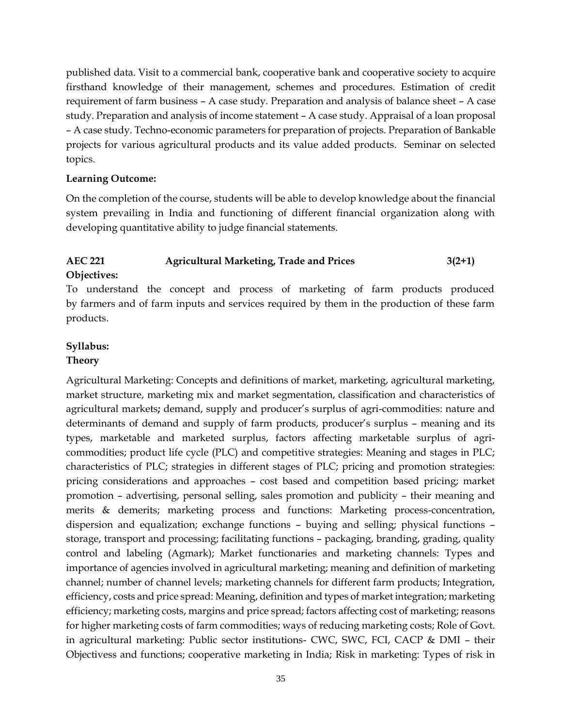published data. Visit to a commercial bank, cooperative bank and cooperative society to acquire firsthand knowledge of their management, schemes and procedures. Estimation of credit requirement of farm business – A case study. Preparation and analysis of balance sheet – A case study. Preparation and analysis of income statement – A case study. Appraisal of a loan proposal – A case study. Techno-economic parameters for preparation of projects. Preparation of Bankable projects for various agricultural products and its value added products. Seminar on selected topics.

**Learning Outcome:**

On the completion of the course, students will be able to develop knowledge about the financial system prevailing in India and functioning of different financial organization along with developing quantitative ability to judge financial statements.

**AEC 221 Agricultural Marketing, Trade and Prices 3(2+1)**

**Objectives:**

To understand the concept and process of marketing of farm products produced by farmers and of farm inputs and services required by them in the production of these farm products.

**Syllabus:**

**Theory**

Agricultural Marketing: Concepts and definitions of market, marketing, agricultural marketing, market structure, marketing mix and market segmentation, classification and characteristics of agricultural markets**;** demand, supply and producer's surplus of agri-commodities: nature and determinants of demand and supply of farm products, producer's surplus – meaning and its types, marketable and marketed surplus, factors affecting marketable surplus of agri-commodities; product life cycle (PLC) and competitive strategies: Meaning and stages in PLC; characteristics of PLC; strategies in different stages of PLC; pricing and promotion strategies: pricing considerations and approaches – cost based and competition based pricing; market promotion – advertising, personal selling, sales promotion and publicity – their meaning and merits & demerits; marketing process and functions: Marketing process-concentration, dispersion and equalization; exchange functions – buying and selling; physical functions – storage, transport and processing; facilitating functions – packaging, branding, grading, quality control and labeling (Agmark); Market functionaries and marketing channels: Types and importance of agencies involved in agricultural marketing; meaning and definition of marketing channel; number of channel levels; marketing channels for different farm products; Integration, efficiency, costs and price spread: Meaning, definition and types of market integration; marketing efficiency; marketing costs, margins and price spread; factors affecting cost of marketing; reasons for higher marketing costs of farm commodities; ways of reducing marketing costs; Role of Govt. in agricultural marketing: Public sector institutions- CWC, SWC, FCI, CACP & DMI – their Objectivess and functions; cooperative marketing in India; Risk in marketing: Types of risk in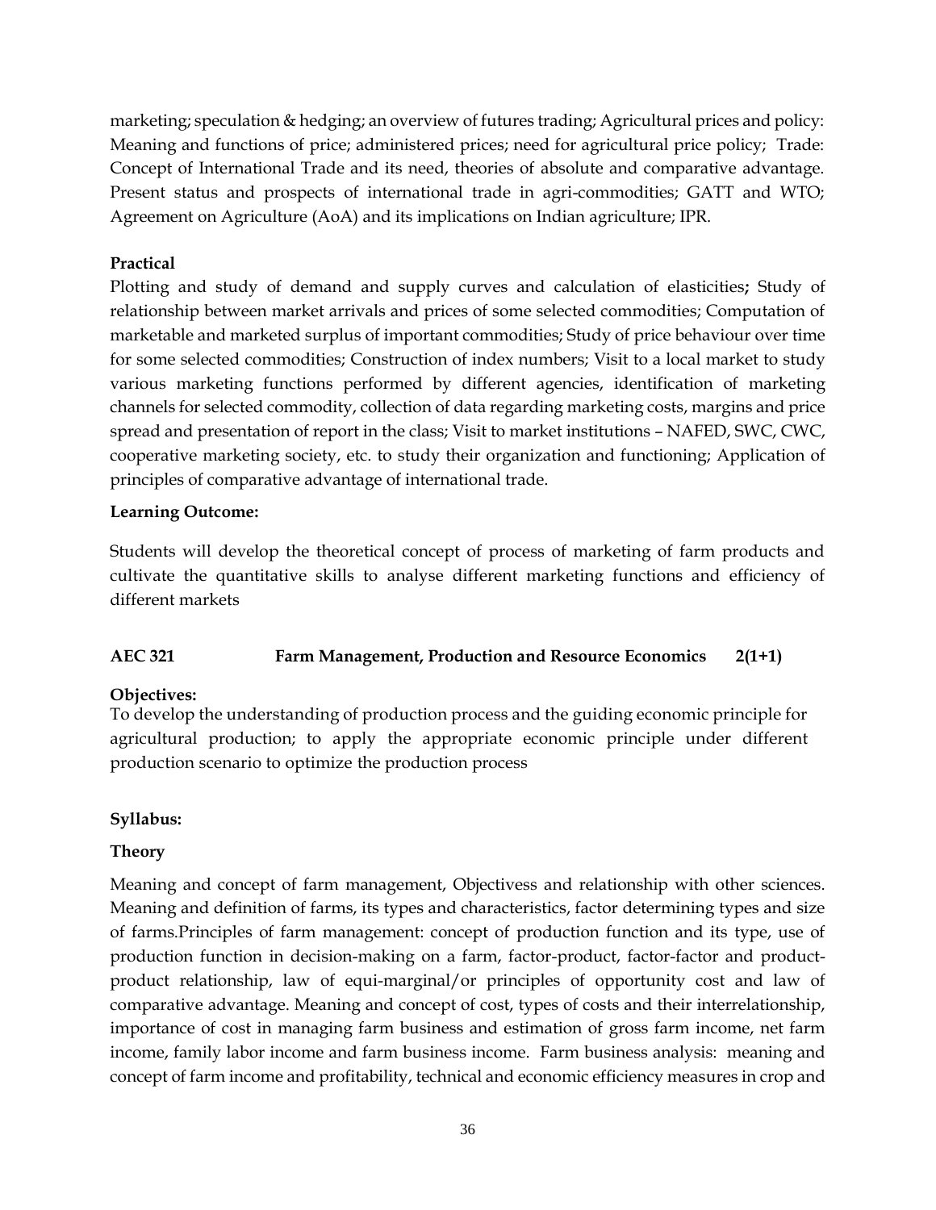marketing; speculation & hedging; an overview of futures trading; Agricultural prices and policy: Meaning and functions of price; administered prices; need for agricultural price policy; Trade: Concept of International Trade and its need, theories of absolute and comparative advantage. Present status and prospects of international trade in agri-commodities; GATT and WTO; Agreement on Agriculture (AoA) and its implications on Indian agriculture; IPR.

**Practical**

Plotting and study of demand and supply curves and calculation of elasticities**;** Study of relationship between market arrivals and prices of some selected commodities; Computation of marketable and marketed surplus of important commodities; Study of price behaviour over time for some selected commodities; Construction of index numbers; Visit to a local market to study various marketing functions performed by different agencies, identification of marketing channels for selected commodity, collection of data regarding marketing costs, margins and price spread and presentation of report in the class; Visit to market institutions – NAFED, SWC, CWC, cooperative marketing society, etc. to study their organization and functioning; Application of principles of comparative advantage of international trade.

**Learning Outcome:**

Students will develop the theoretical concept of process of marketing of farm products and cultivate the quantitative skills to analyse different marketing functions and efficiency of different markets

**AEC 321 Farm Management, Production and Resource Economics 2(1+1)**

**Objectives:**

To develop the understanding of production process and the guiding economic principle for agricultural production; to apply the appropriate economic principle under different production scenario to optimize the production process

**Syllabus:**

**Theory**

Meaning and concept of farm management, Objectivess and relationship with other sciences. Meaning and definition of farms, its types and characteristics, factor determining types and size of farms.Principles of farm management: concept of production function and its type, use of production function in decision-making on a farm, factor-product, factor-factor and product-product relationship, law of equi-marginal/or principles of opportunity cost and law of comparative advantage. Meaning and concept of cost, types of costs and their interrelationship, importance of cost in managing farm business and estimation of gross farm income, net farm income, family labor income and farm business income. Farm business analysis: meaning and concept of farm income and profitability, technical and economic efficiency measures in crop and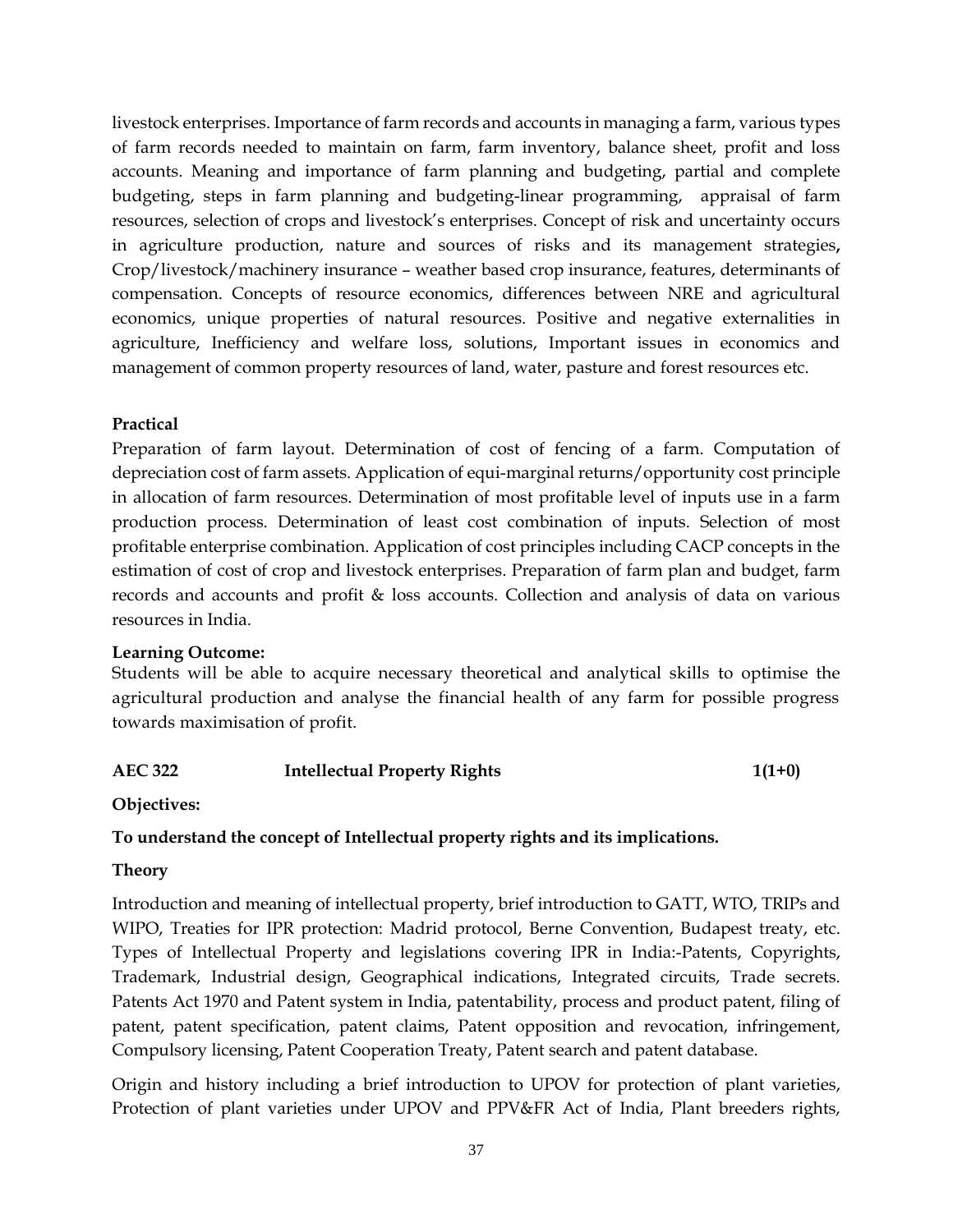livestock enterprises. Importance of farm records and accounts in managing a farm, various types of farm records needed to maintain on farm, farm inventory, balance sheet, profit and loss accounts. Meaning and importance of farm planning and budgeting, partial and complete budgeting, steps in farm planning and budgeting-linear programming, appraisal of farm resources, selection of crops and livestock's enterprises. Concept of risk and uncertainty occurs in agriculture production, nature and sources of risks and its management strategies, Crop/livestock/machinery insurance – weather based crop insurance, features, determinants of compensation. Concepts of resource economics, differences between NRE and agricultural economics, unique properties of natural resources. Positive and negative externalities in agriculture, Inefficiency and welfare loss, solutions, Important issues in economics and management of common property resources of land, water, pasture and forest resources etc.

**Practical**

Preparation of farm layout. Determination of cost of fencing of a farm. Computation of depreciation cost of farm assets. Application of equi-marginal returns/opportunity cost principle in allocation of farm resources. Determination of most profitable level of inputs use in a farm production process. Determination of least cost combination of inputs. Selection of most profitable enterprise combination. Application of cost principles including CACP concepts in the estimation of cost of crop and livestock enterprises. Preparation of farm plan and budget, farm records and accounts and profit & loss accounts. Collection and analysis of data on various resources in India.

**Learning Outcome:**

Students will be able to acquire necessary theoretical and analytical skills to optimise the agricultural production and analyse the financial health of any farm for possible progress towards maximisation of profit.

**AEC 322 Intellectual Property Rights 1(1+0)**

**Objectives:**

**To understand the concept of Intellectual property rights and its implications.**

**Theory**

Introduction and meaning of intellectual property, brief introduction to GATT, WTO, TRIPs and WIPO, Treaties for IPR protection: Madrid protocol, Berne Convention, Budapest treaty, etc. Types of Intellectual Property and legislations covering IPR in India:-Patents, Copyrights, Trademark, Industrial design, Geographical indications, Integrated circuits, Trade secrets. Patents Act 1970 and Patent system in India, patentability, process and product patent, filing of patent, patent specification, patent claims, Patent opposition and revocation, infringement, Compulsory licensing, Patent Cooperation Treaty, Patent search and patent database.

Origin and history including a brief introduction to UPOV for protection of plant varieties, Protection of plant varieties under UPOV and PPV&FR Act of India, Plant breeders rights,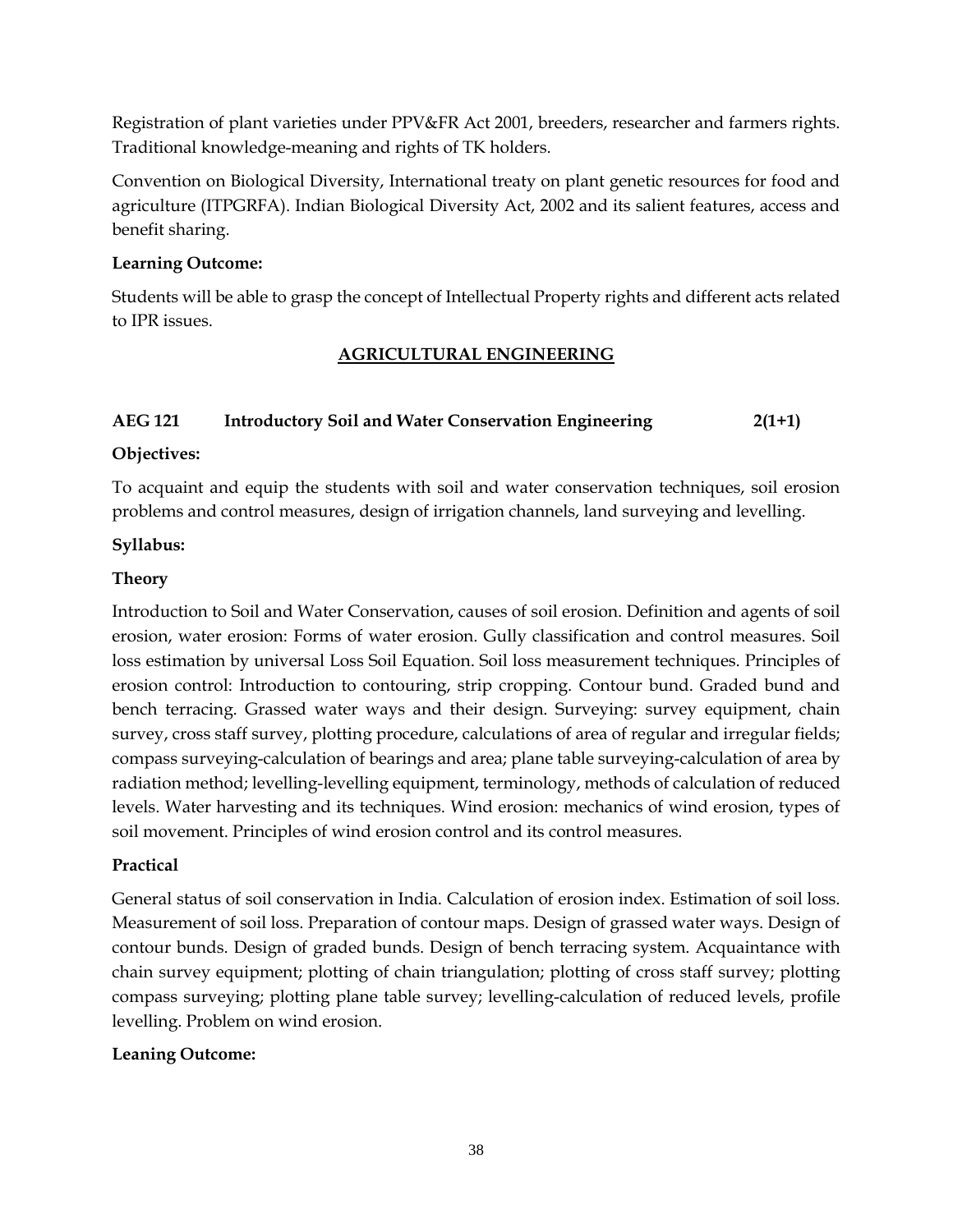Registration of plant varieties under PPV&FR Act 2001, breeders, researcher and farmers rights. Traditional knowledge-meaning and rights of TK holders.

Convention on Biological Diversity, International treaty on plant genetic resources for food and agriculture (ITPGRFA). Indian Biological Diversity Act, 2002 and its salient features, access and benefit sharing.

**Learning Outcome:**

Students will be able to grasp the concept of Intellectual Property rights and different acts related to IPR issues.

## AGRICULTURAL ENGINEERING

### AEG 121 Introductory Soil and Water Conservation Engineering 2(1+1)

**Objectives:**

To acquaint and equip the students with soil and water conservation techniques, soil erosion problems and control measures, design of irrigation channels, land surveying and levelling.

**Syllabus:**

**Theory**

Introduction to Soil and Water Conservation, causes of soil erosion. Definition and agents of soil erosion, water erosion: Forms of water erosion. Gully classification and control measures. Soil loss estimation by universal Loss Soil Equation. Soil loss measurement techniques. Principles of erosion control: Introduction to contouring, strip cropping. Contour bund. Graded bund and bench terracing. Grassed water ways and their design. Surveying: survey equipment, chain survey, cross staff survey, plotting procedure, calculations of area of regular and irregular fields; compass surveying-calculation of bearings and area; plane table surveying-calculation of area by radiation method; levelling-levelling equipment, terminology, methods of calculation of reduced levels. Water harvesting and its techniques. Wind erosion: mechanics of wind erosion, types of soil movement. Principles of wind erosion control and its control measures.

**Practical**

General status of soil conservation in India. Calculation of erosion index. Estimation of soil loss. Measurement of soil loss. Preparation of contour maps. Design of grassed water ways. Design of contour bunds. Design of graded bunds. Design of bench terracing system. Acquaintance with chain survey equipment; plotting of chain triangulation; plotting of cross staff survey; plotting compass surveying; plotting plane table survey; levelling-calculation of reduced levels, profile levelling. Problem on wind erosion.

**Leaning Outcome:**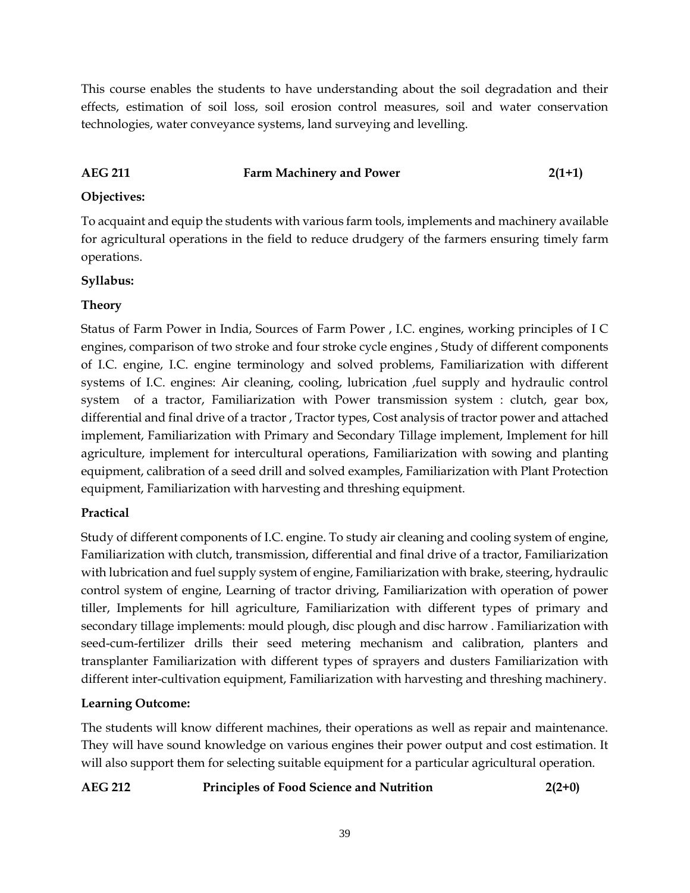This course enables the students to have understanding about the soil degradation and their effects, estimation of soil loss, soil erosion control measures, soil and water conservation technologies, water conveyance systems, land surveying and levelling.

**AEG 211 Farm Machinery and Power 2(1+1)**

**Objectives:**

To acquaint and equip the students with various farm tools, implements and machinery available for agricultural operations in the field to reduce drudgery of the farmers ensuring timely farm operations.

**Syllabus:**

**Theory**

Status of Farm Power in India, Sources of Farm Power , I.C. engines, working principles of I C engines, comparison of two stroke and four stroke cycle engines , Study of different components of I.C. engine, I.C. engine terminology and solved problems, Familiarization with different systems of I.C. engines: Air cleaning, cooling, lubrication ,fuel supply and hydraulic control system of a tractor, Familiarization with Power transmission system : clutch, gear box, differential and final drive of a tractor , Tractor types, Cost analysis of tractor power and attached implement, Familiarization with Primary and Secondary Tillage implement, Implement for hill agriculture, implement for intercultural operations, Familiarization with sowing and planting equipment, calibration of a seed drill and solved examples, Familiarization with Plant Protection equipment, Familiarization with harvesting and threshing equipment.

**Practical**

Study of different components of I.C. engine. To study air cleaning and cooling system of engine, Familiarization with clutch, transmission, differential and final drive of a tractor, Familiarization with lubrication and fuel supply system of engine, Familiarization with brake, steering, hydraulic control system of engine, Learning of tractor driving, Familiarization with operation of power tiller, Implements for hill agriculture, Familiarization with different types of primary and secondary tillage implements: mould plough, disc plough and disc harrow . Familiarization with seed-cum-fertilizer drills their seed metering mechanism and calibration, planters and transplanter Familiarization with different types of sprayers and dusters Familiarization with different inter-cultivation equipment, Familiarization with harvesting and threshing machinery.

**Learning Outcome:**

The students will know different machines, their operations as well as repair and maintenance. They will have sound knowledge on various engines their power output and cost estimation. It will also support them for selecting suitable equipment for a particular agricultural operation.

**AEG 212 Principles of Food Science and Nutrition 2(2+0)**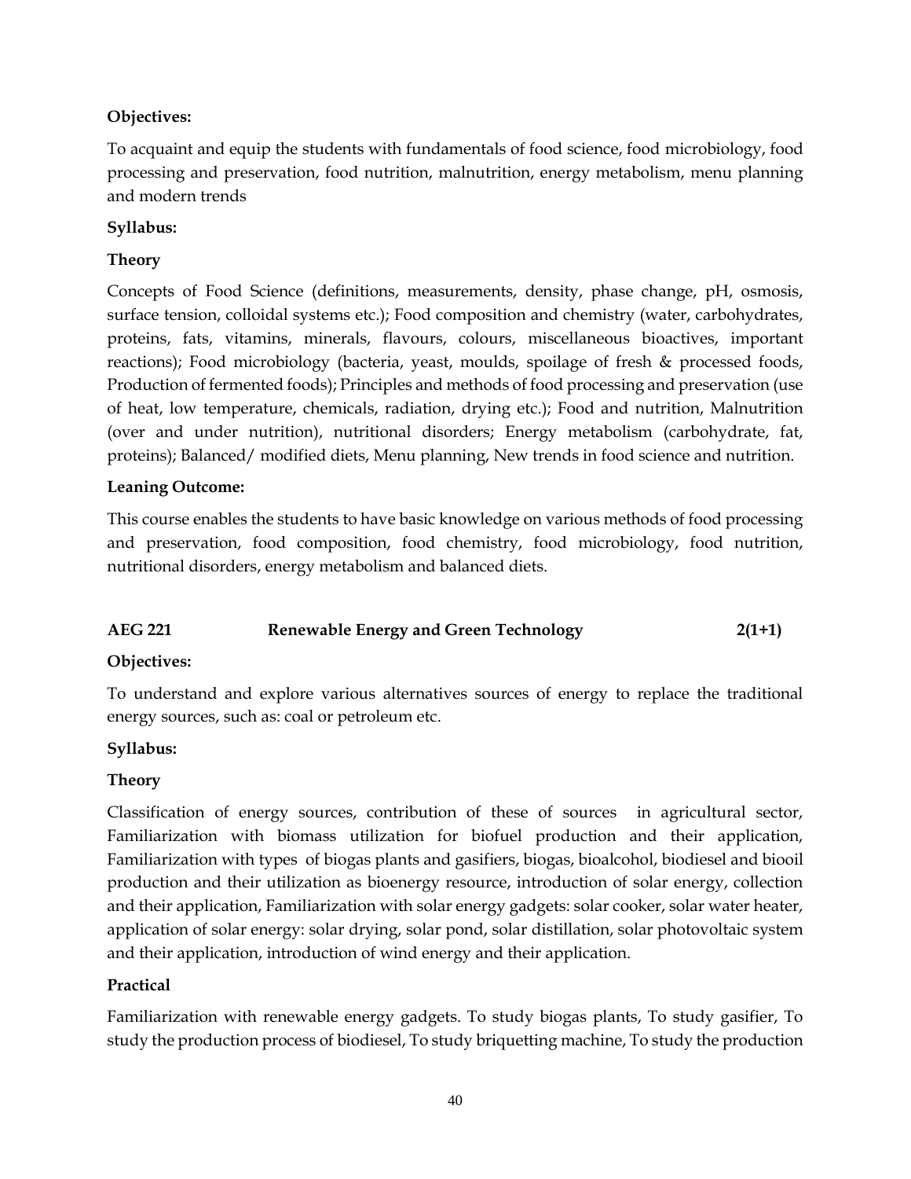**Objectives:**

To acquaint and equip the students with fundamentals of food science, food microbiology, food processing and preservation, food nutrition, malnutrition, energy metabolism, menu planning and modern trends

**Syllabus:**

**Theory**

Concepts of Food Science (definitions, measurements, density, phase change, pH, osmosis, surface tension, colloidal systems etc.); Food composition and chemistry (water, carbohydrates, proteins, fats, vitamins, minerals, flavours, colours, miscellaneous bioactives, important reactions); Food microbiology (bacteria, yeast, moulds, spoilage of fresh & processed foods, Production of fermented foods); Principles and methods of food processing and preservation (use of heat, low temperature, chemicals, radiation, drying etc.); Food and nutrition, Malnutrition (over and under nutrition), nutritional disorders; Energy metabolism (carbohydrate, fat, proteins); Balanced/ modified diets, Menu planning, New trends in food science and nutrition.

**Leaning Outcome:**

This course enables the students to have basic knowledge on various methods of food processing and preservation, food composition, food chemistry, food microbiology, food nutrition, nutritional disorders, energy metabolism and balanced diets.

**AEG 221 Renewable Energy and Green Technology 2(1+1)**

**Objectives:**

To understand and explore various alternatives sources of energy to replace the traditional energy sources, such as: coal or petroleum etc.

**Syllabus:**

**Theory**

Classification of energy sources, contribution of these of sources in agricultural sector, Familiarization with biomass utilization for biofuel production and their application, Familiarization with types of biogas plants and gasifiers, biogas, bioalcohol, biodiesel and biooil production and their utilization as bioenergy resource, introduction of solar energy, collection and their application, Familiarization with solar energy gadgets: solar cooker, solar water heater, application of solar energy: solar drying, solar pond, solar distillation, solar photovoltaic system and their application, introduction of wind energy and their application.

**Practical**

Familiarization with renewable energy gadgets. To study biogas plants, To study gasifier, To study the production process of biodiesel, To study briquetting machine, To study the production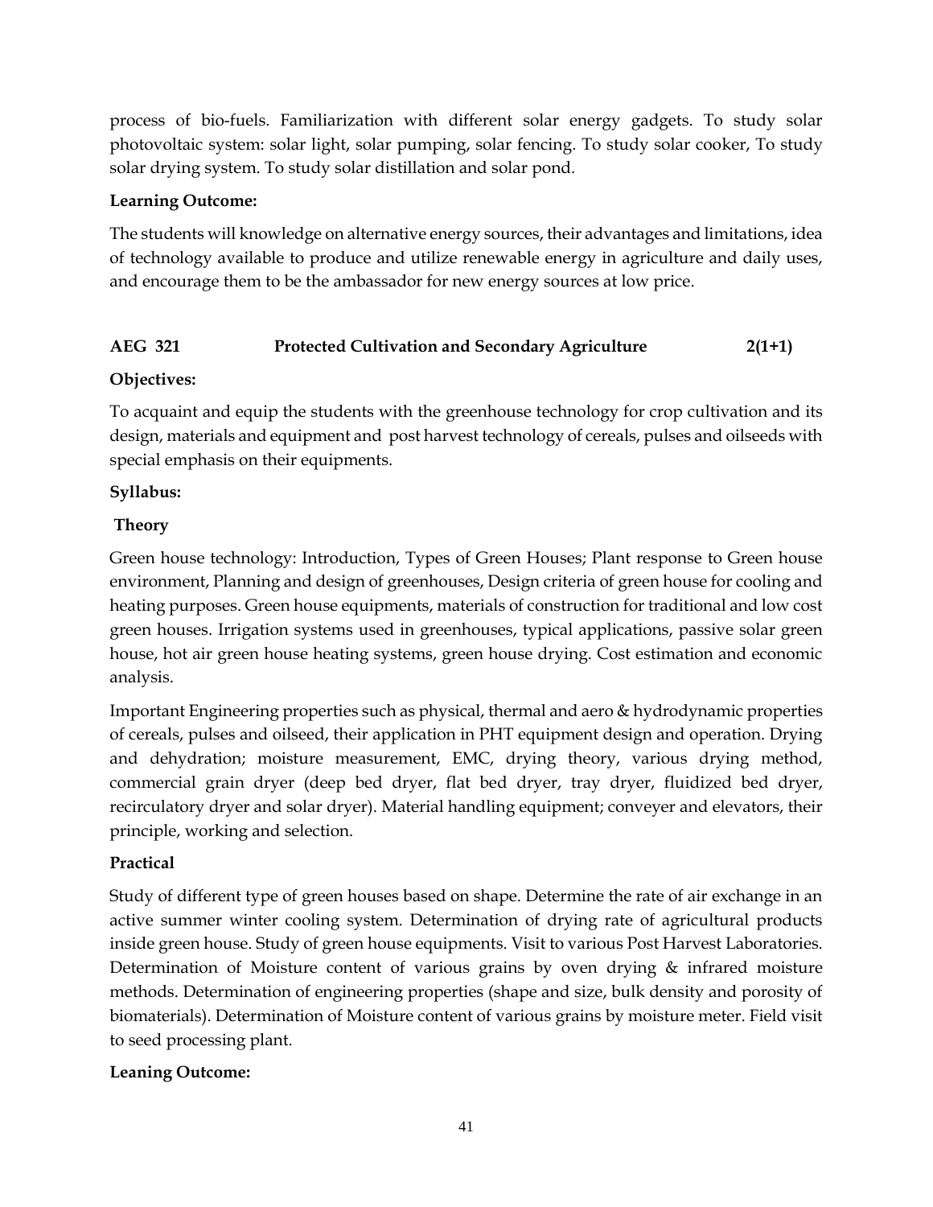process of bio-fuels. Familiarization with different solar energy gadgets. To study solar photovoltaic system: solar light, solar pumping, solar fencing. To study solar cooker, To study solar drying system. To study solar distillation and solar pond.

**Learning Outcome:**

The students will knowledge on alternative energy sources, their advantages and limitations, idea of technology available to produce and utilize renewable energy in agriculture and daily uses, and encourage them to be the ambassador for new energy sources at low price.

### AEG 321 Protected Cultivation and Secondary Agriculture 2(1+1)

**Objectives:**

To acquaint and equip the students with the greenhouse technology for crop cultivation and its design, materials and equipment and post harvest technology of cereals, pulses and oilseeds with special emphasis on their equipments.

**Syllabus:**

**Theory**

Green house technology: Introduction, Types of Green Houses; Plant response to Green house environment, Planning and design of greenhouses, Design criteria of green house for cooling and heating purposes. Green house equipments, materials of construction for traditional and low cost green houses. Irrigation systems used in greenhouses, typical applications, passive solar green house, hot air green house heating systems, green house drying. Cost estimation and economic analysis.

Important Engineering properties such as physical, thermal and aero & hydrodynamic properties of cereals, pulses and oilseed, their application in PHT equipment design and operation. Drying and dehydration; moisture measurement, EMC, drying theory, various drying method, commercial grain dryer (deep bed dryer, flat bed dryer, tray dryer, fluidized bed dryer, recirculatory dryer and solar dryer). Material handling equipment; conveyer and elevators, their principle, working and selection.

**Practical**

Study of different type of green houses based on shape. Determine the rate of air exchange in an active summer winter cooling system. Determination of drying rate of agricultural products inside green house. Study of green house equipments. Visit to various Post Harvest Laboratories. Determination of Moisture content of various grains by oven drying & infrared moisture methods. Determination of engineering properties (shape and size, bulk density and porosity of biomaterials). Determination of Moisture content of various grains by moisture meter. Field visit to seed processing plant.

**Leaning Outcome:**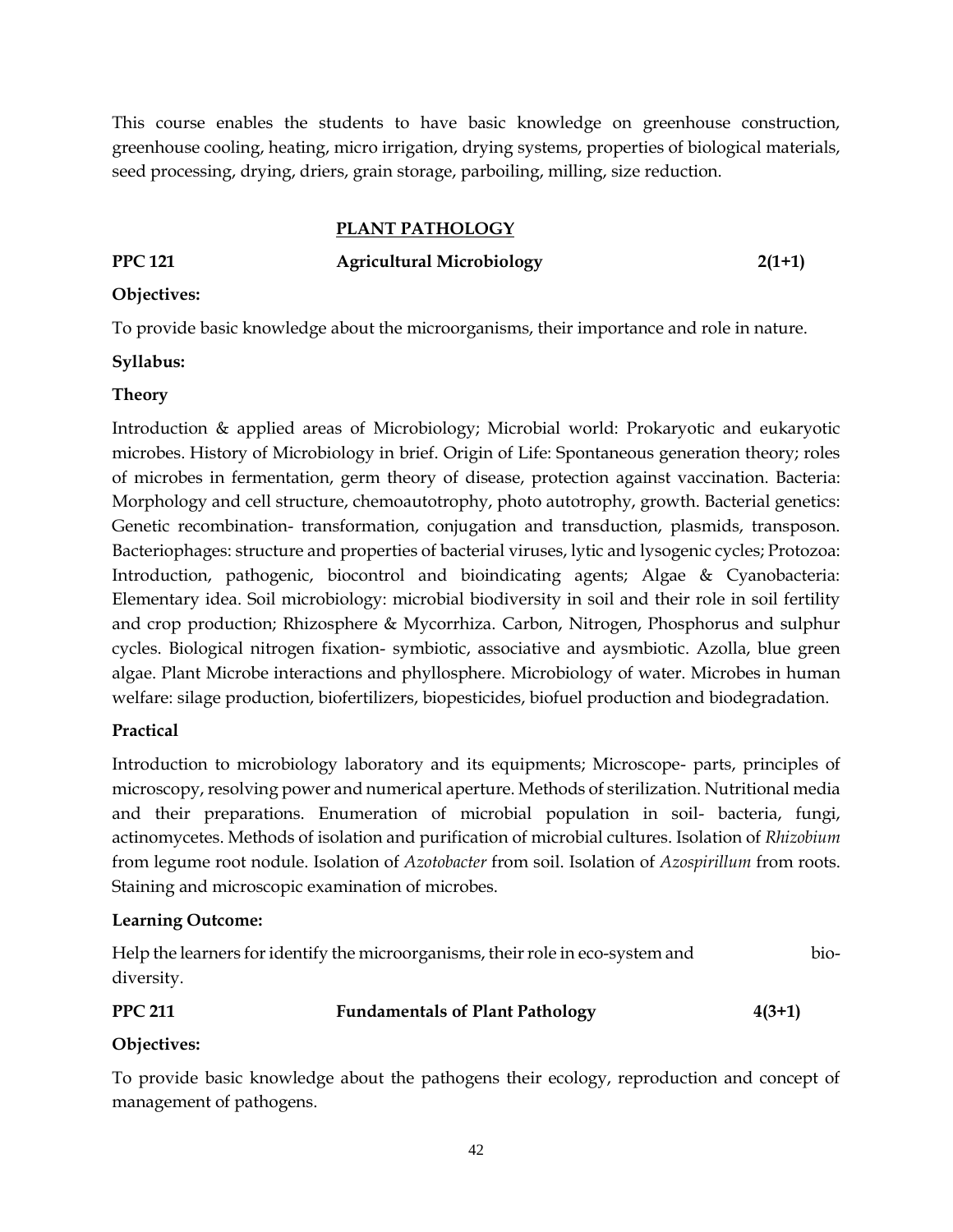This course enables the students to have basic knowledge on greenhouse construction, greenhouse cooling, heating, micro irrigation, drying systems, properties of biological materials, seed processing, drying, driers, grain storage, parboiling, milling, size reduction.

## PLANT PATHOLOGY

**PPC 121 — Agricultural Microbiology — 2(1+1)**

**Objectives:**

To provide basic knowledge about the microorganisms, their importance and role in nature.

**Syllabus:**

**Theory**

Introduction & applied areas of Microbiology; Microbial world: Prokaryotic and eukaryotic microbes. History of Microbiology in brief. Origin of Life: Spontaneous generation theory; roles of microbes in fermentation, germ theory of disease, protection against vaccination. Bacteria: Morphology and cell structure, chemoautotrophy, photo autotrophy, growth. Bacterial genetics: Genetic recombination- transformation, conjugation and transduction, plasmids, transposon. Bacteriophages: structure and properties of bacterial viruses, lytic and lysogenic cycles; Protozoa: Introduction, pathogenic, biocontrol and bioindicating agents; Algae & Cyanobacteria: Elementary idea. Soil microbiology: microbial biodiversity in soil and their role in soil fertility and crop production; Rhizosphere & Mycorrhiza. Carbon, Nitrogen, Phosphorus and sulphur cycles. Biological nitrogen fixation- symbiotic, associative and aysmbiotic. Azolla, blue green algae. Plant Microbe interactions and phyllosphere. Microbiology of water. Microbes in human welfare: silage production, biofertilizers, biopesticides, biofuel production and biodegradation.

**Practical**

Introduction to microbiology laboratory and its equipments; Microscope- parts, principles of microscopy, resolving power and numerical aperture. Methods of sterilization. Nutritional media and their preparations. Enumeration of microbial population in soil- bacteria, fungi, actinomycetes. Methods of isolation and purification of microbial cultures. Isolation of *Rhizobium* from legume root nodule. Isolation of *Azotobacter* from soil. Isolation of *Azospirillum* from roots. Staining and microscopic examination of microbes.

**Learning Outcome:**

Help the learners for identify the microorganisms, their role in eco-system and bio-diversity.

**PPC 211 — Fundamentals of Plant Pathology — 4(3+1)**

**Objectives:**

To provide basic knowledge about the pathogens their ecology, reproduction and concept of management of pathogens.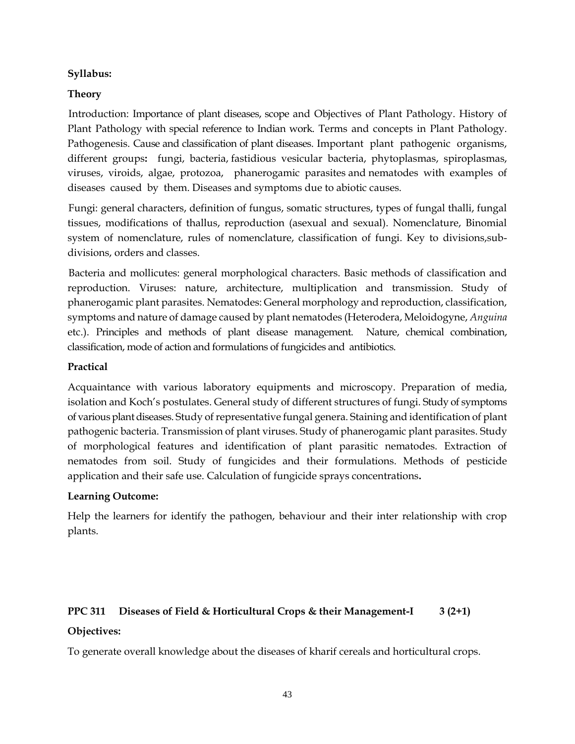**Syllabus:**

**Theory**

Introduction: Importance of plant diseases, scope and Objectives of Plant Pathology. History of Plant Pathology with special reference to Indian work. Terms and concepts in Plant Pathology. Pathogenesis. Cause and classification of plant diseases. Important plant pathogenic organisms, different groups**:** fungi, bacteria, fastidious vesicular bacteria, phytoplasmas, spiroplasmas, viruses, viroids, algae, protozoa, phanerogamic parasites and nematodes with examples of diseases caused by them. Diseases and symptoms due to abiotic causes.

Fungi: general characters, definition of fungus, somatic structures, types of fungal thalli, fungal tissues, modifications of thallus, reproduction (asexual and sexual). Nomenclature, Binomial system of nomenclature, rules of nomenclature, classification of fungi. Key to divisions,sub-divisions, orders and classes.

Bacteria and mollicutes: general morphological characters. Basic methods of classification and reproduction. Viruses: nature, architecture, multiplication and transmission. Study of phanerogamic plant parasites. Nematodes: General morphology and reproduction, classification, symptoms and nature of damage caused by plant nematodes (Heterodera, Meloidogyne, *Anguina* etc.). Principles and methods of plant disease management. Nature, chemical combination, classification, mode of action and formulations of fungicides and antibiotics.

**Practical**

Acquaintance with various laboratory equipments and microscopy. Preparation of media, isolation and Koch's postulates. General study of different structures of fungi. Study of symptoms of various plant diseases. Study of representative fungal genera. Staining and identification of plant pathogenic bacteria. Transmission of plant viruses. Study of phanerogamic plant parasites. Study of morphological features and identification of plant parasitic nematodes. Extraction of nematodes from soil. Study of fungicides and their formulations. Methods of pesticide application and their safe use. Calculation of fungicide sprays concentrations**.**

**Learning Outcome:**

Help the learners for identify the pathogen, behaviour and their inter relationship with crop plants.

**PPC 311 Diseases of Field & Horticultural Crops & their Management-I 3 (2+1)**

**Objectives:**

To generate overall knowledge about the diseases of kharif cereals and horticultural crops.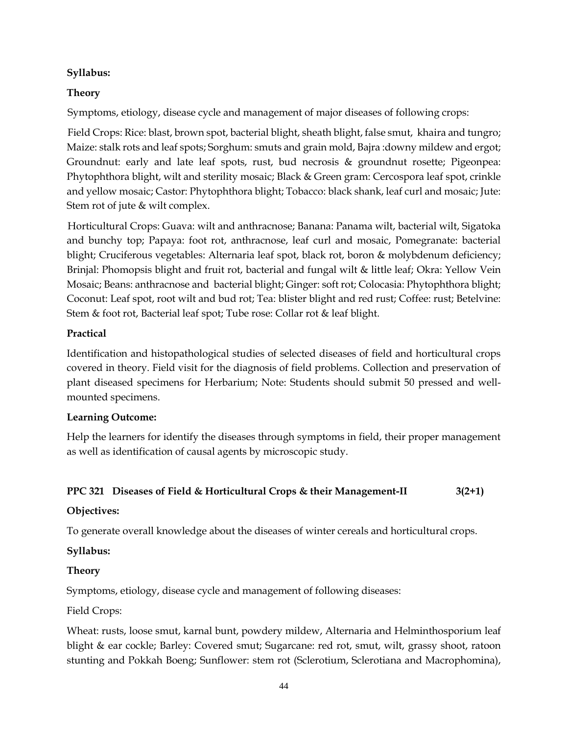**Syllabus:**

**Theory**

Symptoms, etiology, disease cycle and management of major diseases of following crops:

Field Crops: Rice: blast, brown spot, bacterial blight, sheath blight, false smut, khaira and tungro; Maize: stalk rots and leaf spots; Sorghum: smuts and grain mold, Bajra :downy mildew and ergot; Groundnut: early and late leaf spots, rust, bud necrosis & groundnut rosette; Pigeonpea: Phytophthora blight, wilt and sterility mosaic; Black & Green gram: Cercospora leaf spot, crinkle and yellow mosaic; Castor: Phytophthora blight; Tobacco: black shank, leaf curl and mosaic; Jute: Stem rot of jute & wilt complex.

Horticultural Crops: Guava: wilt and anthracnose; Banana: Panama wilt, bacterial wilt, Sigatoka and bunchy top; Papaya: foot rot, anthracnose, leaf curl and mosaic, Pomegranate: bacterial blight; Cruciferous vegetables: Alternaria leaf spot, black rot, boron & molybdenum deficiency; Brinjal: Phomopsis blight and fruit rot, bacterial and fungal wilt & little leaf; Okra: Yellow Vein Mosaic; Beans: anthracnose and bacterial blight; Ginger: soft rot; Colocasia: Phytophthora blight; Coconut: Leaf spot, root wilt and bud rot; Tea: blister blight and red rust; Coffee: rust; Betelvine: Stem & foot rot, Bacterial leaf spot; Tube rose: Collar rot & leaf blight.

**Practical**

Identification and histopathological studies of selected diseases of field and horticultural crops covered in theory. Field visit for the diagnosis of field problems. Collection and preservation of plant diseased specimens for Herbarium; Note: Students should submit 50 pressed and well-mounted specimens.

**Learning Outcome:**

Help the learners for identify the diseases through symptoms in field, their proper management as well as identification of causal agents by microscopic study.

**PPC 321 Diseases of Field & Horticultural Crops & their Management-II 3(2+1)**

**Objectives:**

To generate overall knowledge about the diseases of winter cereals and horticultural crops.

**Syllabus:**

**Theory**

Symptoms, etiology, disease cycle and management of following diseases:

Field Crops:

Wheat: rusts, loose smut, karnal bunt, powdery mildew, Alternaria and Helminthosporium leaf blight & ear cockle; Barley: Covered smut; Sugarcane: red rot, smut, wilt, grassy shoot, ratoon stunting and Pokkah Boeng; Sunflower: stem rot (Sclerotium, Sclerotiana and Macrophomina),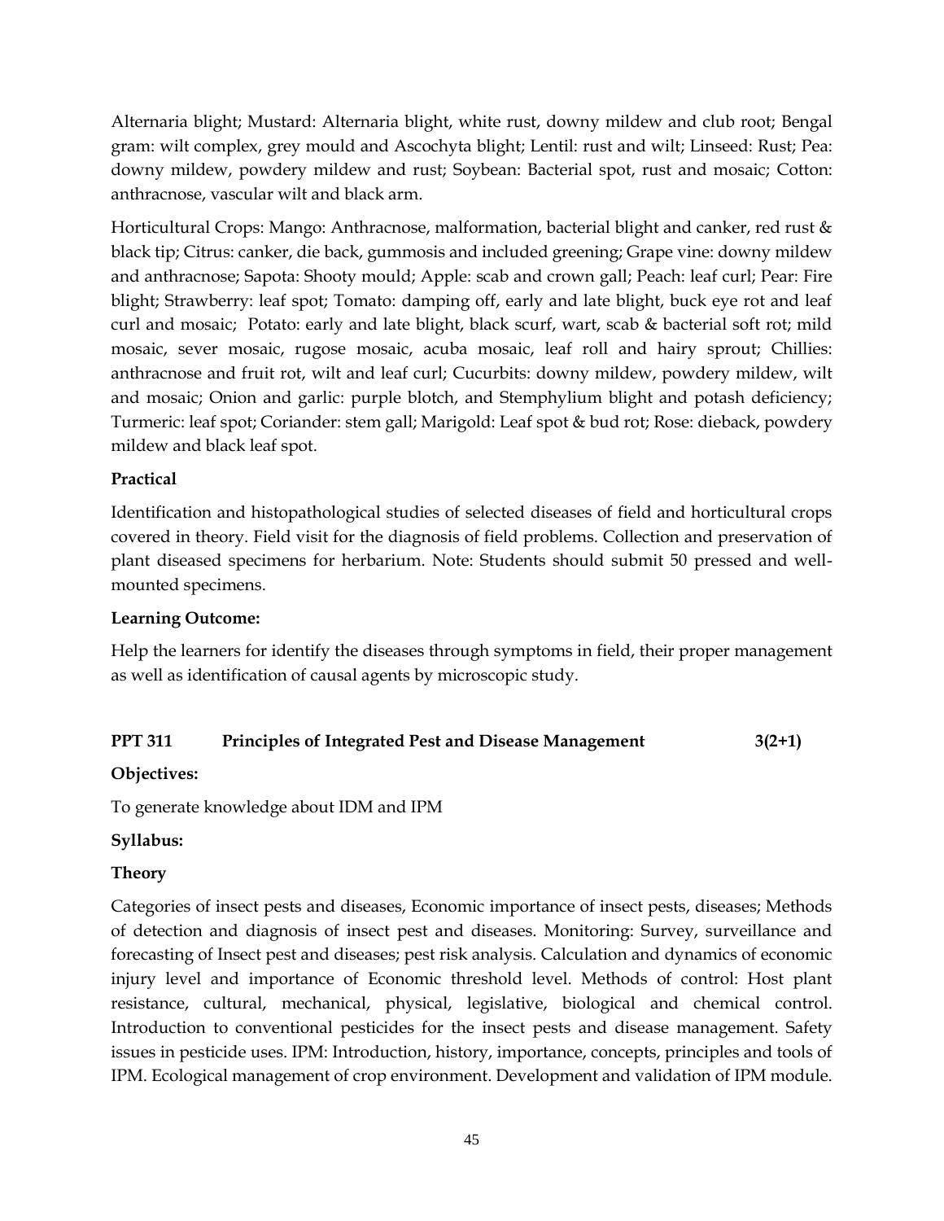Alternaria blight; Mustard: Alternaria blight, white rust, downy mildew and club root; Bengal gram: wilt complex, grey mould and Ascochyta blight; Lentil: rust and wilt; Linseed: Rust; Pea: downy mildew, powdery mildew and rust; Soybean: Bacterial spot, rust and mosaic; Cotton: anthracnose, vascular wilt and black arm.

Horticultural Crops: Mango: Anthracnose, malformation, bacterial blight and canker, red rust & black tip; Citrus: canker, die back, gummosis and included greening; Grape vine: downy mildew and anthracnose; Sapota: Shooty mould; Apple: scab and crown gall; Peach: leaf curl; Pear: Fire blight; Strawberry: leaf spot; Tomato: damping off, early and late blight, buck eye rot and leaf curl and mosaic; Potato: early and late blight, black scurf, wart, scab & bacterial soft rot; mild mosaic, sever mosaic, rugose mosaic, acuba mosaic, leaf roll and hairy sprout; Chillies: anthracnose and fruit rot, wilt and leaf curl; Cucurbits: downy mildew, powdery mildew, wilt and mosaic; Onion and garlic: purple blotch, and Stemphylium blight and potash deficiency; Turmeric: leaf spot; Coriander: stem gall; Marigold: Leaf spot & bud rot; Rose: dieback, powdery mildew and black leaf spot.

**Practical**

Identification and histopathological studies of selected diseases of field and horticultural crops covered in theory. Field visit for the diagnosis of field problems. Collection and preservation of plant diseased specimens for herbarium. Note: Students should submit 50 pressed and well-mounted specimens.

**Learning Outcome:**

Help the learners for identify the diseases through symptoms in field, their proper management as well as identification of causal agents by microscopic study.

## PPT 311 Principles of Integrated Pest and Disease Management 3(2+1)

**Objectives:**

To generate knowledge about IDM and IPM

**Syllabus:**

**Theory**

Categories of insect pests and diseases, Economic importance of insect pests, diseases; Methods of detection and diagnosis of insect pest and diseases. Monitoring: Survey, surveillance and forecasting of Insect pest and diseases; pest risk analysis. Calculation and dynamics of economic injury level and importance of Economic threshold level. Methods of control: Host plant resistance, cultural, mechanical, physical, legislative, biological and chemical control. Introduction to conventional pesticides for the insect pests and disease management. Safety issues in pesticide uses. IPM: Introduction, history, importance, concepts, principles and tools of IPM. Ecological management of crop environment. Development and validation of IPM module.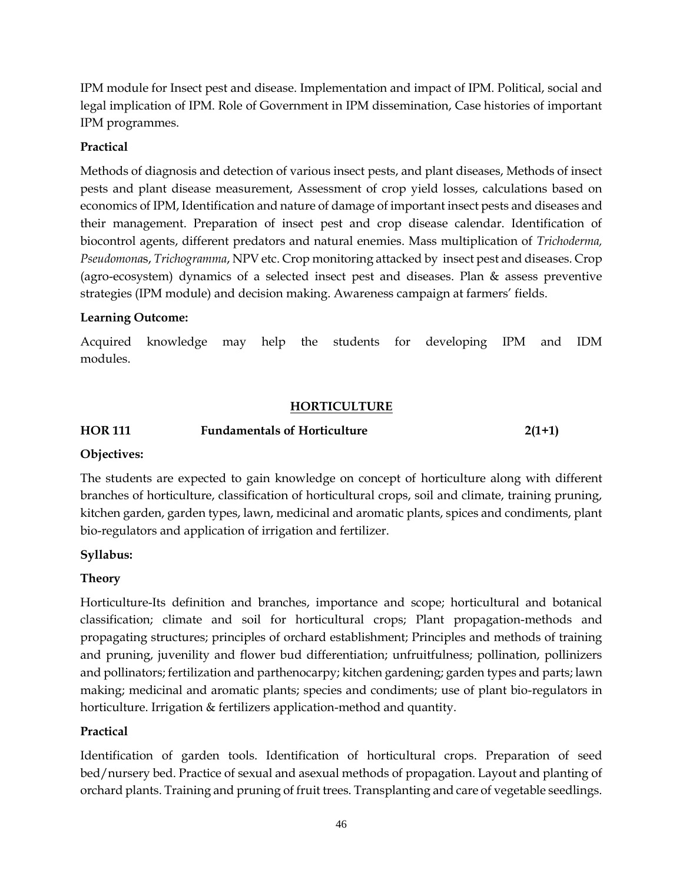IPM module for Insect pest and disease. Implementation and impact of IPM. Political, social and legal implication of IPM. Role of Government in IPM dissemination, Case histories of important IPM programmes.

**Practical**

Methods of diagnosis and detection of various insect pests, and plant diseases, Methods of insect pests and plant disease measurement, Assessment of crop yield losses, calculations based on economics of IPM, Identification and nature of damage of important insect pests and diseases and their management. Preparation of insect pest and crop disease calendar. Identification of biocontrol agents, different predators and natural enemies. Mass multiplication of *Trichoderma, Pseudomona*s, *Trichogramma*, NPV etc. Crop monitoring attacked by insect pest and diseases. Crop (agro-ecosystem) dynamics of a selected insect pest and diseases. Plan & assess preventive strategies (IPM module) and decision making. Awareness campaign at farmers' fields.

**Learning Outcome:**

Acquired knowledge may help the students for developing IPM and IDM modules.

## HORTICULTURE

**HOR 111 Fundamentals of Horticulture 2(1+1)**

**Objectives:**

The students are expected to gain knowledge on concept of horticulture along with different branches of horticulture, classification of horticultural crops, soil and climate, training pruning, kitchen garden, garden types, lawn, medicinal and aromatic plants, spices and condiments, plant bio-regulators and application of irrigation and fertilizer.

**Syllabus:**

**Theory**

Horticulture-Its definition and branches, importance and scope; horticultural and botanical classification; climate and soil for horticultural crops; Plant propagation-methods and propagating structures; principles of orchard establishment; Principles and methods of training and pruning, juvenility and flower bud differentiation; unfruitfulness; pollination, pollinizers and pollinators; fertilization and parthenocarpy; kitchen gardening; garden types and parts; lawn making; medicinal and aromatic plants; species and condiments; use of plant bio-regulators in horticulture. Irrigation & fertilizers application-method and quantity.

**Practical**

Identification of garden tools. Identification of horticultural crops. Preparation of seed bed/nursery bed. Practice of sexual and asexual methods of propagation. Layout and planting of orchard plants. Training and pruning of fruit trees. Transplanting and care of vegetable seedlings.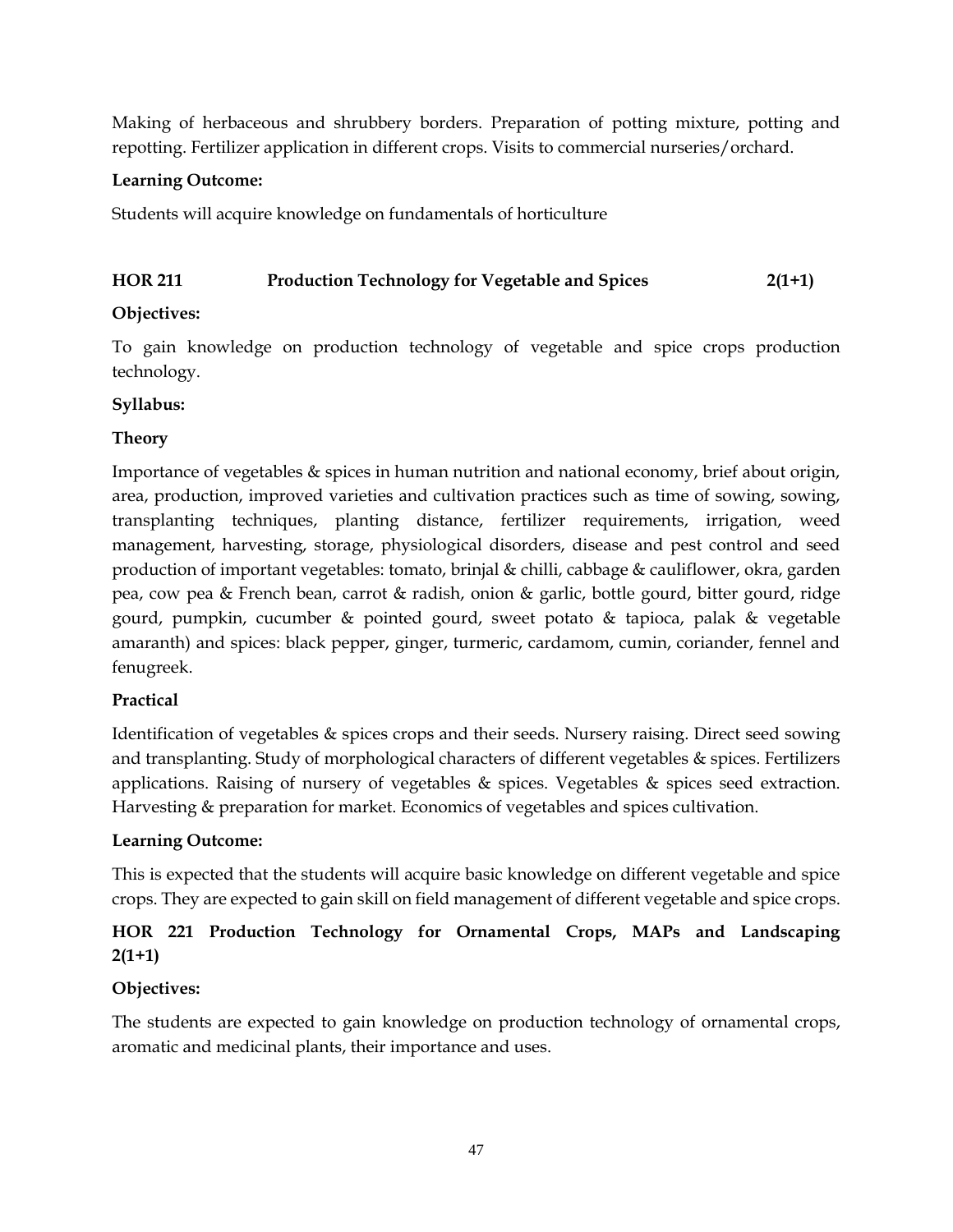Making of herbaceous and shrubbery borders. Preparation of potting mixture, potting and repotting. Fertilizer application in different crops. Visits to commercial nurseries/orchard.

**Learning Outcome:**

Students will acquire knowledge on fundamentals of horticulture

### HOR 211 Production Technology for Vegetable and Spices 2(1+1)

**Objectives:**

To gain knowledge on production technology of vegetable and spice crops production technology.

**Syllabus:**

**Theory**

Importance of vegetables & spices in human nutrition and national economy, brief about origin, area, production, improved varieties and cultivation practices such as time of sowing, sowing, transplanting techniques, planting distance, fertilizer requirements, irrigation, weed management, harvesting, storage, physiological disorders, disease and pest control and seed production of important vegetables: tomato, brinjal & chilli, cabbage & cauliflower, okra, garden pea, cow pea & French bean, carrot & radish, onion & garlic, bottle gourd, bitter gourd, ridge gourd, pumpkin, cucumber & pointed gourd, sweet potato & tapioca, palak & vegetable amaranth) and spices: black pepper, ginger, turmeric, cardamom, cumin, coriander, fennel and fenugreek.

**Practical**

Identification of vegetables & spices crops and their seeds. Nursery raising. Direct seed sowing and transplanting. Study of morphological characters of different vegetables & spices. Fertilizers applications. Raising of nursery of vegetables & spices. Vegetables & spices seed extraction. Harvesting & preparation for market. Economics of vegetables and spices cultivation.

**Learning Outcome:**

This is expected that the students will acquire basic knowledge on different vegetable and spice crops. They are expected to gain skill on field management of different vegetable and spice crops.

### HOR 221 Production Technology for Ornamental Crops, MAPs and Landscaping 2(1+1)

**Objectives:**

The students are expected to gain knowledge on production technology of ornamental crops, aromatic and medicinal plants, their importance and uses.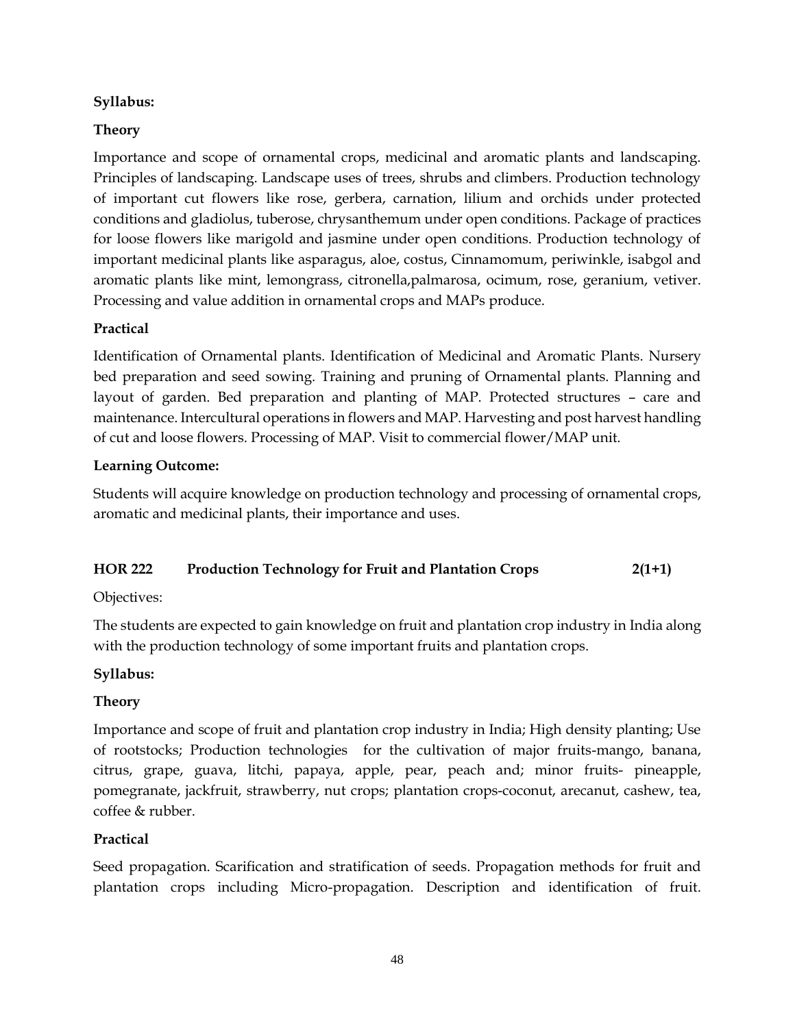**Syllabus:**

**Theory**

Importance and scope of ornamental crops, medicinal and aromatic plants and landscaping. Principles of landscaping. Landscape uses of trees, shrubs and climbers. Production technology of important cut flowers like rose, gerbera, carnation, lilium and orchids under protected conditions and gladiolus, tuberose, chrysanthemum under open conditions. Package of practices for loose flowers like marigold and jasmine under open conditions. Production technology of important medicinal plants like asparagus, aloe, costus, Cinnamomum, periwinkle, isabgol and aromatic plants like mint, lemongrass, citronella,palmarosa, ocimum, rose, geranium, vetiver. Processing and value addition in ornamental crops and MAPs produce.

**Practical**

Identification of Ornamental plants. Identification of Medicinal and Aromatic Plants. Nursery bed preparation and seed sowing. Training and pruning of Ornamental plants. Planning and layout of garden. Bed preparation and planting of MAP. Protected structures – care and maintenance. Intercultural operations in flowers and MAP. Harvesting and post harvest handling of cut and loose flowers. Processing of MAP. Visit to commercial flower/MAP unit.

**Learning Outcome:**

Students will acquire knowledge on production technology and processing of ornamental crops, aromatic and medicinal plants, their importance and uses.

**HOR 222 Production Technology for Fruit and Plantation Crops 2(1+1)**

Objectives:

The students are expected to gain knowledge on fruit and plantation crop industry in India along with the production technology of some important fruits and plantation crops.

**Syllabus:**

**Theory**

Importance and scope of fruit and plantation crop industry in India; High density planting; Use of rootstocks; Production technologies for the cultivation of major fruits-mango, banana, citrus, grape, guava, litchi, papaya, apple, pear, peach and; minor fruits- pineapple, pomegranate, jackfruit, strawberry, nut crops; plantation crops-coconut, arecanut, cashew, tea, coffee & rubber.

**Practical**

Seed propagation. Scarification and stratification of seeds. Propagation methods for fruit and plantation crops including Micro-propagation. Description and identification of fruit.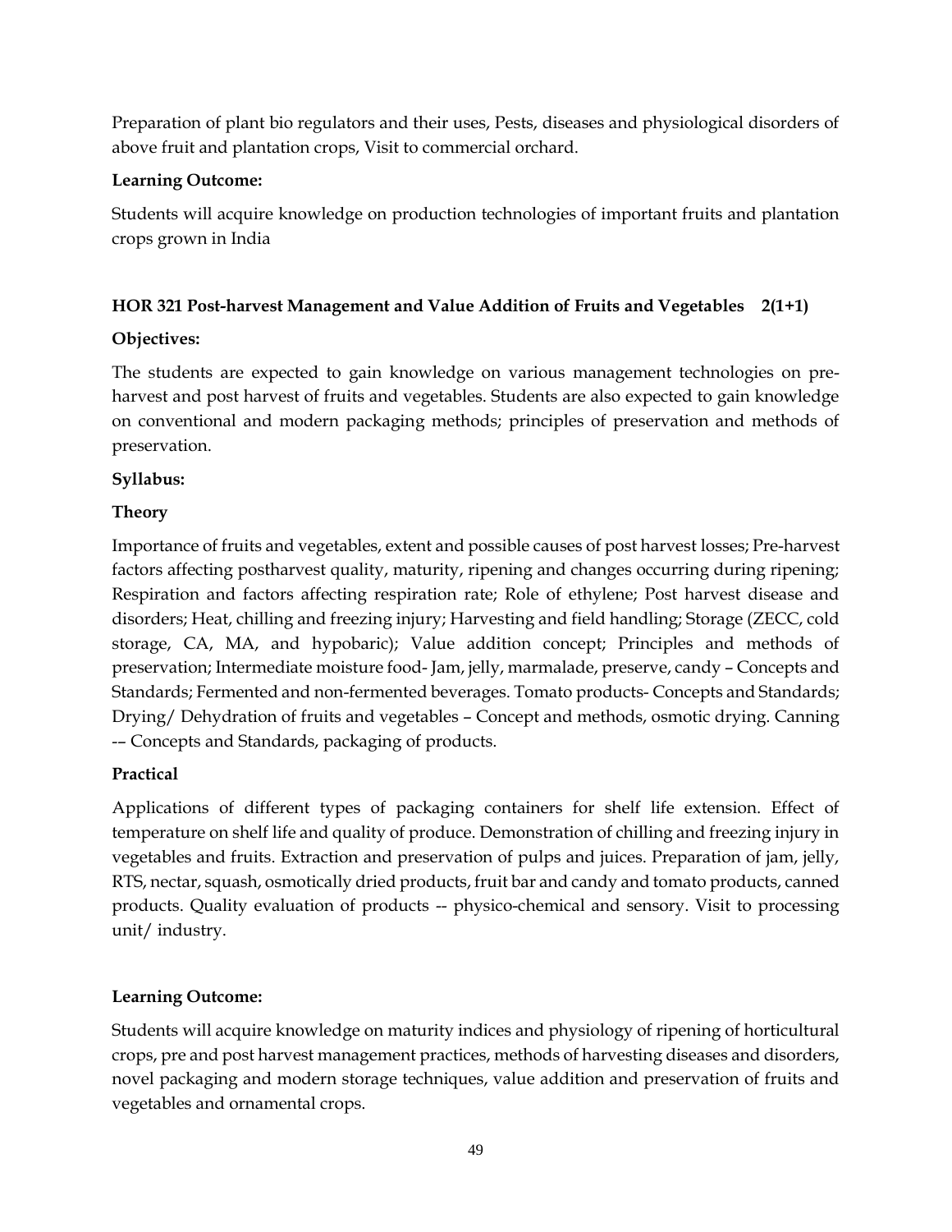Preparation of plant bio regulators and their uses, Pests, diseases and physiological disorders of above fruit and plantation crops, Visit to commercial orchard.

**Learning Outcome:**

Students will acquire knowledge on production technologies of important fruits and plantation crops grown in India

### HOR 321 Post-harvest Management and Value Addition of Fruits and Vegetables 2(1+1)

**Objectives:**

The students are expected to gain knowledge on various management technologies on pre-harvest and post harvest of fruits and vegetables. Students are also expected to gain knowledge on conventional and modern packaging methods; principles of preservation and methods of preservation.

**Syllabus:**

**Theory**

Importance of fruits and vegetables, extent and possible causes of post harvest losses; Pre-harvest factors affecting postharvest quality, maturity, ripening and changes occurring during ripening; Respiration and factors affecting respiration rate; Role of ethylene; Post harvest disease and disorders; Heat, chilling and freezing injury; Harvesting and field handling; Storage (ZECC, cold storage, CA, MA, and hypobaric); Value addition concept; Principles and methods of preservation; Intermediate moisture food- Jam, jelly, marmalade, preserve, candy – Concepts and Standards; Fermented and non-fermented beverages. Tomato products- Concepts and Standards; Drying/ Dehydration of fruits and vegetables – Concept and methods, osmotic drying. Canning -– Concepts and Standards, packaging of products.

**Practical**

Applications of different types of packaging containers for shelf life extension. Effect of temperature on shelf life and quality of produce. Demonstration of chilling and freezing injury in vegetables and fruits. Extraction and preservation of pulps and juices. Preparation of jam, jelly, RTS, nectar, squash, osmotically dried products, fruit bar and candy and tomato products, canned products. Quality evaluation of products -- physico-chemical and sensory. Visit to processing unit/ industry.

**Learning Outcome:**

Students will acquire knowledge on maturity indices and physiology of ripening of horticultural crops, pre and post harvest management practices, methods of harvesting diseases and disorders, novel packaging and modern storage techniques, value addition and preservation of fruits and vegetables and ornamental crops.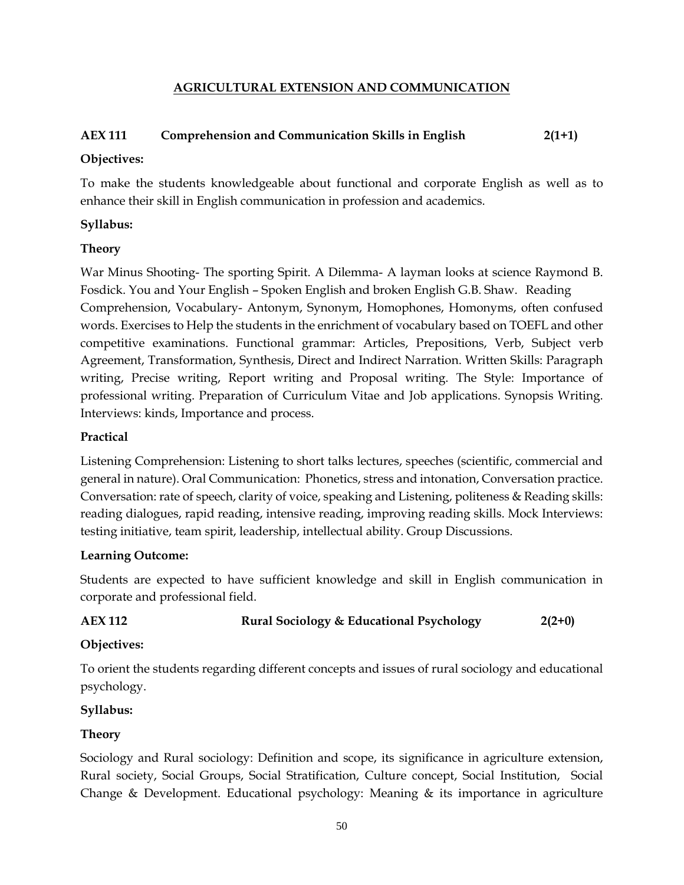## AGRICULTURAL EXTENSION AND COMMUNICATION

### AEX 111 Comprehension and Communication Skills in English 2(1+1)

**Objectives:**

To make the students knowledgeable about functional and corporate English as well as to enhance their skill in English communication in profession and academics.

**Syllabus:**

**Theory**

War Minus Shooting- The sporting Spirit. A Dilemma- A layman looks at science Raymond B. Fosdick. You and Your English – Spoken English and broken English G.B. Shaw. Reading Comprehension, Vocabulary- Antonym, Synonym, Homophones, Homonyms, often confused words. Exercises to Help the students in the enrichment of vocabulary based on TOEFL and other competitive examinations. Functional grammar: Articles, Prepositions, Verb, Subject verb Agreement, Transformation, Synthesis, Direct and Indirect Narration. Written Skills: Paragraph writing, Precise writing, Report writing and Proposal writing. The Style: Importance of professional writing. Preparation of Curriculum Vitae and Job applications. Synopsis Writing. Interviews: kinds, Importance and process.

**Practical**

Listening Comprehension: Listening to short talks lectures, speeches (scientific, commercial and general in nature). Oral Communication: Phonetics, stress and intonation, Conversation practice. Conversation: rate of speech, clarity of voice, speaking and Listening, politeness & Reading skills: reading dialogues, rapid reading, intensive reading, improving reading skills. Mock Interviews: testing initiative, team spirit, leadership, intellectual ability. Group Discussions.

**Learning Outcome:**

Students are expected to have sufficient knowledge and skill in English communication in corporate and professional field.

### AEX 112 Rural Sociology & Educational Psychology 2(2+0)

**Objectives:**

To orient the students regarding different concepts and issues of rural sociology and educational psychology.

**Syllabus:**

**Theory**

Sociology and Rural sociology: Definition and scope, its significance in agriculture extension, Rural society, Social Groups, Social Stratification, Culture concept, Social Institution, Social Change & Development. Educational psychology: Meaning & its importance in agriculture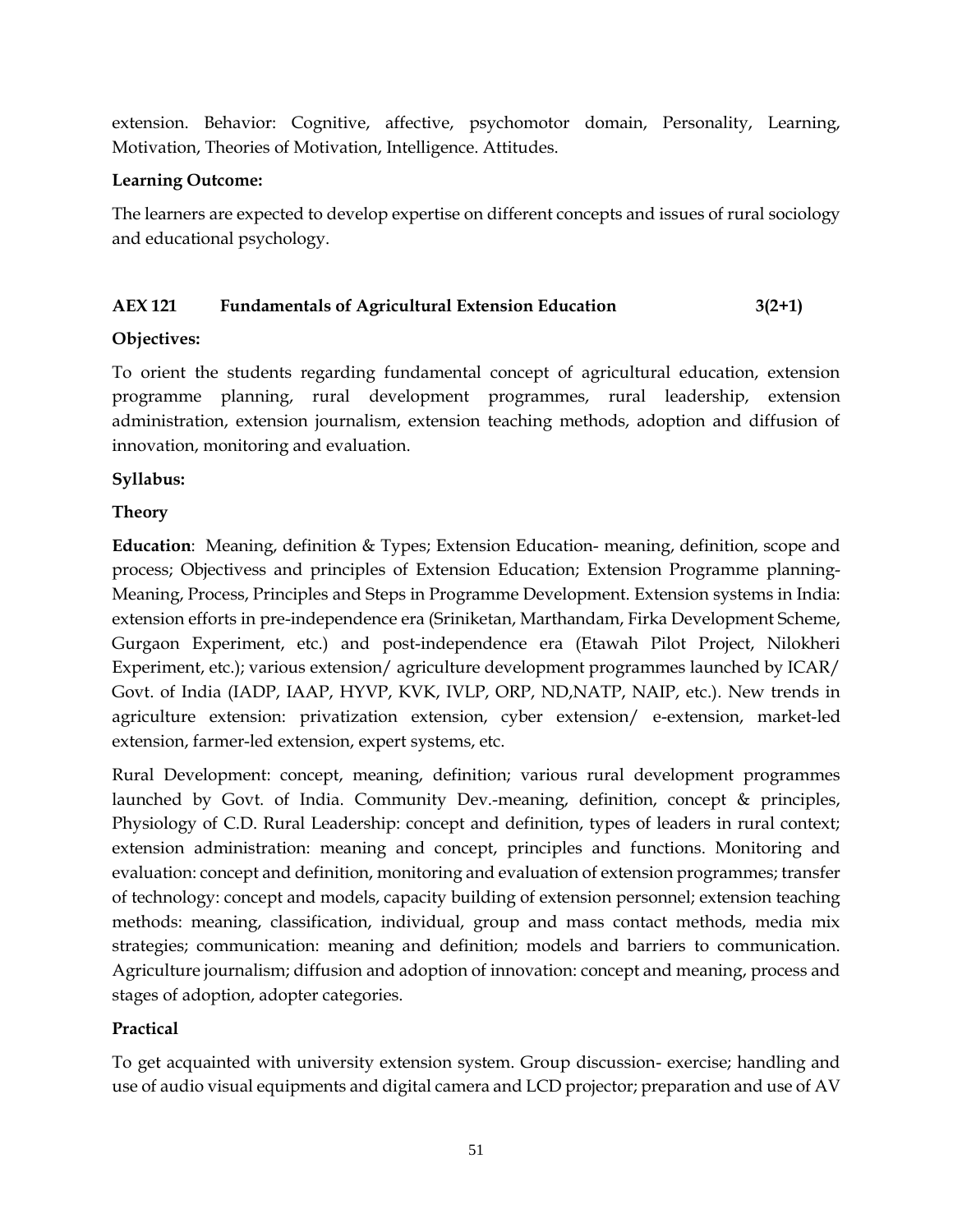extension. Behavior: Cognitive, affective, psychomotor domain, Personality, Learning, Motivation, Theories of Motivation, Intelligence. Attitudes.

**Learning Outcome:**

The learners are expected to develop expertise on different concepts and issues of rural sociology and educational psychology.

### AEX 121 Fundamentals of Agricultural Extension Education 3(2+1)

**Objectives:**

To orient the students regarding fundamental concept of agricultural education, extension programme planning, rural development programmes, rural leadership, extension administration, extension journalism, extension teaching methods, adoption and diffusion of innovation, monitoring and evaluation.

**Syllabus:**

**Theory**

**Education**: Meaning, definition & Types; Extension Education- meaning, definition, scope and process; Objectivess and principles of Extension Education; Extension Programme planning- Meaning, Process, Principles and Steps in Programme Development. Extension systems in India: extension efforts in pre-independence era (Sriniketan, Marthandam, Firka Development Scheme, Gurgaon Experiment, etc.) and post-independence era (Etawah Pilot Project, Nilokheri Experiment, etc.); various extension/ agriculture development programmes launched by ICAR/ Govt. of India (IADP, IAAP, HYVP, KVK, IVLP, ORP, ND,NATP, NAIP, etc.). New trends in agriculture extension: privatization extension, cyber extension/ e-extension, market-led extension, farmer-led extension, expert systems, etc.

Rural Development: concept, meaning, definition; various rural development programmes launched by Govt. of India. Community Dev.-meaning, definition, concept & principles, Physiology of C.D. Rural Leadership: concept and definition, types of leaders in rural context; extension administration: meaning and concept, principles and functions. Monitoring and evaluation: concept and definition, monitoring and evaluation of extension programmes; transfer of technology: concept and models, capacity building of extension personnel; extension teaching methods: meaning, classification, individual, group and mass contact methods, media mix strategies; communication: meaning and definition; models and barriers to communication. Agriculture journalism; diffusion and adoption of innovation: concept and meaning, process and stages of adoption, adopter categories.

**Practical**

To get acquainted with university extension system. Group discussion- exercise; handling and use of audio visual equipments and digital camera and LCD projector; preparation and use of AV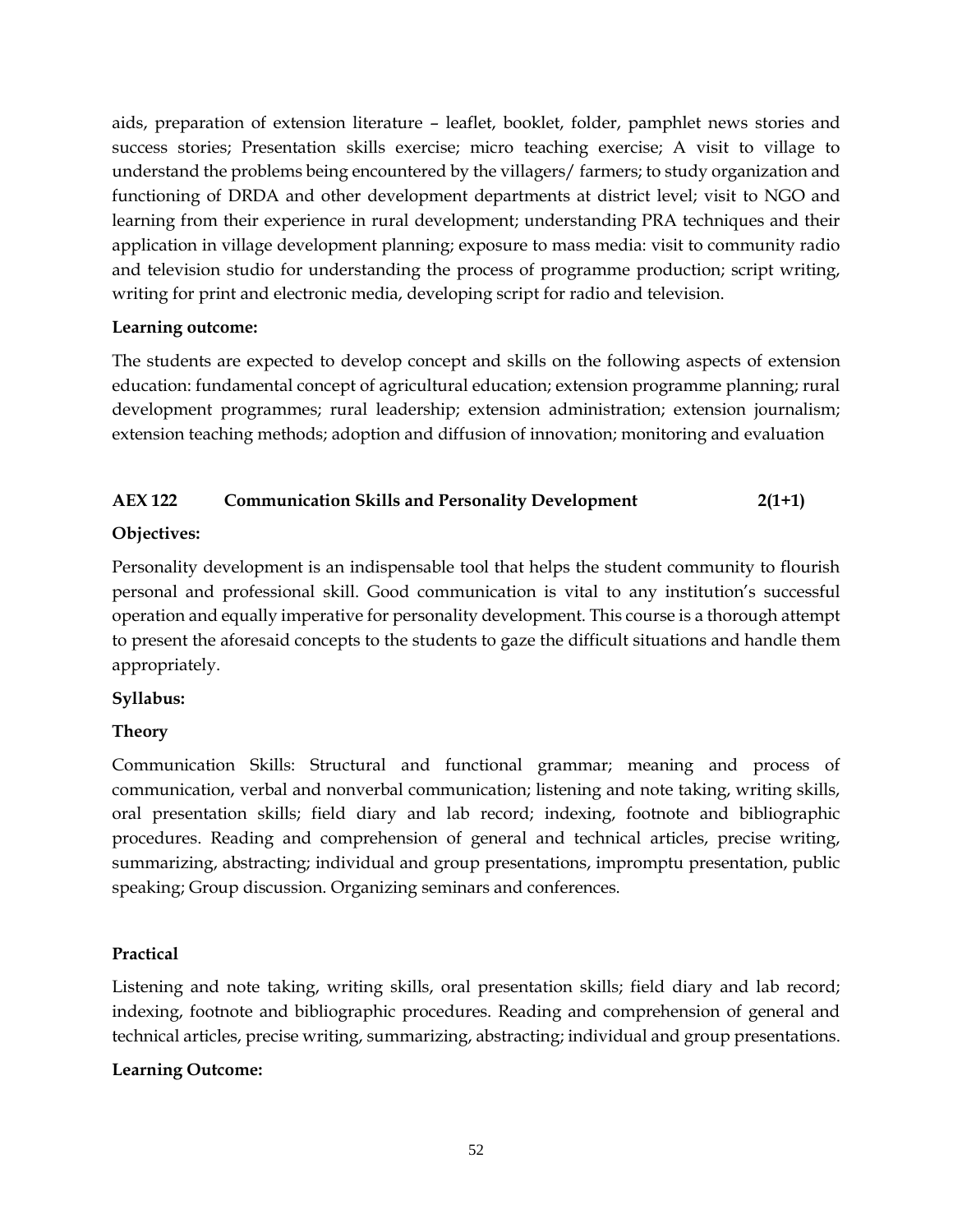aids, preparation of extension literature – leaflet, booklet, folder, pamphlet news stories and success stories; Presentation skills exercise; micro teaching exercise; A visit to village to understand the problems being encountered by the villagers/ farmers; to study organization and functioning of DRDA and other development departments at district level; visit to NGO and learning from their experience in rural development; understanding PRA techniques and their application in village development planning; exposure to mass media: visit to community radio and television studio for understanding the process of programme production; script writing, writing for print and electronic media, developing script for radio and television.

**Learning outcome:**

The students are expected to develop concept and skills on the following aspects of extension education: fundamental concept of agricultural education; extension programme planning; rural development programmes; rural leadership; extension administration; extension journalism; extension teaching methods; adoption and diffusion of innovation; monitoring and evaluation

**AEX 122 Communication Skills and Personality Development 2(1+1)**

**Objectives:**

Personality development is an indispensable tool that helps the student community to flourish personal and professional skill. Good communication is vital to any institution's successful operation and equally imperative for personality development. This course is a thorough attempt to present the aforesaid concepts to the students to gaze the difficult situations and handle them appropriately.

**Syllabus:**

**Theory**

Communication Skills: Structural and functional grammar; meaning and process of communication, verbal and nonverbal communication; listening and note taking, writing skills, oral presentation skills; field diary and lab record; indexing, footnote and bibliographic procedures. Reading and comprehension of general and technical articles, precise writing, summarizing, abstracting; individual and group presentations, impromptu presentation, public speaking; Group discussion. Organizing seminars and conferences.

**Practical**

Listening and note taking, writing skills, oral presentation skills; field diary and lab record; indexing, footnote and bibliographic procedures. Reading and comprehension of general and technical articles, precise writing, summarizing, abstracting; individual and group presentations.

**Learning Outcome:**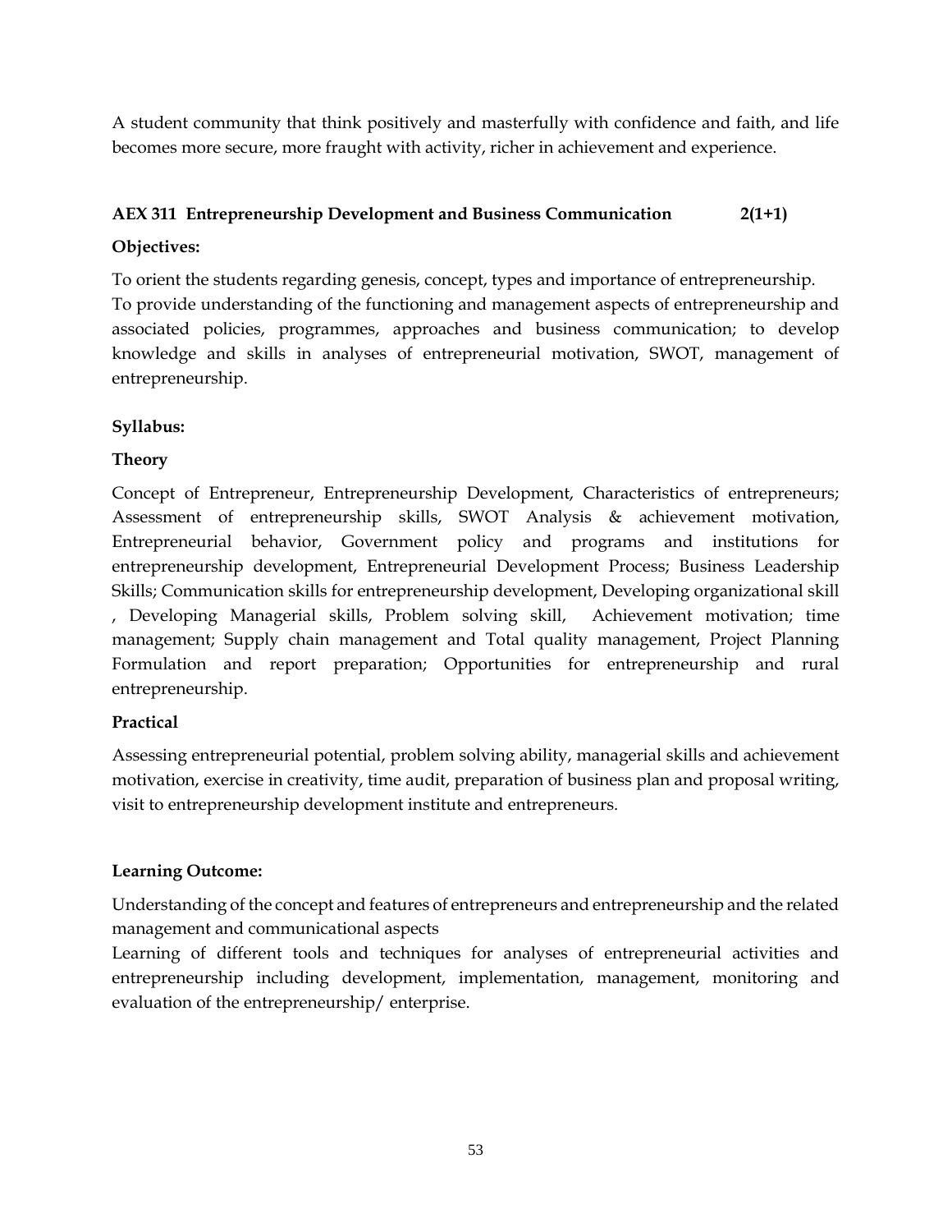A student community that think positively and masterfully with confidence and faith, and life becomes more secure, more fraught with activity, richer in achievement and experience.

**AEX 311 Entrepreneurship Development and Business Communication 2(1+1)**

**Objectives:**

To orient the students regarding genesis, concept, types and importance of entrepreneurship.
To provide understanding of the functioning and management aspects of entrepreneurship and associated policies, programmes, approaches and business communication; to develop knowledge and skills in analyses of entrepreneurial motivation, SWOT, management of entrepreneurship.

**Syllabus:**

**Theory**

Concept of Entrepreneur, Entrepreneurship Development, Characteristics of entrepreneurs; Assessment of entrepreneurship skills, SWOT Analysis & achievement motivation, Entrepreneurial behavior, Government policy and programs and institutions for entrepreneurship development, Entrepreneurial Development Process; Business Leadership Skills; Communication skills for entrepreneurship development, Developing organizational skill , Developing Managerial skills, Problem solving skill, Achievement motivation; time management; Supply chain management and Total quality management, Project Planning Formulation and report preparation; Opportunities for entrepreneurship and rural entrepreneurship.

**Practical**

Assessing entrepreneurial potential, problem solving ability, managerial skills and achievement motivation, exercise in creativity, time audit, preparation of business plan and proposal writing, visit to entrepreneurship development institute and entrepreneurs.

**Learning Outcome:**

Understanding of the concept and features of entrepreneurs and entrepreneurship and the related management and communicational aspects
Learning of different tools and techniques for analyses of entrepreneurial activities and entrepreneurship including development, implementation, management, monitoring and evaluation of the entrepreneurship/ enterprise.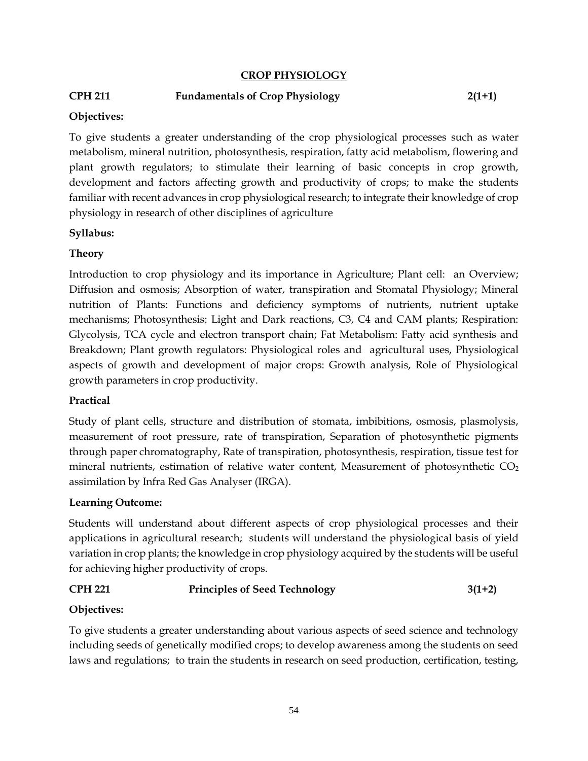# CROP PHYSIOLOGY

## CPH 211 Fundamentals of Crop Physiology 2(1+1)

**Objectives:**

To give students a greater understanding of the crop physiological processes such as water metabolism, mineral nutrition, photosynthesis, respiration, fatty acid metabolism, flowering and plant growth regulators; to stimulate their learning of basic concepts in crop growth, development and factors affecting growth and productivity of crops; to make the students familiar with recent advances in crop physiological research; to integrate their knowledge of crop physiology in research of other disciplines of agriculture

**Syllabus:**

**Theory**

Introduction to crop physiology and its importance in Agriculture; Plant cell: an Overview; Diffusion and osmosis; Absorption of water, transpiration and Stomatal Physiology; Mineral nutrition of Plants: Functions and deficiency symptoms of nutrients, nutrient uptake mechanisms; Photosynthesis: Light and Dark reactions, C3, C4 and CAM plants; Respiration: Glycolysis, TCA cycle and electron transport chain; Fat Metabolism: Fatty acid synthesis and Breakdown; Plant growth regulators: Physiological roles and agricultural uses, Physiological aspects of growth and development of major crops: Growth analysis, Role of Physiological growth parameters in crop productivity.

**Practical**

Study of plant cells, structure and distribution of stomata, imbibitions, osmosis, plasmolysis, measurement of root pressure, rate of transpiration, Separation of photosynthetic pigments through paper chromatography, Rate of transpiration, photosynthesis, respiration, tissue test for mineral nutrients, estimation of relative water content, Measurement of photosynthetic $CO_2$ assimilation by Infra Red Gas Analyser (IRGA).

**Learning Outcome:**

Students will understand about different aspects of crop physiological processes and their applications in agricultural research; students will understand the physiological basis of yield variation in crop plants; the knowledge in crop physiology acquired by the students will be useful for achieving higher productivity of crops.

## CPH 221 Principles of Seed Technology 3(1+2)

**Objectives:**

To give students a greater understanding about various aspects of seed science and technology including seeds of genetically modified crops; to develop awareness among the students on seed laws and regulations; to train the students in research on seed production, certification, testing,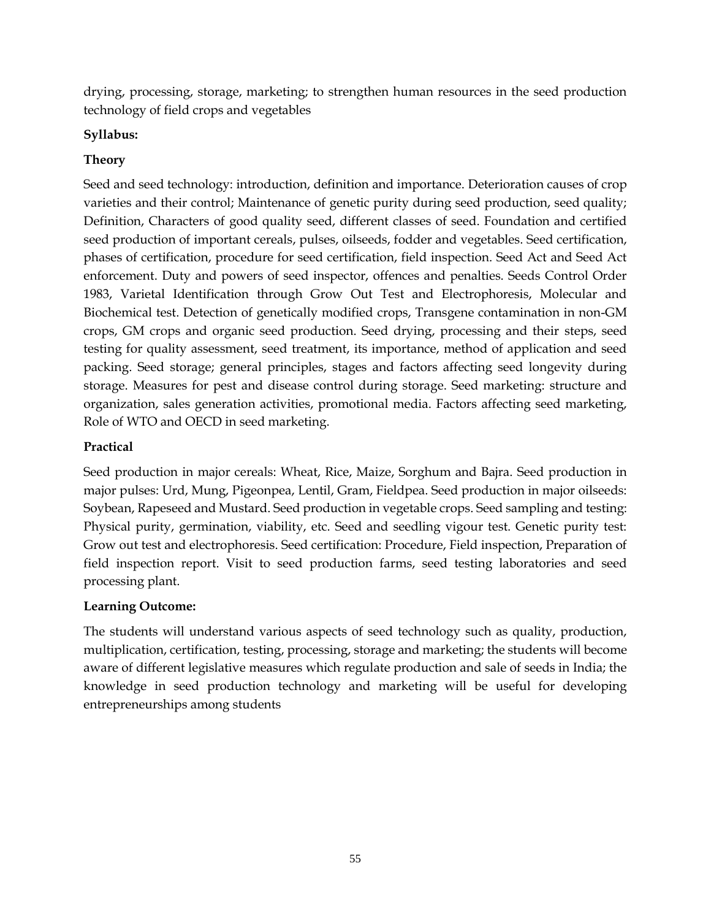drying, processing, storage, marketing; to strengthen human resources in the seed production technology of field crops and vegetables

**Syllabus:**

**Theory**

Seed and seed technology: introduction, definition and importance. Deterioration causes of crop varieties and their control; Maintenance of genetic purity during seed production, seed quality; Definition, Characters of good quality seed, different classes of seed. Foundation and certified seed production of important cereals, pulses, oilseeds, fodder and vegetables. Seed certification, phases of certification, procedure for seed certification, field inspection. Seed Act and Seed Act enforcement. Duty and powers of seed inspector, offences and penalties. Seeds Control Order 1983, Varietal Identification through Grow Out Test and Electrophoresis, Molecular and Biochemical test. Detection of genetically modified crops, Transgene contamination in non-GM crops, GM crops and organic seed production. Seed drying, processing and their steps, seed testing for quality assessment, seed treatment, its importance, method of application and seed packing. Seed storage; general principles, stages and factors affecting seed longevity during storage. Measures for pest and disease control during storage. Seed marketing: structure and organization, sales generation activities, promotional media. Factors affecting seed marketing, Role of WTO and OECD in seed marketing.

**Practical**

Seed production in major cereals: Wheat, Rice, Maize, Sorghum and Bajra. Seed production in major pulses: Urd, Mung, Pigeonpea, Lentil, Gram, Fieldpea. Seed production in major oilseeds: Soybean, Rapeseed and Mustard. Seed production in vegetable crops. Seed sampling and testing: Physical purity, germination, viability, etc. Seed and seedling vigour test. Genetic purity test: Grow out test and electrophoresis. Seed certification: Procedure, Field inspection, Preparation of field inspection report. Visit to seed production farms, seed testing laboratories and seed processing plant.

**Learning Outcome:**

The students will understand various aspects of seed technology such as quality, production, multiplication, certification, testing, processing, storage and marketing; the students will become aware of different legislative measures which regulate production and sale of seeds in India; the knowledge in seed production technology and marketing will be useful for developing entrepreneurships among students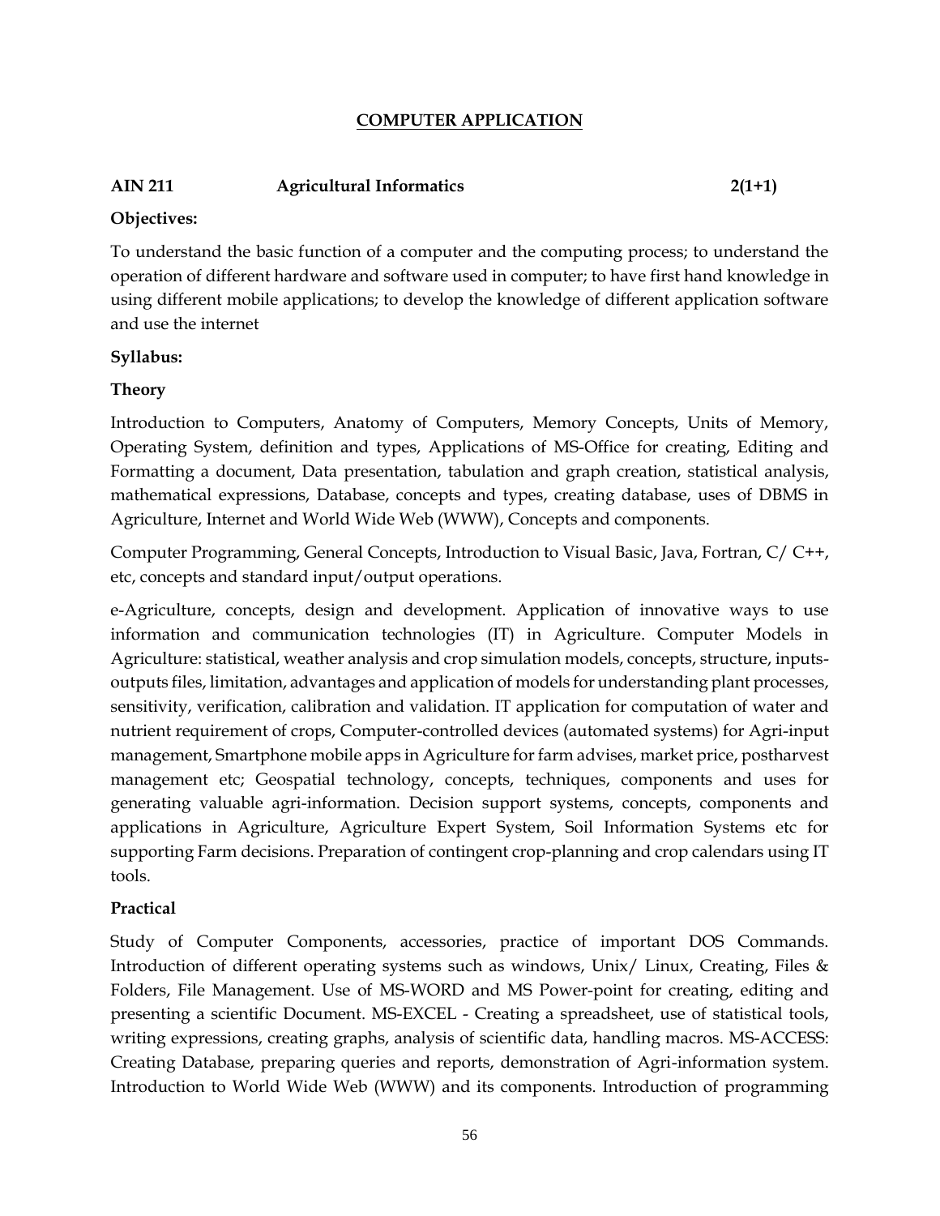## COMPUTER APPLICATION

**AIN 211 Agricultural Informatics 2(1+1)**

**Objectives:**

To understand the basic function of a computer and the computing process; to understand the operation of different hardware and software used in computer; to have first hand knowledge in using different mobile applications; to develop the knowledge of different application software and use the internet

**Syllabus:**

**Theory**

Introduction to Computers, Anatomy of Computers, Memory Concepts, Units of Memory, Operating System, definition and types, Applications of MS-Office for creating, Editing and Formatting a document, Data presentation, tabulation and graph creation, statistical analysis, mathematical expressions, Database, concepts and types, creating database, uses of DBMS in Agriculture, Internet and World Wide Web (WWW), Concepts and components.

Computer Programming, General Concepts, Introduction to Visual Basic, Java, Fortran, C/ C++, etc, concepts and standard input/output operations.

e-Agriculture, concepts, design and development. Application of innovative ways to use information and communication technologies (IT) in Agriculture. Computer Models in Agriculture: statistical, weather analysis and crop simulation models, concepts, structure, inputs-outputs files, limitation, advantages and application of models for understanding plant processes, sensitivity, verification, calibration and validation. IT application for computation of water and nutrient requirement of crops, Computer-controlled devices (automated systems) for Agri-input management, Smartphone mobile apps in Agriculture for farm advises, market price, postharvest management etc; Geospatial technology, concepts, techniques, components and uses for generating valuable agri-information. Decision support systems, concepts, components and applications in Agriculture, Agriculture Expert System, Soil Information Systems etc for supporting Farm decisions. Preparation of contingent crop-planning and crop calendars using IT tools.

**Practical**

Study of Computer Components, accessories, practice of important DOS Commands. Introduction of different operating systems such as windows, Unix/ Linux, Creating, Files & Folders, File Management. Use of MS-WORD and MS Power-point for creating, editing and presenting a scientific Document. MS-EXCEL - Creating a spreadsheet, use of statistical tools, writing expressions, creating graphs, analysis of scientific data, handling macros. MS-ACCESS: Creating Database, preparing queries and reports, demonstration of Agri-information system. Introduction to World Wide Web (WWW) and its components. Introduction of programming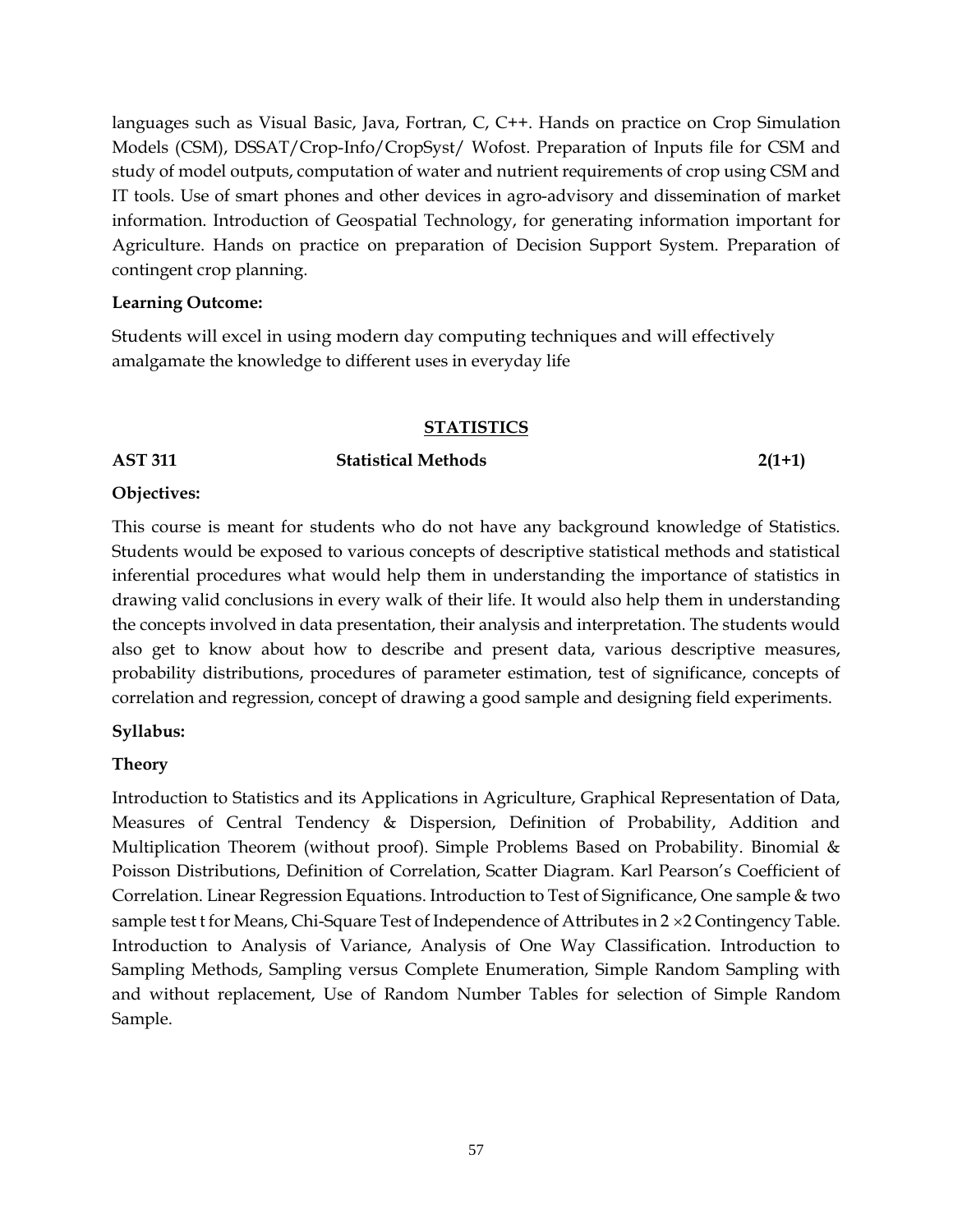languages such as Visual Basic, Java, Fortran, C, C++. Hands on practice on Crop Simulation Models (CSM), DSSAT/Crop-Info/CropSyst/ Wofost. Preparation of Inputs file for CSM and study of model outputs, computation of water and nutrient requirements of crop using CSM and IT tools. Use of smart phones and other devices in agro-advisory and dissemination of market information. Introduction of Geospatial Technology, for generating information important for Agriculture. Hands on practice on preparation of Decision Support System. Preparation of contingent crop planning.

**Learning Outcome:**

Students will excel in using modern day computing techniques and will effectively amalgamate the knowledge to different uses in everyday life

## STATISTICS

**AST 311 Statistical Methods 2(1+1)**

**Objectives:**

This course is meant for students who do not have any background knowledge of Statistics. Students would be exposed to various concepts of descriptive statistical methods and statistical inferential procedures what would help them in understanding the importance of statistics in drawing valid conclusions in every walk of their life. It would also help them in understanding the concepts involved in data presentation, their analysis and interpretation. The students would also get to know about how to describe and present data, various descriptive measures, probability distributions, procedures of parameter estimation, test of significance, concepts of correlation and regression, concept of drawing a good sample and designing field experiments.

**Syllabus:**

**Theory**

Introduction to Statistics and its Applications in Agriculture, Graphical Representation of Data, Measures of Central Tendency & Dispersion, Definition of Probability, Addition and Multiplication Theorem (without proof). Simple Problems Based on Probability. Binomial & Poisson Distributions, Definition of Correlation, Scatter Diagram. Karl Pearson's Coefficient of Correlation. Linear Regression Equations. Introduction to Test of Significance, One sample & two sample test t for Means, Chi-Square Test of Independence of Attributes in $2 \times 2$ Contingency Table. Introduction to Analysis of Variance, Analysis of One Way Classification. Introduction to Sampling Methods, Sampling versus Complete Enumeration, Simple Random Sampling with and without replacement, Use of Random Number Tables for selection of Simple Random Sample.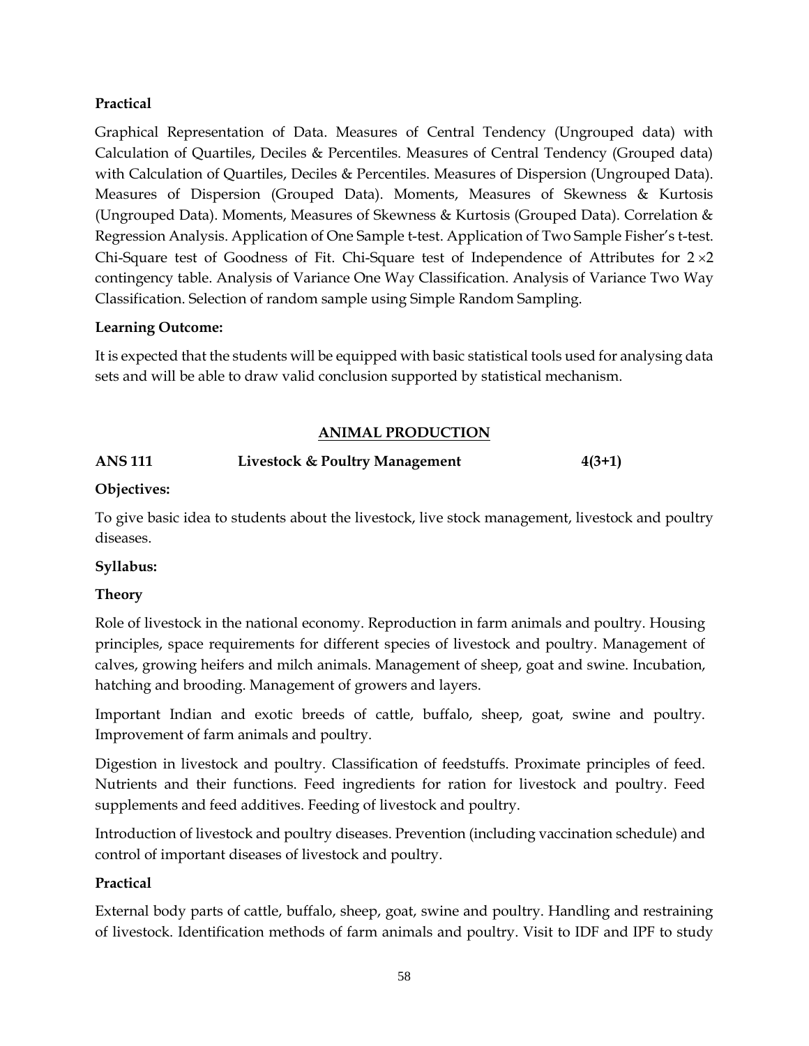**Practical**

Graphical Representation of Data. Measures of Central Tendency (Ungrouped data) with Calculation of Quartiles, Deciles & Percentiles. Measures of Central Tendency (Grouped data) with Calculation of Quartiles, Deciles & Percentiles. Measures of Dispersion (Ungrouped Data). Measures of Dispersion (Grouped Data). Moments, Measures of Skewness & Kurtosis (Ungrouped Data). Moments, Measures of Skewness & Kurtosis (Grouped Data). Correlation & Regression Analysis. Application of One Sample t-test. Application of Two Sample Fisher's t-test. Chi-Square test of Goodness of Fit. Chi-Square test of Independence of Attributes for $2 \times 2$ contingency table. Analysis of Variance One Way Classification. Analysis of Variance Two Way Classification. Selection of random sample using Simple Random Sampling.

**Learning Outcome:**

It is expected that the students will be equipped with basic statistical tools used for analysing data sets and will be able to draw valid conclusion supported by statistical mechanism.

## ANIMAL PRODUCTION

**ANS 111 Livestock & Poultry Management 4(3+1)**

**Objectives:**

To give basic idea to students about the livestock, live stock management, livestock and poultry diseases.

**Syllabus:**

**Theory**

Role of livestock in the national economy. Reproduction in farm animals and poultry. Housing principles, space requirements for different species of livestock and poultry. Management of calves, growing heifers and milch animals. Management of sheep, goat and swine. Incubation, hatching and brooding. Management of growers and layers.

Important Indian and exotic breeds of cattle, buffalo, sheep, goat, swine and poultry. Improvement of farm animals and poultry.

Digestion in livestock and poultry. Classification of feedstuffs. Proximate principles of feed. Nutrients and their functions. Feed ingredients for ration for livestock and poultry. Feed supplements and feed additives. Feeding of livestock and poultry.

Introduction of livestock and poultry diseases. Prevention (including vaccination schedule) and control of important diseases of livestock and poultry.

**Practical**

External body parts of cattle, buffalo, sheep, goat, swine and poultry. Handling and restraining of livestock. Identification methods of farm animals and poultry. Visit to IDF and IPF to study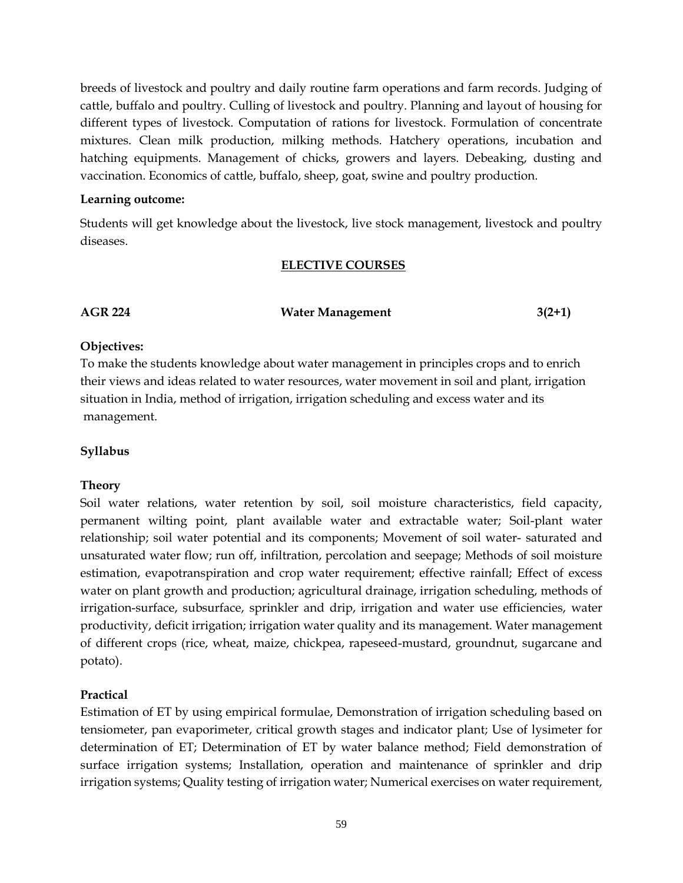breeds of livestock and poultry and daily routine farm operations and farm records. Judging of cattle, buffalo and poultry. Culling of livestock and poultry. Planning and layout of housing for different types of livestock. Computation of rations for livestock. Formulation of concentrate mixtures. Clean milk production, milking methods. Hatchery operations, incubation and hatching equipments. Management of chicks, growers and layers. Debeaking, dusting and vaccination. Economics of cattle, buffalo, sheep, goat, swine and poultry production.

**Learning outcome:**

Students will get knowledge about the livestock, live stock management, livestock and poultry diseases.

## ELECTIVE COURSES

**AGR 224 Water Management 3(2+1)**

**Objectives:**

To make the students knowledge about water management in principles crops and to enrich their views and ideas related to water resources, water movement in soil and plant, irrigation situation in India, method of irrigation, irrigation scheduling and excess water and its management.

**Syllabus**

**Theory**

Soil water relations, water retention by soil, soil moisture characteristics, field capacity, permanent wilting point, plant available water and extractable water; Soil-plant water relationship; soil water potential and its components; Movement of soil water- saturated and unsaturated water flow; run off, infiltration, percolation and seepage; Methods of soil moisture estimation, evapotranspiration and crop water requirement; effective rainfall; Effect of excess water on plant growth and production; agricultural drainage, irrigation scheduling, methods of irrigation-surface, subsurface, sprinkler and drip, irrigation and water use efficiencies, water productivity, deficit irrigation; irrigation water quality and its management. Water management of different crops (rice, wheat, maize, chickpea, rapeseed-mustard, groundnut, sugarcane and potato).

**Practical**

Estimation of ET by using empirical formulae, Demonstration of irrigation scheduling based on tensiometer, pan evaporimeter, critical growth stages and indicator plant; Use of lysimeter for determination of ET; Determination of ET by water balance method; Field demonstration of surface irrigation systems; Installation, operation and maintenance of sprinkler and drip irrigation systems; Quality testing of irrigation water; Numerical exercises on water requirement,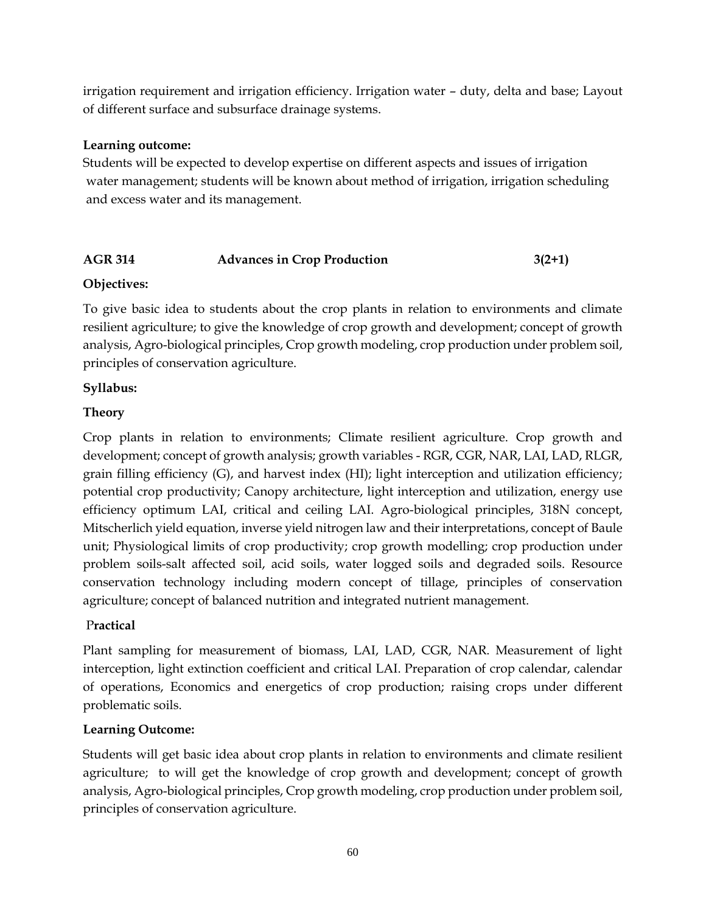irrigation requirement and irrigation efficiency. Irrigation water – duty, delta and base; Layout of different surface and subsurface drainage systems.

**Learning outcome:**

Students will be expected to develop expertise on different aspects and issues of irrigation water management; students will be known about method of irrigation, irrigation scheduling and excess water and its management.

### AGR 314 Advances in Crop Production 3(2+1)

**Objectives:**

To give basic idea to students about the crop plants in relation to environments and climate resilient agriculture; to give the knowledge of crop growth and development; concept of growth analysis, Agro-biological principles, Crop growth modeling, crop production under problem soil, principles of conservation agriculture.

**Syllabus:**

**Theory**

Crop plants in relation to environments; Climate resilient agriculture. Crop growth and development; concept of growth analysis; growth variables - RGR, CGR, NAR, LAI, LAD, RLGR, grain filling efficiency (G), and harvest index (HI); light interception and utilization efficiency; potential crop productivity; Canopy architecture, light interception and utilization, energy use efficiency optimum LAI, critical and ceiling LAI. Agro-biological principles, 318N concept, Mitscherlich yield equation, inverse yield nitrogen law and their interpretations, concept of Baule unit; Physiological limits of crop productivity; crop growth modelling; crop production under problem soils-salt affected soil, acid soils, water logged soils and degraded soils. Resource conservation technology including modern concept of tillage, principles of conservation agriculture; concept of balanced nutrition and integrated nutrient management.

**Practical**

Plant sampling for measurement of biomass, LAI, LAD, CGR, NAR. Measurement of light interception, light extinction coefficient and critical LAI. Preparation of crop calendar, calendar of operations, Economics and energetics of crop production; raising crops under different problematic soils.

**Learning Outcome:**

Students will get basic idea about crop plants in relation to environments and climate resilient agriculture; to will get the knowledge of crop growth and development; concept of growth analysis, Agro-biological principles, Crop growth modeling, crop production under problem soil, principles of conservation agriculture.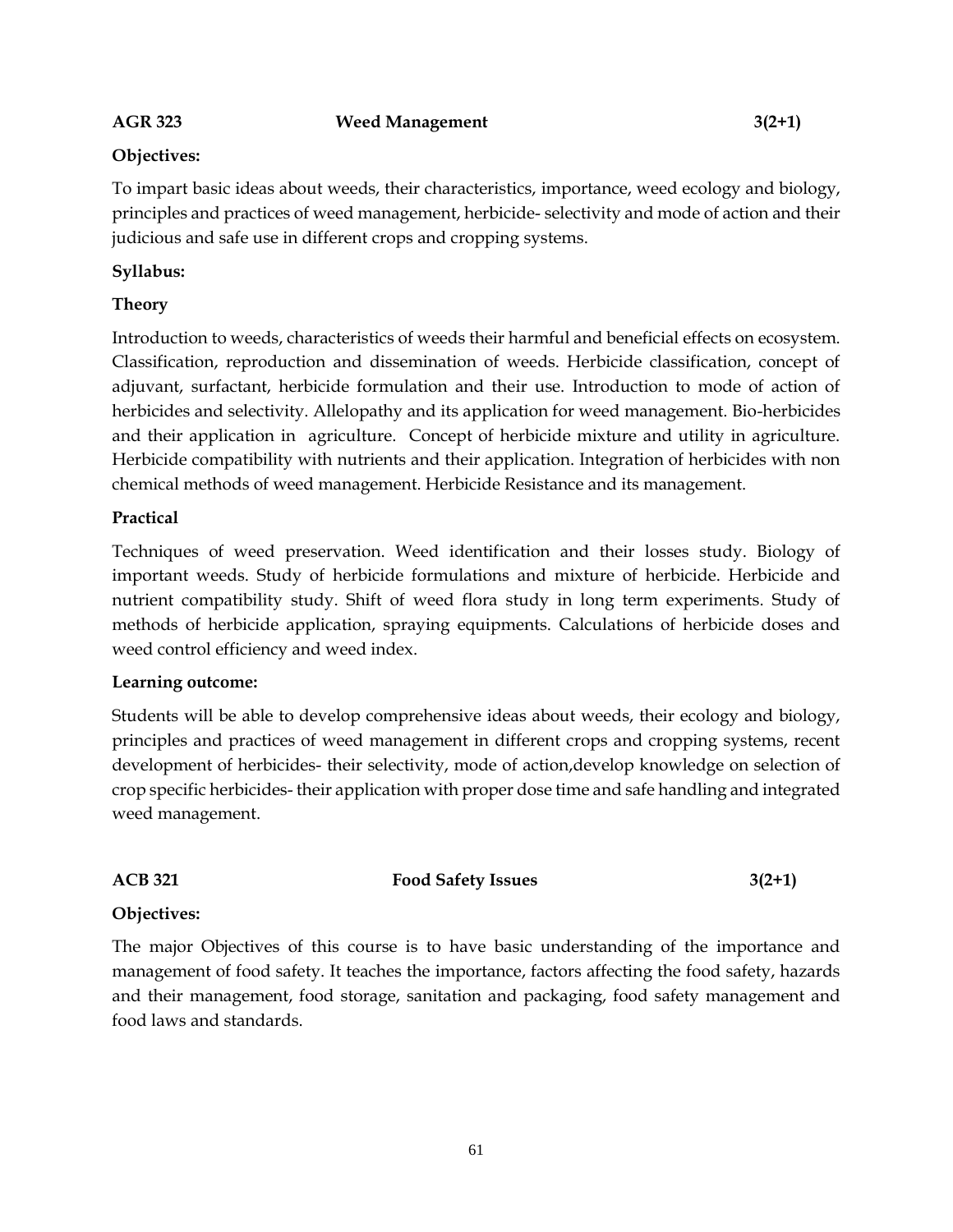**AGR 323 Weed Management 3(2+1)**

**Objectives:**

To impart basic ideas about weeds, their characteristics, importance, weed ecology and biology, principles and practices of weed management, herbicide- selectivity and mode of action and their judicious and safe use in different crops and cropping systems.

**Syllabus:**

**Theory**

Introduction to weeds, characteristics of weeds their harmful and beneficial effects on ecosystem. Classification, reproduction and dissemination of weeds. Herbicide classification, concept of adjuvant, surfactant, herbicide formulation and their use. Introduction to mode of action of herbicides and selectivity. Allelopathy and its application for weed management. Bio-herbicides and their application in agriculture. Concept of herbicide mixture and utility in agriculture. Herbicide compatibility with nutrients and their application. Integration of herbicides with non chemical methods of weed management. Herbicide Resistance and its management.

**Practical**

Techniques of weed preservation. Weed identification and their losses study. Biology of important weeds. Study of herbicide formulations and mixture of herbicide. Herbicide and nutrient compatibility study. Shift of weed flora study in long term experiments. Study of methods of herbicide application, spraying equipments. Calculations of herbicide doses and weed control efficiency and weed index.

**Learning outcome:**

Students will be able to develop comprehensive ideas about weeds, their ecology and biology, principles and practices of weed management in different crops and cropping systems, recent development of herbicides- their selectivity, mode of action,develop knowledge on selection of crop specific herbicides- their application with proper dose time and safe handling and integrated weed management.

**ACB 321 Food Safety Issues 3(2+1)**

**Objectives:**

The major Objectives of this course is to have basic understanding of the importance and management of food safety. It teaches the importance, factors affecting the food safety, hazards and their management, food storage, sanitation and packaging, food safety management and food laws and standards.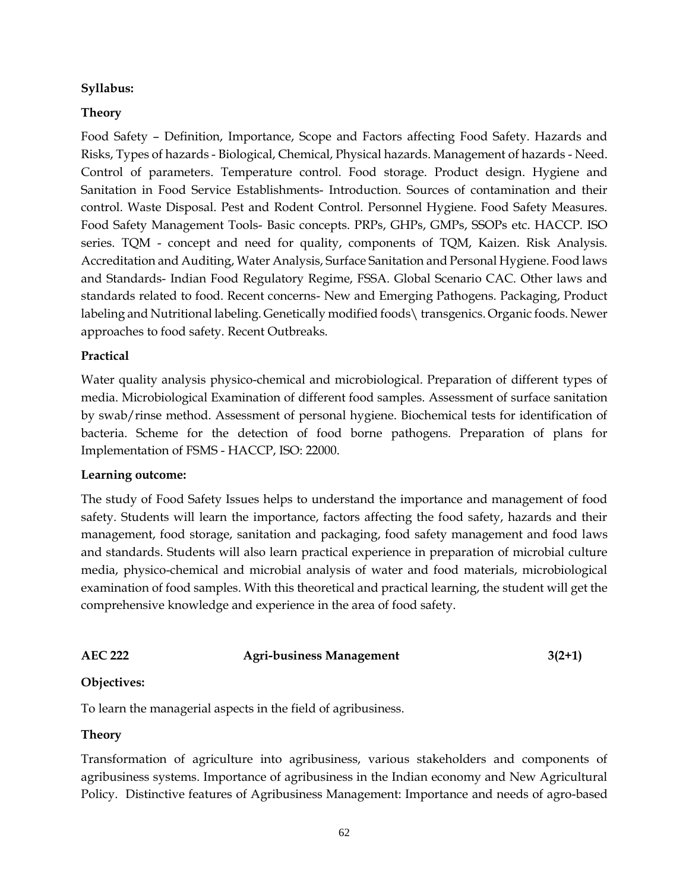**Syllabus:**

**Theory**

Food Safety – Definition, Importance, Scope and Factors affecting Food Safety. Hazards and Risks, Types of hazards - Biological, Chemical, Physical hazards. Management of hazards - Need. Control of parameters. Temperature control. Food storage. Product design. Hygiene and Sanitation in Food Service Establishments- Introduction. Sources of contamination and their control. Waste Disposal. Pest and Rodent Control. Personnel Hygiene. Food Safety Measures. Food Safety Management Tools- Basic concepts. PRPs, GHPs, GMPs, SSOPs etc. HACCP. ISO series. TQM - concept and need for quality, components of TQM, Kaizen. Risk Analysis. Accreditation and Auditing, Water Analysis, Surface Sanitation and Personal Hygiene. Food laws and Standards- Indian Food Regulatory Regime, FSSA. Global Scenario CAC. Other laws and standards related to food. Recent concerns- New and Emerging Pathogens. Packaging, Product labeling and Nutritional labeling. Genetically modified foods\ transgenics. Organic foods. Newer approaches to food safety. Recent Outbreaks.

**Practical**

Water quality analysis physico-chemical and microbiological. Preparation of different types of media. Microbiological Examination of different food samples. Assessment of surface sanitation by swab/rinse method. Assessment of personal hygiene. Biochemical tests for identification of bacteria. Scheme for the detection of food borne pathogens. Preparation of plans for Implementation of FSMS - HACCP, ISO: 22000.

**Learning outcome:**

The study of Food Safety Issues helps to understand the importance and management of food safety. Students will learn the importance, factors affecting the food safety, hazards and their management, food storage, sanitation and packaging, food safety management and food laws and standards. Students will also learn practical experience in preparation of microbial culture media, physico-chemical and microbial analysis of water and food materials, microbiological examination of food samples. With this theoretical and practical learning, the student will get the comprehensive knowledge and experience in the area of food safety.

**AEC 222 Agri-business Management 3(2+1)**

**Objectives:**

To learn the managerial aspects in the field of agribusiness.

**Theory**

Transformation of agriculture into agribusiness, various stakeholders and components of agribusiness systems. Importance of agribusiness in the Indian economy and New Agricultural Policy. Distinctive features of Agribusiness Management: Importance and needs of agro-based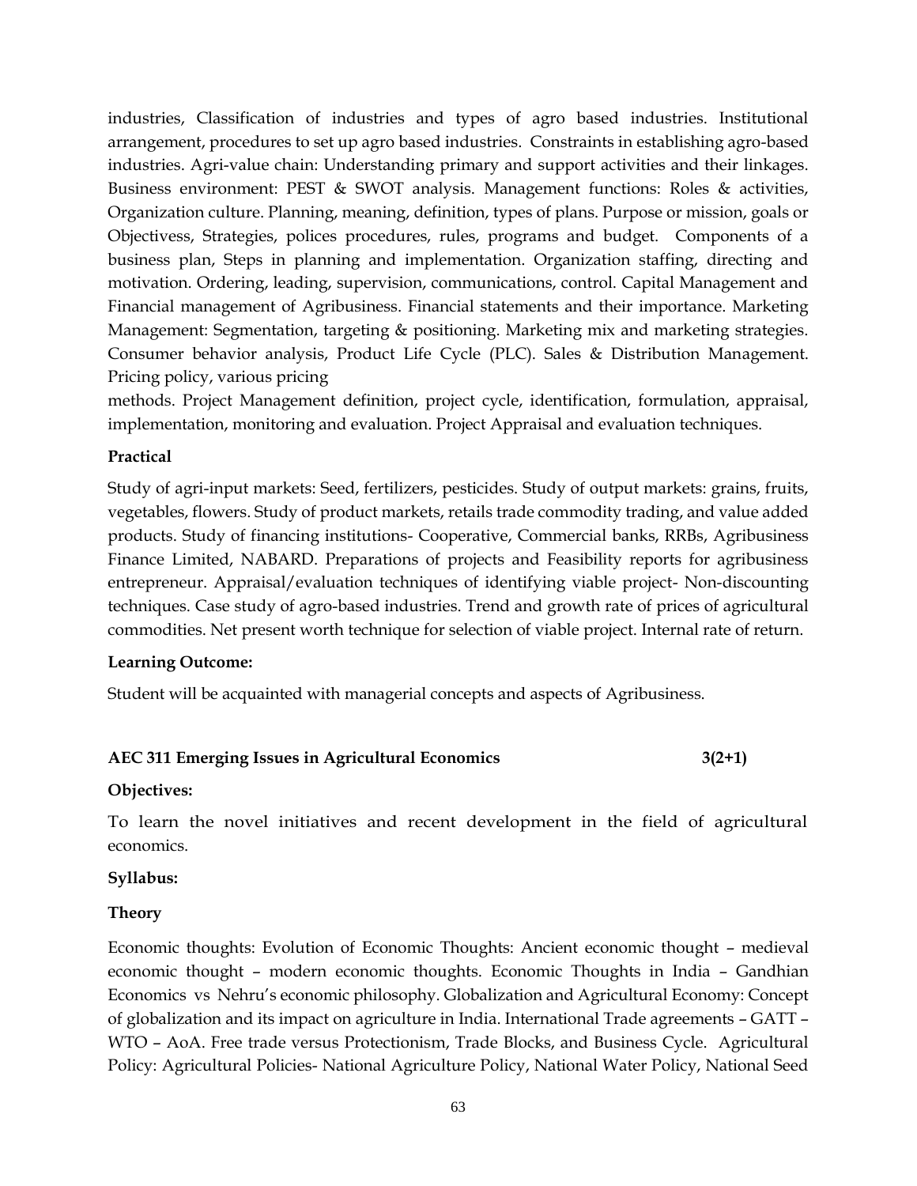industries, Classification of industries and types of agro based industries. Institutional arrangement, procedures to set up agro based industries. Constraints in establishing agro-based industries. Agri-value chain: Understanding primary and support activities and their linkages. Business environment: PEST & SWOT analysis. Management functions: Roles & activities, Organization culture. Planning, meaning, definition, types of plans. Purpose or mission, goals or Objectivess, Strategies, polices procedures, rules, programs and budget. Components of a business plan, Steps in planning and implementation. Organization staffing, directing and motivation. Ordering, leading, supervision, communications, control. Capital Management and Financial management of Agribusiness. Financial statements and their importance. Marketing Management: Segmentation, targeting & positioning. Marketing mix and marketing strategies. Consumer behavior analysis, Product Life Cycle (PLC). Sales & Distribution Management. Pricing policy, various pricing

methods. Project Management definition, project cycle, identification, formulation, appraisal, implementation, monitoring and evaluation. Project Appraisal and evaluation techniques.

**Practical**

Study of agri-input markets: Seed, fertilizers, pesticides. Study of output markets: grains, fruits, vegetables, flowers. Study of product markets, retails trade commodity trading, and value added products. Study of financing institutions- Cooperative, Commercial banks, RRBs, Agribusiness Finance Limited, NABARD. Preparations of projects and Feasibility reports for agribusiness entrepreneur. Appraisal/evaluation techniques of identifying viable project- Non-discounting techniques. Case study of agro-based industries. Trend and growth rate of prices of agricultural commodities. Net present worth technique for selection of viable project. Internal rate of return.

**Learning Outcome:**

Student will be acquainted with managerial concepts and aspects of Agribusiness.

**AEC 311 Emerging Issues in Agricultural Economics 3(2+1)**

**Objectives:**

To learn the novel initiatives and recent development in the field of agricultural economics.

**Syllabus:**

**Theory**

Economic thoughts: Evolution of Economic Thoughts: Ancient economic thought – medieval economic thought – modern economic thoughts. Economic Thoughts in India – Gandhian Economics vs Nehru's economic philosophy. Globalization and Agricultural Economy: Concept of globalization and its impact on agriculture in India. International Trade agreements – GATT – WTO – AoA. Free trade versus Protectionism, Trade Blocks, and Business Cycle. Agricultural Policy: Agricultural Policies- National Agriculture Policy, National Water Policy, National Seed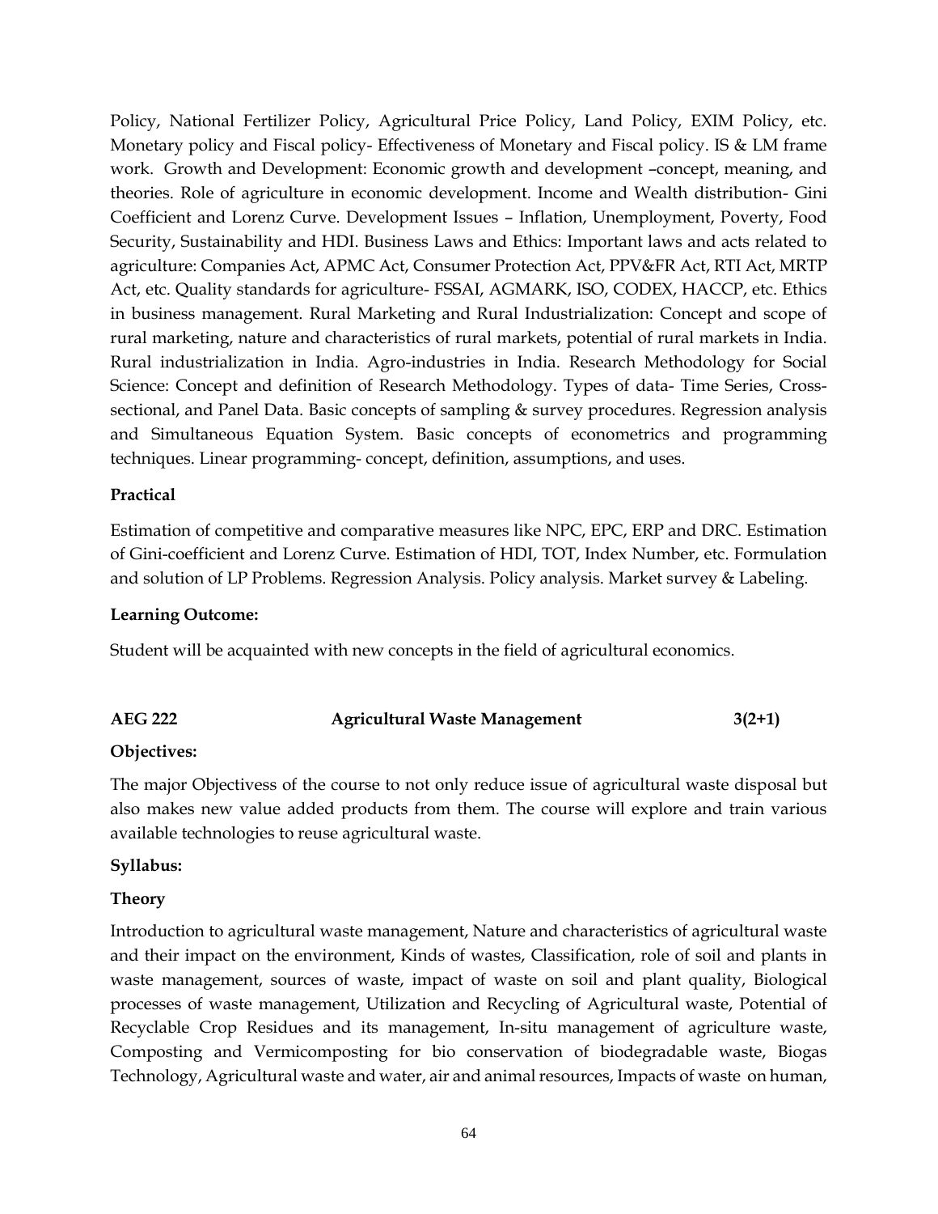Policy, National Fertilizer Policy, Agricultural Price Policy, Land Policy, EXIM Policy, etc. Monetary policy and Fiscal policy- Effectiveness of Monetary and Fiscal policy. IS & LM frame work. Growth and Development: Economic growth and development –concept, meaning, and theories. Role of agriculture in economic development. Income and Wealth distribution- Gini Coefficient and Lorenz Curve. Development Issues – Inflation, Unemployment, Poverty, Food Security, Sustainability and HDI. Business Laws and Ethics: Important laws and acts related to agriculture: Companies Act, APMC Act, Consumer Protection Act, PPV&FR Act, RTI Act, MRTP Act, etc. Quality standards for agriculture- FSSAI, AGMARK, ISO, CODEX, HACCP, etc. Ethics in business management. Rural Marketing and Rural Industrialization: Concept and scope of rural marketing, nature and characteristics of rural markets, potential of rural markets in India. Rural industrialization in India. Agro-industries in India. Research Methodology for Social Science: Concept and definition of Research Methodology. Types of data- Time Series, Cross-sectional, and Panel Data. Basic concepts of sampling & survey procedures. Regression analysis and Simultaneous Equation System. Basic concepts of econometrics and programming techniques. Linear programming- concept, definition, assumptions, and uses.

**Practical**

Estimation of competitive and comparative measures like NPC, EPC, ERP and DRC. Estimation of Gini-coefficient and Lorenz Curve. Estimation of HDI, TOT, Index Number, etc. Formulation and solution of LP Problems. Regression Analysis. Policy analysis. Market survey & Labeling.

**Learning Outcome:**

Student will be acquainted with new concepts in the field of agricultural economics.

**AEG 222 Agricultural Waste Management 3(2+1)**

**Objectives:**

The major Objectivess of the course to not only reduce issue of agricultural waste disposal but also makes new value added products from them. The course will explore and train various available technologies to reuse agricultural waste.

**Syllabus:**

**Theory**

Introduction to agricultural waste management, Nature and characteristics of agricultural waste and their impact on the environment, Kinds of wastes, Classification, role of soil and plants in waste management, sources of waste, impact of waste on soil and plant quality, Biological processes of waste management, Utilization and Recycling of Agricultural waste, Potential of Recyclable Crop Residues and its management, In-situ management of agriculture waste, Composting and Vermicomposting for bio conservation of biodegradable waste, Biogas Technology, Agricultural waste and water, air and animal resources, Impacts of waste on human,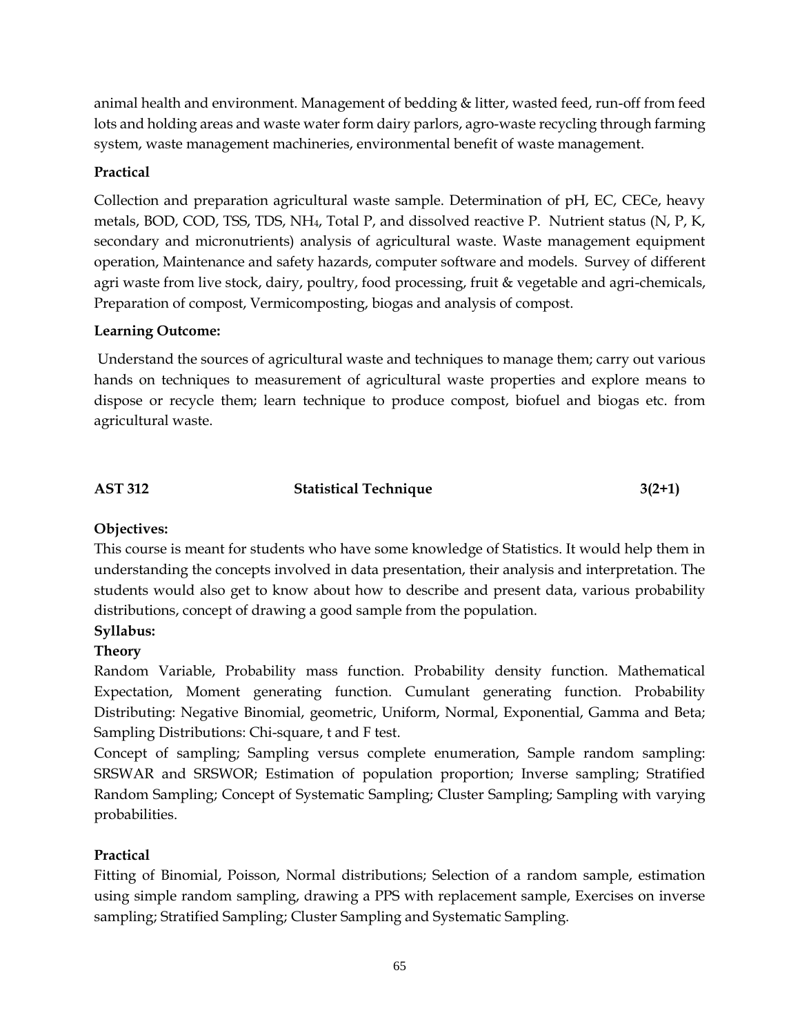animal health and environment. Management of bedding & litter, wasted feed, run-off from feed lots and holding areas and waste water form dairy parlors, agro-waste recycling through farming system, waste management machineries, environmental benefit of waste management.

**Practical**

Collection and preparation agricultural waste sample. Determination of pH, EC, CECe, heavy metals, BOD, COD, TSS, TDS, $NH_4$, Total P, and dissolved reactive P. Nutrient status (N, P, K, secondary and micronutrients) analysis of agricultural waste. Waste management equipment operation, Maintenance and safety hazards, computer software and models. Survey of different agri waste from live stock, dairy, poultry, food processing, fruit & vegetable and agri-chemicals, Preparation of compost, Vermicomposting, biogas and analysis of compost.

**Learning Outcome:**

Understand the sources of agricultural waste and techniques to manage them; carry out various hands on techniques to measurement of agricultural waste properties and explore means to dispose or recycle them; learn technique to produce compost, biofuel and biogas etc. from agricultural waste.

## AST 312 Statistical Technique 3(2+1)

**Objectives:**

This course is meant for students who have some knowledge of Statistics. It would help them in understanding the concepts involved in data presentation, their analysis and interpretation. The students would also get to know about how to describe and present data, various probability distributions, concept of drawing a good sample from the population.

**Syllabus:**

**Theory**

Random Variable, Probability mass function. Probability density function. Mathematical Expectation, Moment generating function. Cumulant generating function. Probability Distributing: Negative Binomial, geometric, Uniform, Normal, Exponential, Gamma and Beta; Sampling Distributions: Chi-square, t and F test.

Concept of sampling; Sampling versus complete enumeration, Sample random sampling: SRSWAR and SRSWOR; Estimation of population proportion; Inverse sampling; Stratified Random Sampling; Concept of Systematic Sampling; Cluster Sampling; Sampling with varying probabilities.

**Practical**

Fitting of Binomial, Poisson, Normal distributions; Selection of a random sample, estimation using simple random sampling, drawing a PPS with replacement sample, Exercises on inverse sampling; Stratified Sampling; Cluster Sampling and Systematic Sampling.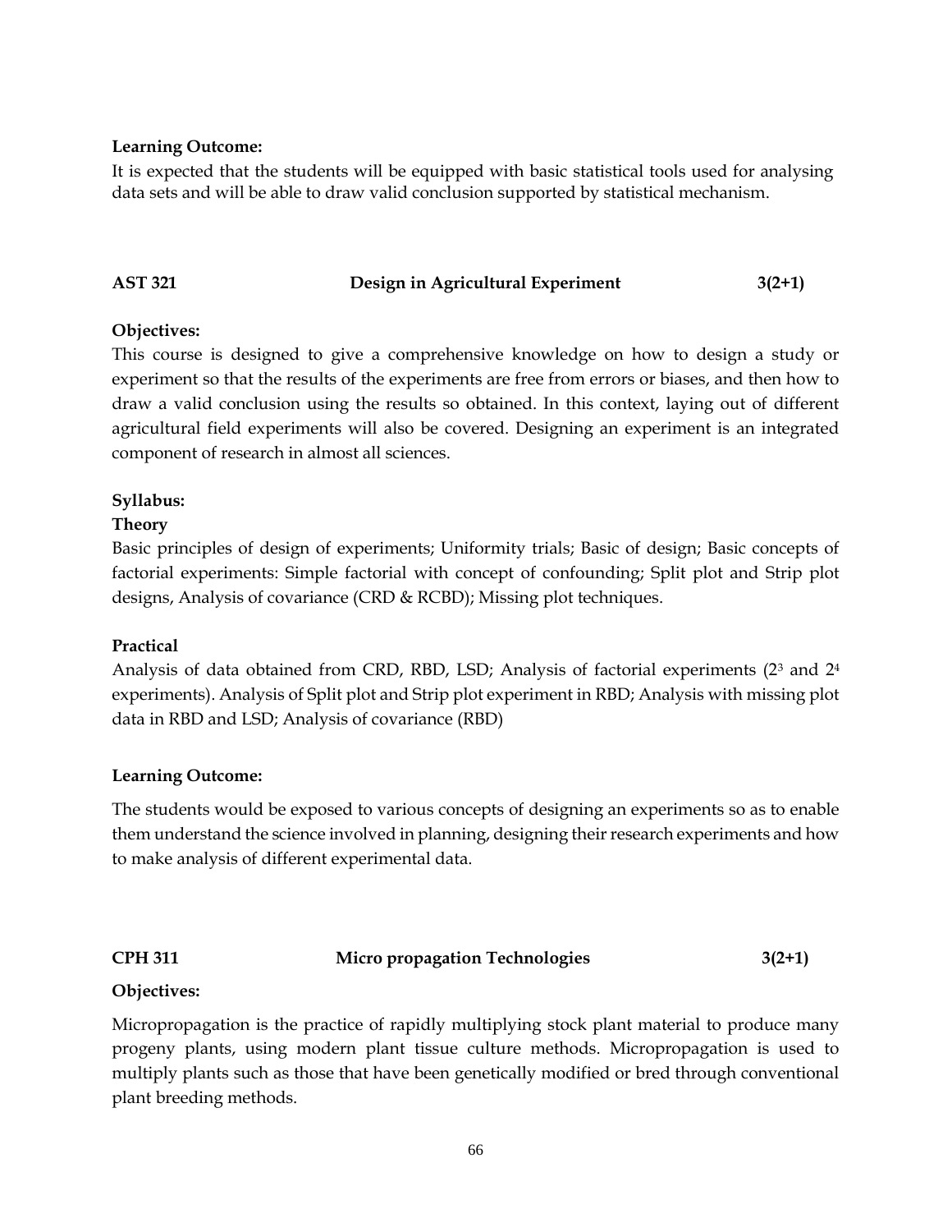**Learning Outcome:**

It is expected that the students will be equipped with basic statistical tools used for analysing data sets and will be able to draw valid conclusion supported by statistical mechanism.

**AST 321 Design in Agricultural Experiment 3(2+1)**

**Objectives:**

This course is designed to give a comprehensive knowledge on how to design a study or experiment so that the results of the experiments are free from errors or biases, and then how to draw a valid conclusion using the results so obtained. In this context, laying out of different agricultural field experiments will also be covered. Designing an experiment is an integrated component of research in almost all sciences.

**Syllabus:**

**Theory**

Basic principles of design of experiments; Uniformity trials; Basic of design; Basic concepts of factorial experiments: Simple factorial with concept of confounding; Split plot and Strip plot designs, Analysis of covariance (CRD & RCBD); Missing plot techniques.

**Practical**

Analysis of data obtained from CRD, RBD, LSD; Analysis of factorial experiments ($2^3$ and $2^4$ experiments). Analysis of Split plot and Strip plot experiment in RBD; Analysis with missing plot data in RBD and LSD; Analysis of covariance (RBD)

**Learning Outcome:**

The students would be exposed to various concepts of designing an experiments so as to enable them understand the science involved in planning, designing their research experiments and how to make analysis of different experimental data.

**CPH 311 Micro propagation Technologies 3(2+1)**

**Objectives:**

Micropropagation is the practice of rapidly multiplying stock plant material to produce many progeny plants, using modern plant tissue culture methods. Micropropagation is used to multiply plants such as those that have been genetically modified or bred through conventional plant breeding methods.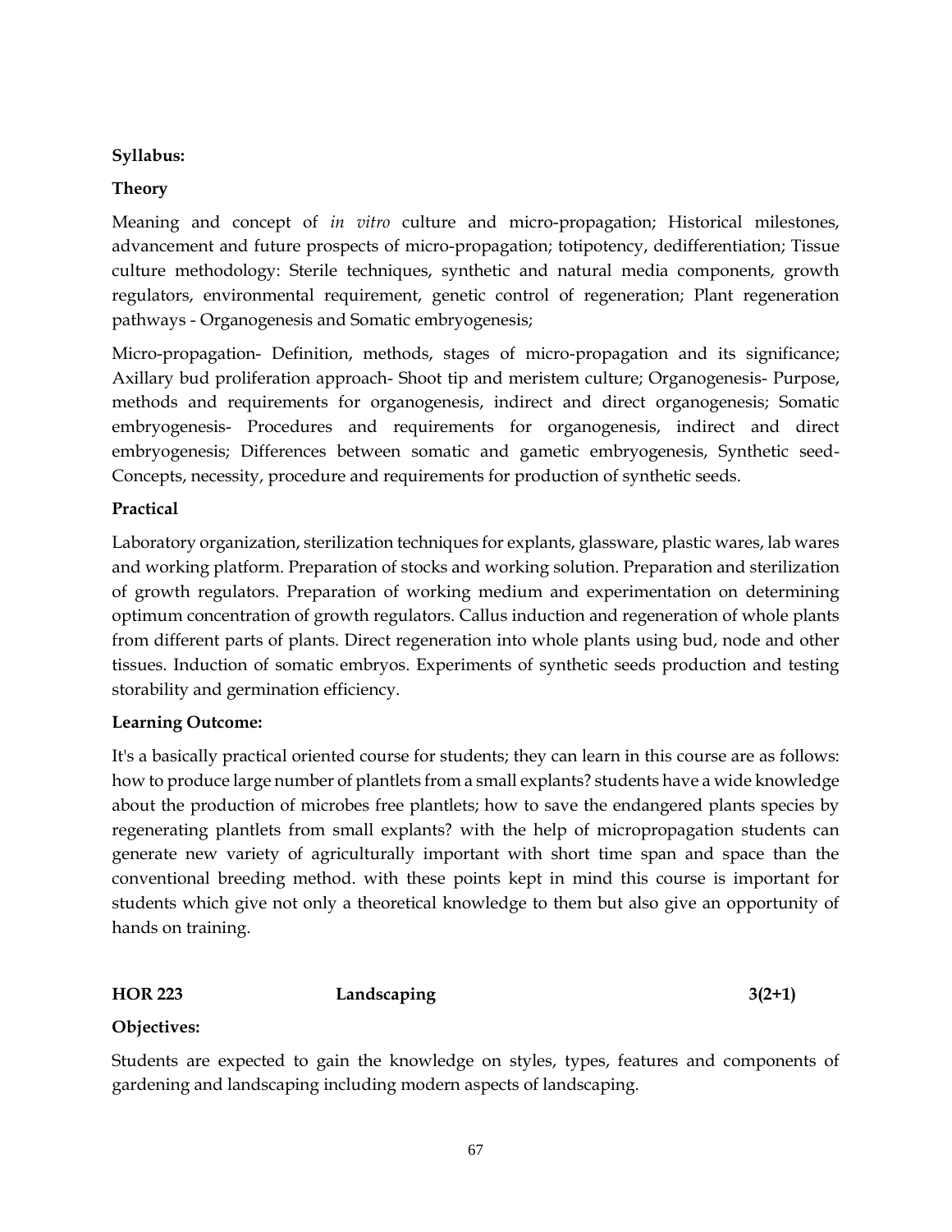**Syllabus:**

**Theory**

Meaning and concept of *in vitro* culture and micro-propagation; Historical milestones, advancement and future prospects of micro-propagation; totipotency, dedifferentiation; Tissue culture methodology: Sterile techniques, synthetic and natural media components, growth regulators, environmental requirement, genetic control of regeneration; Plant regeneration pathways - Organogenesis and Somatic embryogenesis;

Micro-propagation- Definition, methods, stages of micro-propagation and its significance; Axillary bud proliferation approach- Shoot tip and meristem culture; Organogenesis- Purpose, methods and requirements for organogenesis, indirect and direct organogenesis; Somatic embryogenesis- Procedures and requirements for organogenesis, indirect and direct embryogenesis; Differences between somatic and gametic embryogenesis, Synthetic seed- Concepts, necessity, procedure and requirements for production of synthetic seeds.

**Practical**

Laboratory organization, sterilization techniques for explants, glassware, plastic wares, lab wares and working platform. Preparation of stocks and working solution. Preparation and sterilization of growth regulators. Preparation of working medium and experimentation on determining optimum concentration of growth regulators. Callus induction and regeneration of whole plants from different parts of plants. Direct regeneration into whole plants using bud, node and other tissues. Induction of somatic embryos. Experiments of synthetic seeds production and testing storability and germination efficiency.

**Learning Outcome:**

It's a basically practical oriented course for students; they can learn in this course are as follows: how to produce large number of plantlets from a small explants? students have a wide knowledge about the production of microbes free plantlets; how to save the endangered plants species by regenerating plantlets from small explants? with the help of micropropagation students can generate new variety of agriculturally important with short time span and space than the conventional breeding method. with these points kept in mind this course is important for students which give not only a theoretical knowledge to them but also give an opportunity of hands on training.

**HOR 223 Landscaping 3(2+1)**

**Objectives:**

Students are expected to gain the knowledge on styles, types, features and components of gardening and landscaping including modern aspects of landscaping.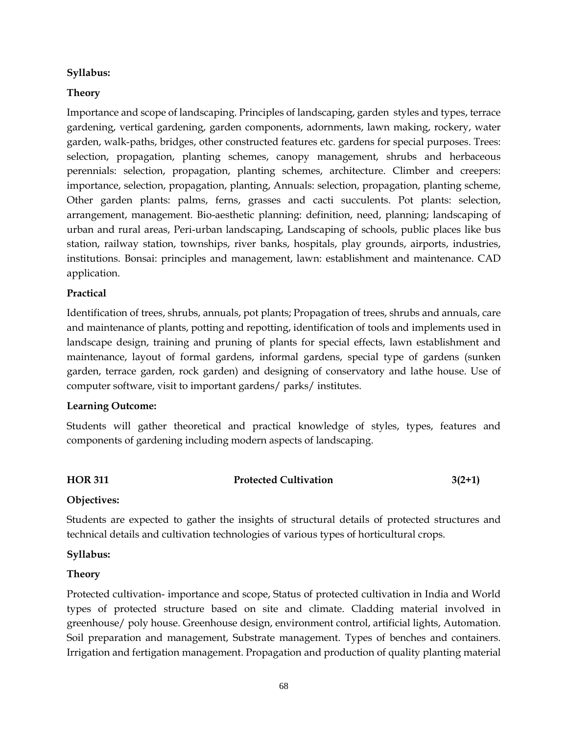**Syllabus:**

**Theory**

Importance and scope of landscaping. Principles of landscaping, garden styles and types, terrace gardening, vertical gardening, garden components, adornments, lawn making, rockery, water garden, walk-paths, bridges, other constructed features etc. gardens for special purposes. Trees: selection, propagation, planting schemes, canopy management, shrubs and herbaceous perennials: selection, propagation, planting schemes, architecture. Climber and creepers: importance, selection, propagation, planting, Annuals: selection, propagation, planting scheme, Other garden plants: palms, ferns, grasses and cacti succulents. Pot plants: selection, arrangement, management. Bio-aesthetic planning: definition, need, planning; landscaping of urban and rural areas, Peri-urban landscaping, Landscaping of schools, public places like bus station, railway station, townships, river banks, hospitals, play grounds, airports, industries, institutions. Bonsai: principles and management, lawn: establishment and maintenance. CAD application.

**Practical**

Identification of trees, shrubs, annuals, pot plants; Propagation of trees, shrubs and annuals, care and maintenance of plants, potting and repotting, identification of tools and implements used in landscape design, training and pruning of plants for special effects, lawn establishment and maintenance, layout of formal gardens, informal gardens, special type of gardens (sunken garden, terrace garden, rock garden) and designing of conservatory and lathe house. Use of computer software, visit to important gardens/ parks/ institutes.

**Learning Outcome:**

Students will gather theoretical and practical knowledge of styles, types, features and components of gardening including modern aspects of landscaping.

**HOR 311 Protected Cultivation 3(2+1)**

**Objectives:**

Students are expected to gather the insights of structural details of protected structures and technical details and cultivation technologies of various types of horticultural crops.

**Syllabus:**

**Theory**

Protected cultivation- importance and scope, Status of protected cultivation in India and World types of protected structure based on site and climate. Cladding material involved in greenhouse/ poly house. Greenhouse design, environment control, artificial lights, Automation. Soil preparation and management, Substrate management. Types of benches and containers. Irrigation and fertigation management. Propagation and production of quality planting material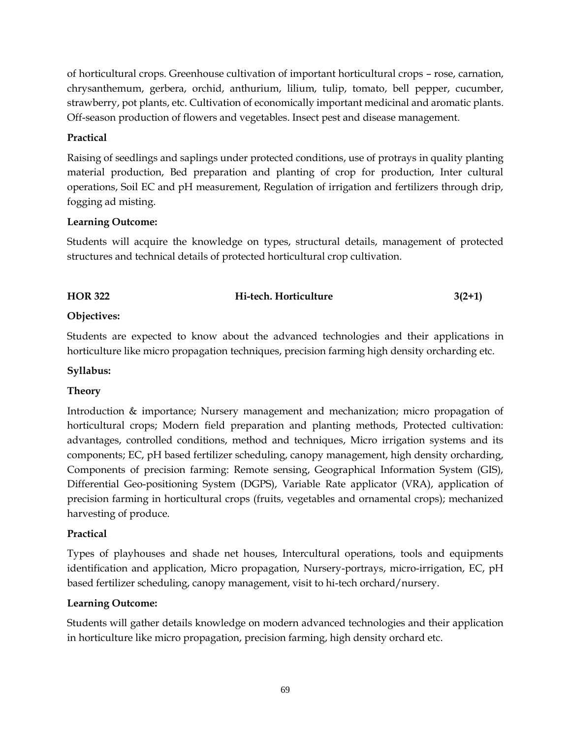of horticultural crops. Greenhouse cultivation of important horticultural crops – rose, carnation, chrysanthemum, gerbera, orchid, anthurium, lilium, tulip, tomato, bell pepper, cucumber, strawberry, pot plants, etc. Cultivation of economically important medicinal and aromatic plants. Off-season production of flowers and vegetables. Insect pest and disease management.

**Practical**

Raising of seedlings and saplings under protected conditions, use of protrays in quality planting material production, Bed preparation and planting of crop for production, Inter cultural operations, Soil EC and pH measurement, Regulation of irrigation and fertilizers through drip, fogging ad misting.

**Learning Outcome:**

Students will acquire the knowledge on types, structural details, management of protected structures and technical details of protected horticultural crop cultivation.

**HOR 322 Hi-tech. Horticulture 3(2+1)**

**Objectives:**

Students are expected to know about the advanced technologies and their applications in horticulture like micro propagation techniques, precision farming high density orcharding etc.

**Syllabus:**

**Theory**

Introduction & importance; Nursery management and mechanization; micro propagation of horticultural crops; Modern field preparation and planting methods, Protected cultivation: advantages, controlled conditions, method and techniques, Micro irrigation systems and its components; EC, pH based fertilizer scheduling, canopy management, high density orcharding, Components of precision farming: Remote sensing, Geographical Information System (GIS), Differential Geo-positioning System (DGPS), Variable Rate applicator (VRA), application of precision farming in horticultural crops (fruits, vegetables and ornamental crops); mechanized harvesting of produce.

**Practical**

Types of playhouses and shade net houses, Intercultural operations, tools and equipments identification and application, Micro propagation, Nursery-portrays, micro-irrigation, EC, pH based fertilizer scheduling, canopy management, visit to hi-tech orchard/nursery.

**Learning Outcome:**

Students will gather details knowledge on modern advanced technologies and their application in horticulture like micro propagation, precision farming, high density orchard etc.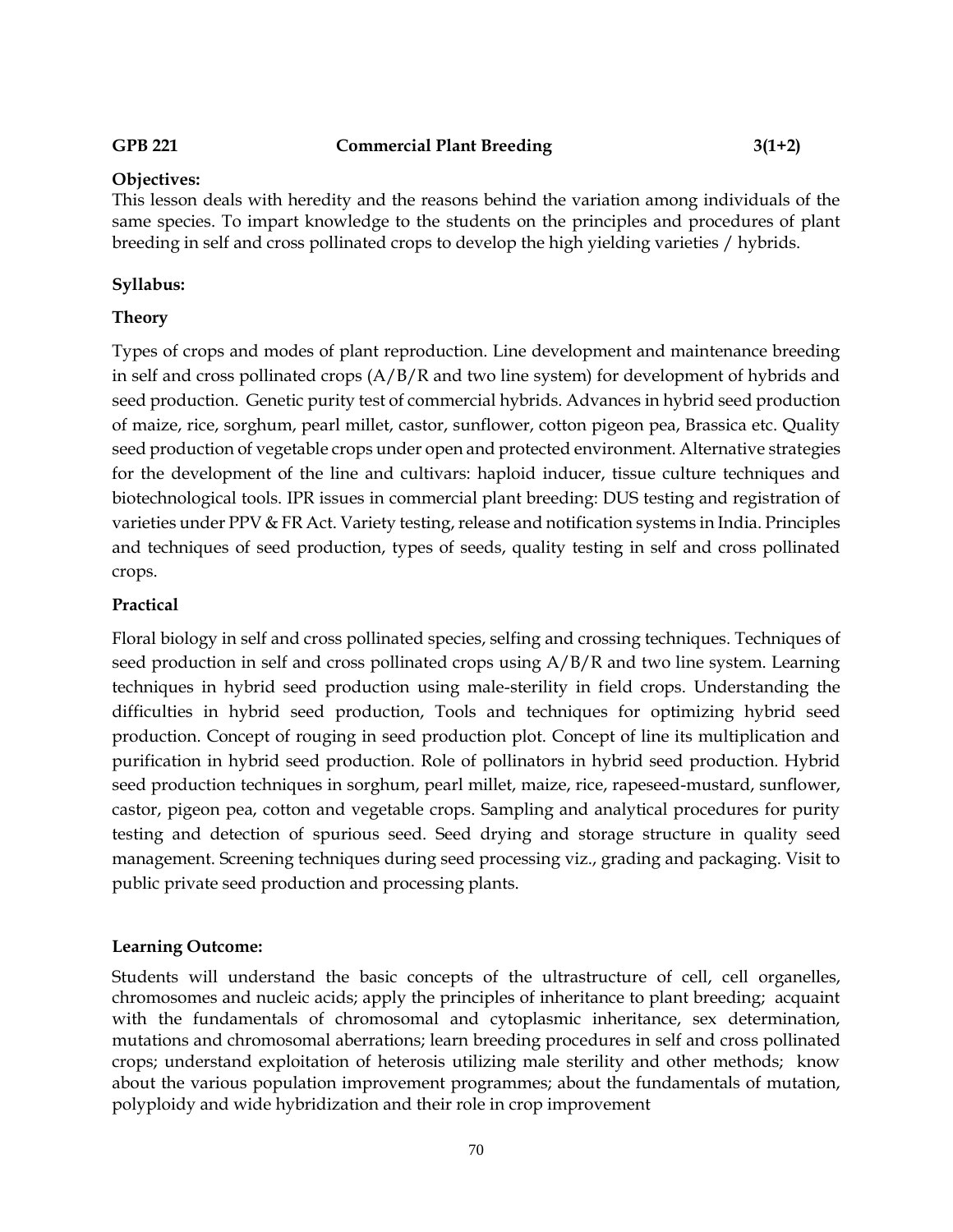**GPB 221 Commercial Plant Breeding 3(1+2)**

**Objectives:**

This lesson deals with heredity and the reasons behind the variation among individuals of the same species. To impart knowledge to the students on the principles and procedures of plant breeding in self and cross pollinated crops to develop the high yielding varieties / hybrids.

**Syllabus:**

**Theory**

Types of crops and modes of plant reproduction. Line development and maintenance breeding in self and cross pollinated crops (A/B/R and two line system) for development of hybrids and seed production. Genetic purity test of commercial hybrids. Advances in hybrid seed production of maize, rice, sorghum, pearl millet, castor, sunflower, cotton pigeon pea, Brassica etc. Quality seed production of vegetable crops under open and protected environment. Alternative strategies for the development of the line and cultivars: haploid inducer, tissue culture techniques and biotechnological tools. IPR issues in commercial plant breeding: DUS testing and registration of varieties under PPV & FR Act. Variety testing, release and notification systems in India. Principles and techniques of seed production, types of seeds, quality testing in self and cross pollinated crops.

**Practical**

Floral biology in self and cross pollinated species, selfing and crossing techniques. Techniques of seed production in self and cross pollinated crops using A/B/R and two line system. Learning techniques in hybrid seed production using male-sterility in field crops. Understanding the difficulties in hybrid seed production, Tools and techniques for optimizing hybrid seed production. Concept of rouging in seed production plot. Concept of line its multiplication and purification in hybrid seed production. Role of pollinators in hybrid seed production. Hybrid seed production techniques in sorghum, pearl millet, maize, rice, rapeseed-mustard, sunflower, castor, pigeon pea, cotton and vegetable crops. Sampling and analytical procedures for purity testing and detection of spurious seed. Seed drying and storage structure in quality seed management. Screening techniques during seed processing viz., grading and packaging. Visit to public private seed production and processing plants.

**Learning Outcome:**

Students will understand the basic concepts of the ultrastructure of cell, cell organelles, chromosomes and nucleic acids; apply the principles of inheritance to plant breeding; acquaint with the fundamentals of chromosomal and cytoplasmic inheritance, sex determination, mutations and chromosomal aberrations; learn breeding procedures in self and cross pollinated crops; understand exploitation of heterosis utilizing male sterility and other methods; know about the various population improvement programmes; about the fundamentals of mutation, polyploidy and wide hybridization and their role in crop improvement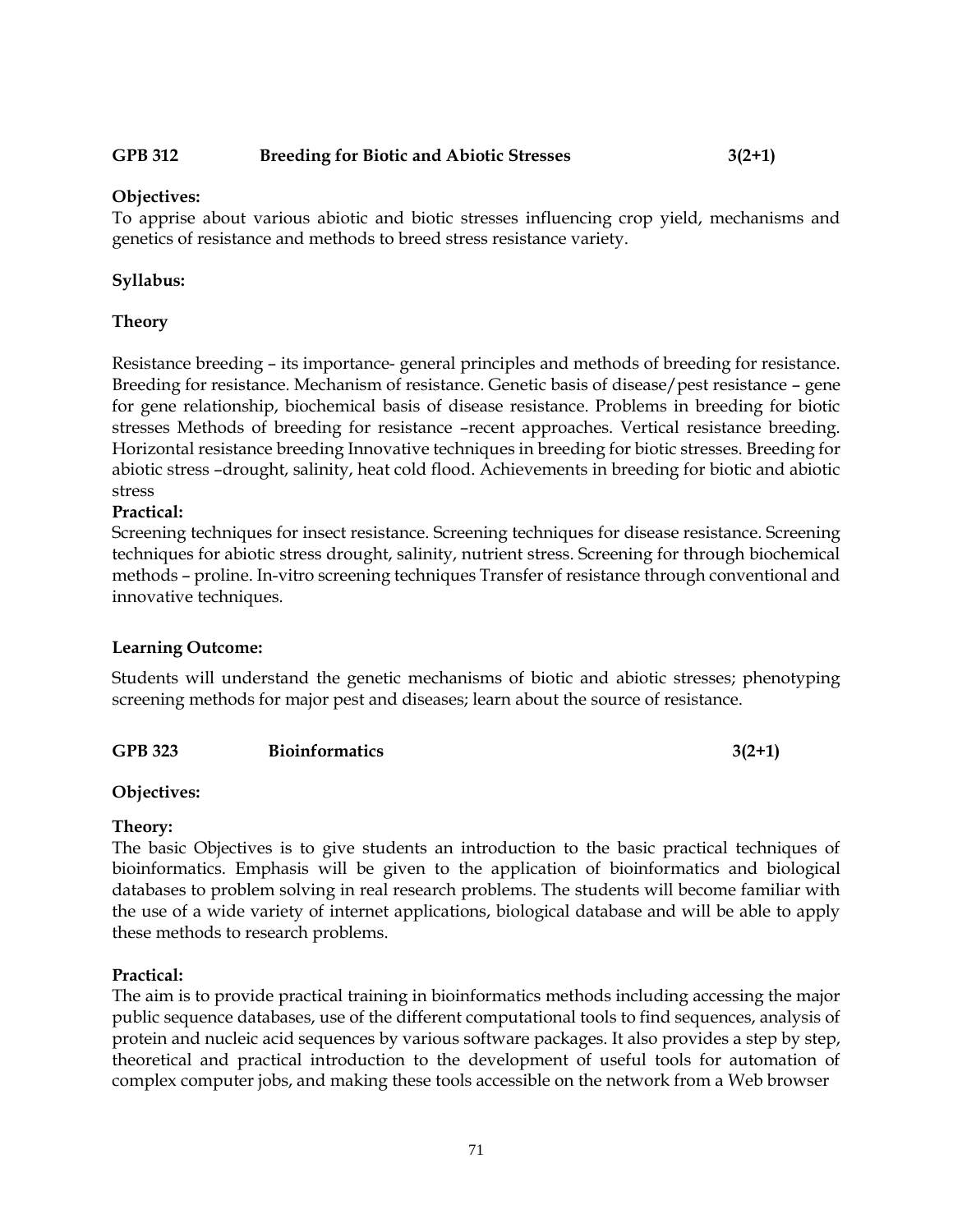**GPB 312 Breeding for Biotic and Abiotic Stresses 3(2+1)**

**Objectives:**

To apprise about various abiotic and biotic stresses influencing crop yield, mechanisms and genetics of resistance and methods to breed stress resistance variety.

**Syllabus:**

**Theory**

Resistance breeding – its importance- general principles and methods of breeding for resistance. Breeding for resistance. Mechanism of resistance. Genetic basis of disease/pest resistance – gene for gene relationship, biochemical basis of disease resistance. Problems in breeding for biotic stresses Methods of breeding for resistance –recent approaches. Vertical resistance breeding. Horizontal resistance breeding Innovative techniques in breeding for biotic stresses. Breeding for abiotic stress –drought, salinity, heat cold flood. Achievements in breeding for biotic and abiotic stress

**Practical:**

Screening techniques for insect resistance. Screening techniques for disease resistance. Screening techniques for abiotic stress drought, salinity, nutrient stress. Screening for through biochemical methods – proline. In-vitro screening techniques Transfer of resistance through conventional and innovative techniques.

**Learning Outcome:**

Students will understand the genetic mechanisms of biotic and abiotic stresses; phenotyping screening methods for major pest and diseases; learn about the source of resistance.

**GPB 323 Bioinformatics 3(2+1)**

**Objectives:**

**Theory:**

The basic Objectives is to give students an introduction to the basic practical techniques of bioinformatics. Emphasis will be given to the application of bioinformatics and biological databases to problem solving in real research problems. The students will become familiar with the use of a wide variety of internet applications, biological database and will be able to apply these methods to research problems.

**Practical:**

The aim is to provide practical training in bioinformatics methods including accessing the major public sequence databases, use of the different computational tools to find sequences, analysis of protein and nucleic acid sequences by various software packages. It also provides a step by step, theoretical and practical introduction to the development of useful tools for automation of complex computer jobs, and making these tools accessible on the network from a Web browser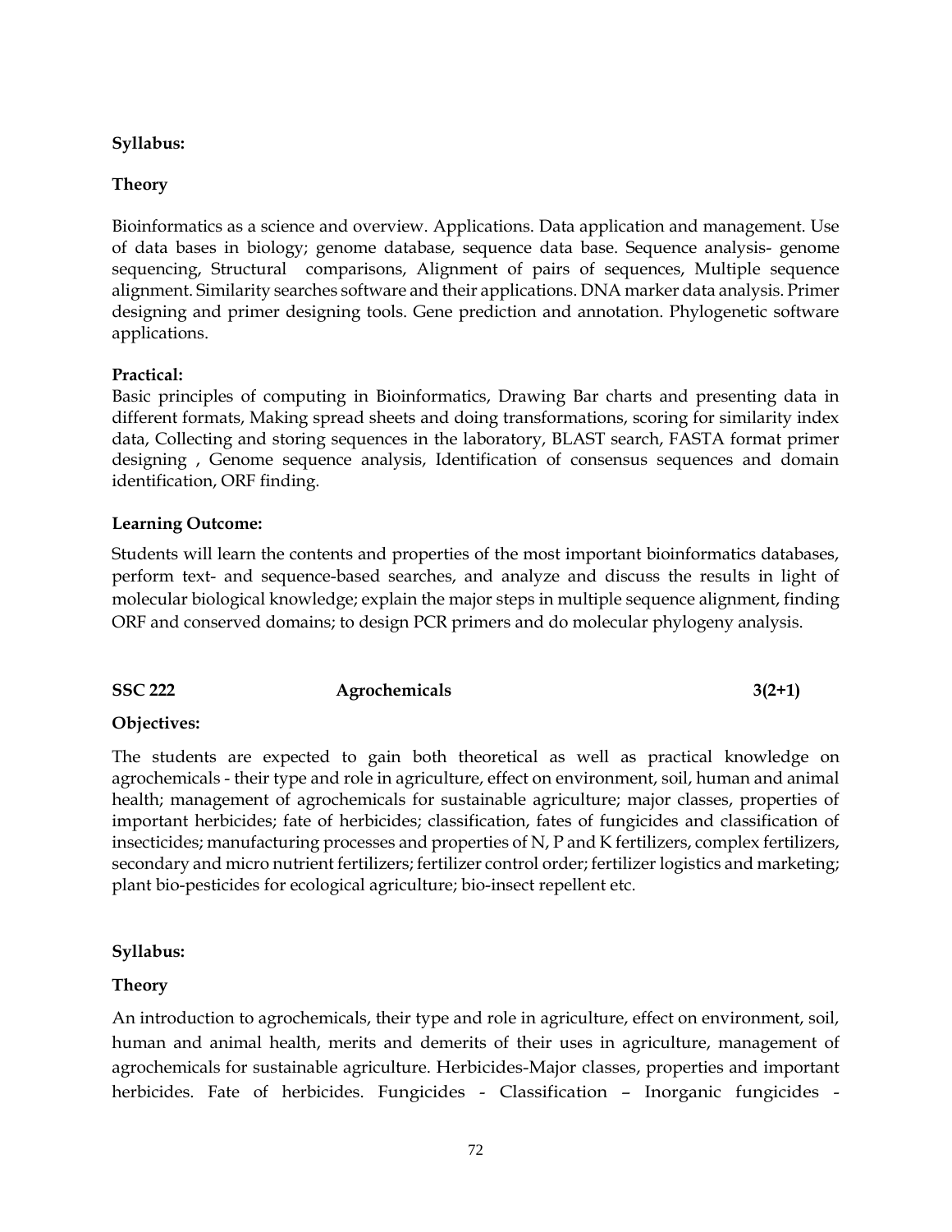**Syllabus:**

**Theory**

Bioinformatics as a science and overview. Applications. Data application and management. Use of data bases in biology; genome database, sequence data base. Sequence analysis- genome sequencing, Structural comparisons, Alignment of pairs of sequences, Multiple sequence alignment. Similarity searches software and their applications. DNA marker data analysis. Primer designing and primer designing tools. Gene prediction and annotation. Phylogenetic software applications.

**Practical:**

Basic principles of computing in Bioinformatics, Drawing Bar charts and presenting data in different formats, Making spread sheets and doing transformations, scoring for similarity index data, Collecting and storing sequences in the laboratory, BLAST search, FASTA format primer designing , Genome sequence analysis, Identification of consensus sequences and domain identification, ORF finding.

**Learning Outcome:**

Students will learn the contents and properties of the most important bioinformatics databases, perform text- and sequence-based searches, and analyze and discuss the results in light of molecular biological knowledge; explain the major steps in multiple sequence alignment, finding ORF and conserved domains; to design PCR primers and do molecular phylogeny analysis.

**SSC 222 Agrochemicals 3(2+1)**

**Objectives:**

The students are expected to gain both theoretical as well as practical knowledge on agrochemicals - their type and role in agriculture, effect on environment, soil, human and animal health; management of agrochemicals for sustainable agriculture; major classes, properties of important herbicides; fate of herbicides; classification, fates of fungicides and classification of insecticides; manufacturing processes and properties of N, P and K fertilizers, complex fertilizers, secondary and micro nutrient fertilizers; fertilizer control order; fertilizer logistics and marketing; plant bio-pesticides for ecological agriculture; bio-insect repellent etc.

**Syllabus:**

**Theory**

An introduction to agrochemicals, their type and role in agriculture, effect on environment, soil, human and animal health, merits and demerits of their uses in agriculture, management of agrochemicals for sustainable agriculture. Herbicides-Major classes, properties and important herbicides. Fate of herbicides. Fungicides - Classification – Inorganic fungicides -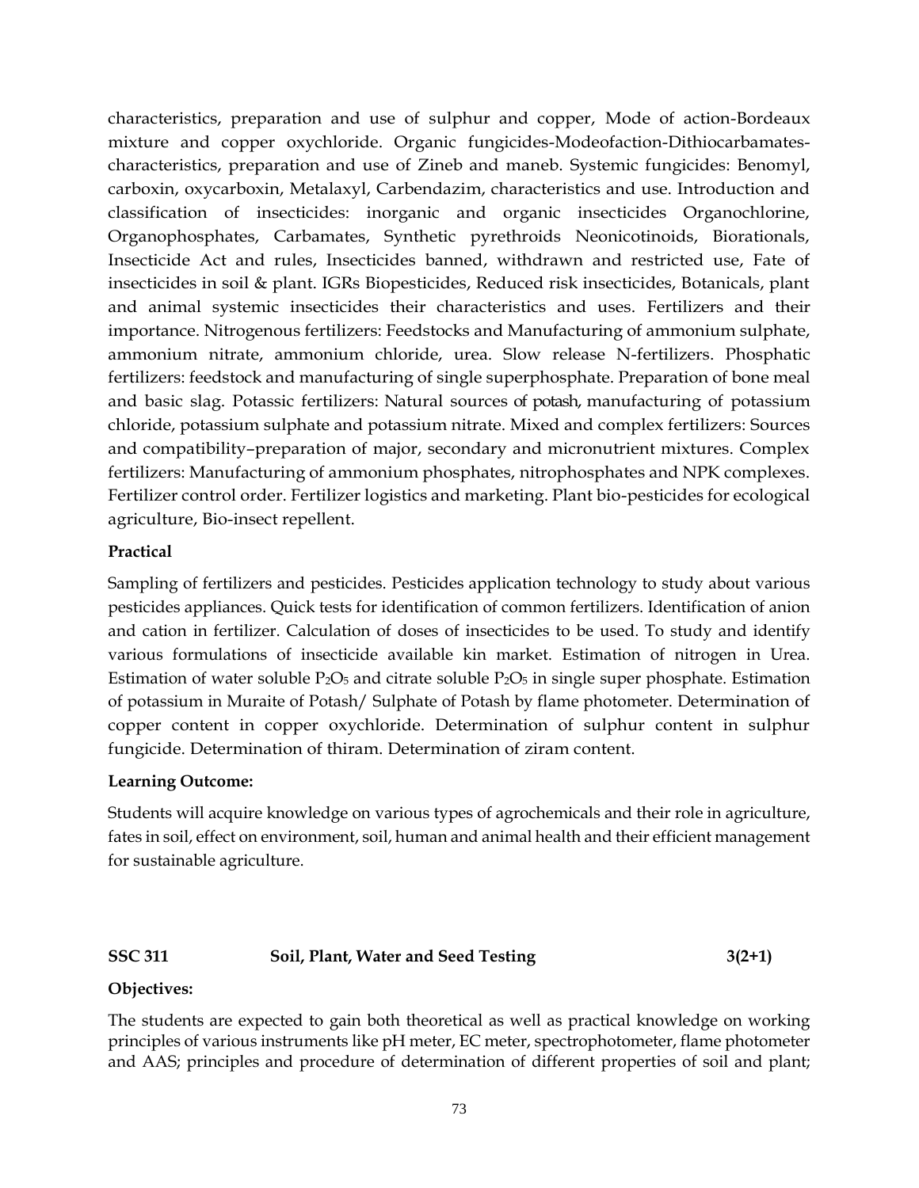characteristics, preparation and use of sulphur and copper, Mode of action-Bordeaux mixture and copper oxychloride. Organic fungicides-Modeofaction-Dithiocarbamates-characteristics, preparation and use of Zineb and maneb. Systemic fungicides: Benomyl, carboxin, oxycarboxin, Metalaxyl, Carbendazim, characteristics and use. Introduction and classification of insecticides: inorganic and organic insecticides Organochlorine, Organophosphates, Carbamates, Synthetic pyrethroids Neonicotinoids, Biorationals, Insecticide Act and rules, Insecticides banned, withdrawn and restricted use, Fate of insecticides in soil & plant. IGRs Biopesticides, Reduced risk insecticides, Botanicals, plant and animal systemic insecticides their characteristics and uses. Fertilizers and their importance. Nitrogenous fertilizers: Feedstocks and Manufacturing of ammonium sulphate, ammonium nitrate, ammonium chloride, urea. Slow release N-fertilizers. Phosphatic fertilizers: feedstock and manufacturing of single superphosphate. Preparation of bone meal and basic slag. Potassic fertilizers: Natural sources of potash, manufacturing of potassium chloride, potassium sulphate and potassium nitrate. Mixed and complex fertilizers: Sources and compatibility–preparation of major, secondary and micronutrient mixtures. Complex fertilizers: Manufacturing of ammonium phosphates, nitrophosphates and NPK complexes. Fertilizer control order. Fertilizer logistics and marketing. Plant bio-pesticides for ecological agriculture, Bio-insect repellent.

**Practical**

Sampling of fertilizers and pesticides. Pesticides application technology to study about various pesticides appliances. Quick tests for identification of common fertilizers. Identification of anion and cation in fertilizer. Calculation of doses of insecticides to be used. To study and identify various formulations of insecticide available kin market. Estimation of nitrogen in Urea. Estimation of water soluble $P_2O_5$ and citrate soluble $P_2O_5$ in single super phosphate. Estimation of potassium in Muraite of Potash/ Sulphate of Potash by flame photometer. Determination of copper content in copper oxychloride. Determination of sulphur content in sulphur fungicide. Determination of thiram. Determination of ziram content.

**Learning Outcome:**

Students will acquire knowledge on various types of agrochemicals and their role in agriculture, fates in soil, effect on environment, soil, human and animal health and their efficient management for sustainable agriculture.

## SSC 311 Soil, Plant, Water and Seed Testing 3(2+1)

**Objectives:**

The students are expected to gain both theoretical as well as practical knowledge on working principles of various instruments like pH meter, EC meter, spectrophotometer, flame photometer and AAS; principles and procedure of determination of different properties of soil and plant;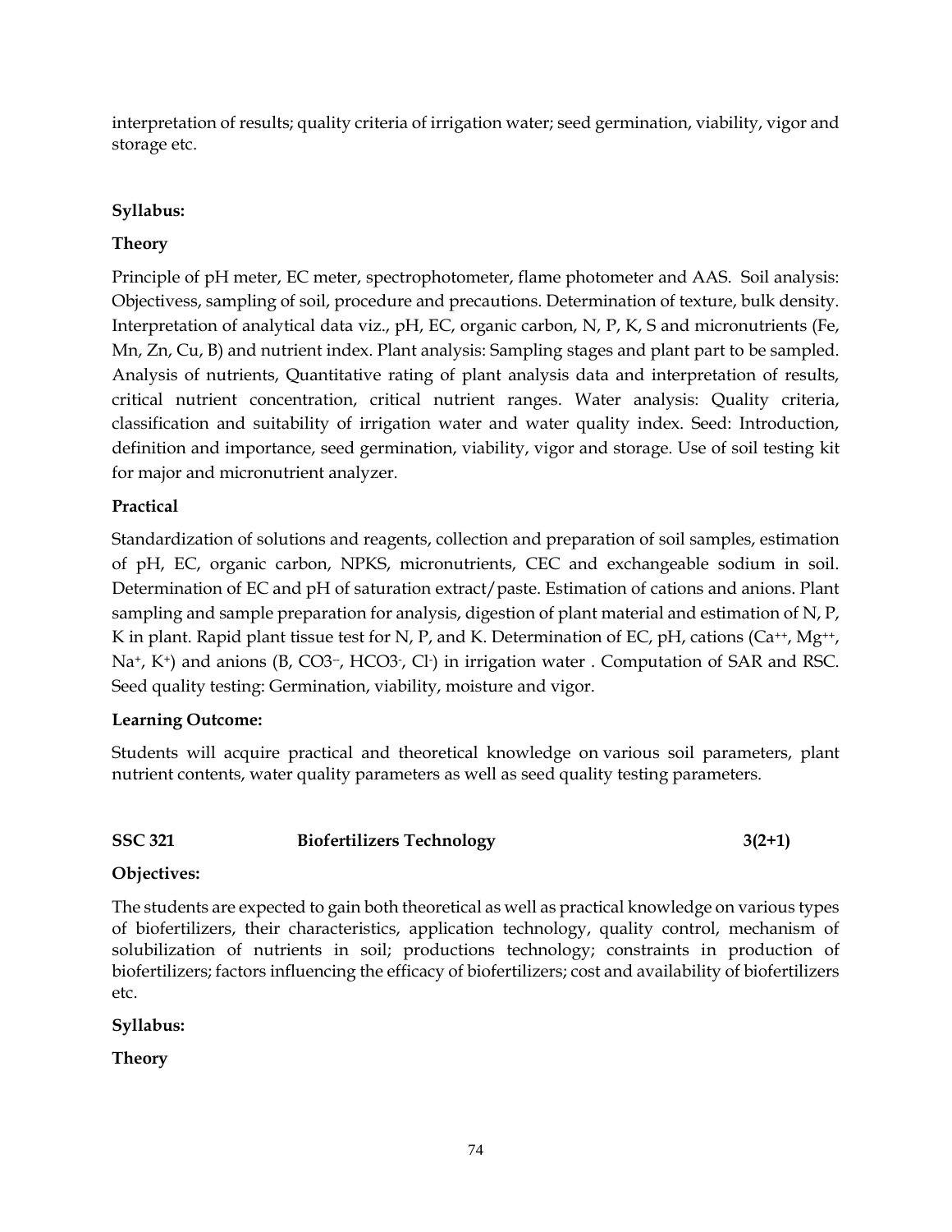interpretation of results; quality criteria of irrigation water; seed germination, viability, vigor and storage etc.

**Syllabus:**

**Theory**

Principle of pH meter, EC meter, spectrophotometer, flame photometer and AAS. Soil analysis: Objectivess, sampling of soil, procedure and precautions. Determination of texture, bulk density. Interpretation of analytical data viz., pH, EC, organic carbon, N, P, K, S and micronutrients (Fe, Mn, Zn, Cu, B) and nutrient index. Plant analysis: Sampling stages and plant part to be sampled. Analysis of nutrients, Quantitative rating of plant analysis data and interpretation of results, critical nutrient concentration, critical nutrient ranges. Water analysis: Quality criteria, classification and suitability of irrigation water and water quality index. Seed: Introduction, definition and importance, seed germination, viability, vigor and storage. Use of soil testing kit for major and micronutrient analyzer.

**Practical**

Standardization of solutions and reagents, collection and preparation of soil samples, estimation of pH, EC, organic carbon, NPKS, micronutrients, CEC and exchangeable sodium in soil. Determination of EC and pH of saturation extract/paste. Estimation of cations and anions. Plant sampling and sample preparation for analysis, digestion of plant material and estimation of N, P, K in plant. Rapid plant tissue test for N, P, and K. Determination of EC, pH, cations ($Ca^{++}$, $Mg^{++}$, $Na^{+}$, $K^{+}$) and anions (B, $CO3^{--}$, $HCO3^{-}$, $Cl^{-}$) in irrigation water . Computation of SAR and RSC. Seed quality testing: Germination, viability, moisture and vigor.

**Learning Outcome:**

Students will acquire practical and theoretical knowledge on various soil parameters, plant nutrient contents, water quality parameters as well as seed quality testing parameters.

**SSC 321 Biofertilizers Technology 3(2+1)**

**Objectives:**

The students are expected to gain both theoretical as well as practical knowledge on various types of biofertilizers, their characteristics, application technology, quality control, mechanism of solubilization of nutrients in soil; productions technology; constraints in production of biofertilizers; factors influencing the efficacy of biofertilizers; cost and availability of biofertilizers etc.

**Syllabus:**

**Theory**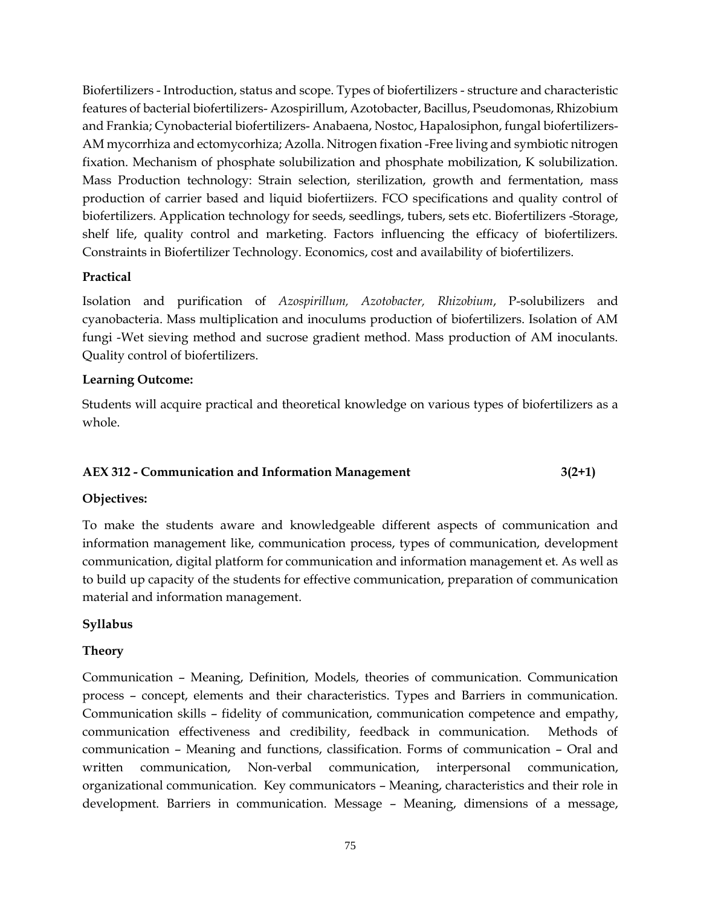Biofertilizers - Introduction, status and scope. Types of biofertilizers - structure and characteristic features of bacterial biofertilizers- Azospirillum, Azotobacter, Bacillus, Pseudomonas, Rhizobium and Frankia; Cynobacterial biofertilizers- Anabaena, Nostoc, Hapalosiphon, fungal biofertilizers- AM mycorrhiza and ectomycorhiza; Azolla. Nitrogen fixation -Free living and symbiotic nitrogen fixation. Mechanism of phosphate solubilization and phosphate mobilization, K solubilization. Mass Production technology: Strain selection, sterilization, growth and fermentation, mass production of carrier based and liquid biofertiizers. FCO specifications and quality control of biofertilizers. Application technology for seeds, seedlings, tubers, sets etc. Biofertilizers -Storage, shelf life, quality control and marketing. Factors influencing the efficacy of biofertilizers. Constraints in Biofertilizer Technology. Economics, cost and availability of biofertilizers.

**Practical**

Isolation and purification of *Azospirillum, Azotobacter, Rhizobium*, P-solubilizers and cyanobacteria. Mass multiplication and inoculums production of biofertilizers. Isolation of AM fungi -Wet sieving method and sucrose gradient method. Mass production of AM inoculants. Quality control of biofertilizers.

**Learning Outcome:**

Students will acquire practical and theoretical knowledge on various types of biofertilizers as a whole.

**AEX 312 - Communication and Information Management 3(2+1)**

**Objectives:**

To make the students aware and knowledgeable different aspects of communication and information management like, communication process, types of communication, development communication, digital platform for communication and information management et. As well as to build up capacity of the students for effective communication, preparation of communication material and information management.

**Syllabus**

**Theory**

Communication – Meaning, Definition, Models, theories of communication. Communication process – concept, elements and their characteristics. Types and Barriers in communication. Communication skills – fidelity of communication, communication competence and empathy, communication effectiveness and credibility, feedback in communication. Methods of communication – Meaning and functions, classification. Forms of communication – Oral and written communication, Non-verbal communication, interpersonal communication, organizational communication. Key communicators – Meaning, characteristics and their role in development. Barriers in communication. Message – Meaning, dimensions of a message,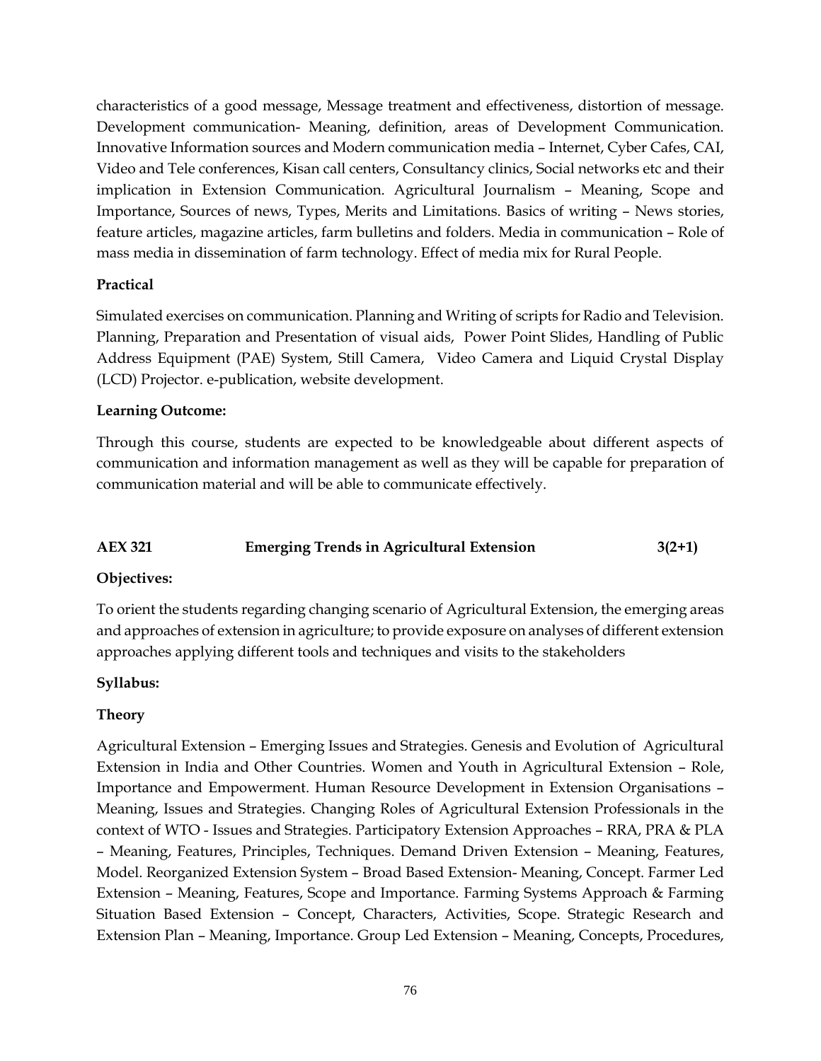characteristics of a good message, Message treatment and effectiveness, distortion of message. Development communication- Meaning, definition, areas of Development Communication. Innovative Information sources and Modern communication media – Internet, Cyber Cafes, CAI, Video and Tele conferences, Kisan call centers, Consultancy clinics, Social networks etc and their implication in Extension Communication. Agricultural Journalism – Meaning, Scope and Importance, Sources of news, Types, Merits and Limitations. Basics of writing – News stories, feature articles, magazine articles, farm bulletins and folders. Media in communication – Role of mass media in dissemination of farm technology. Effect of media mix for Rural People.

**Practical**

Simulated exercises on communication. Planning and Writing of scripts for Radio and Television. Planning, Preparation and Presentation of visual aids, Power Point Slides, Handling of Public Address Equipment (PAE) System, Still Camera, Video Camera and Liquid Crystal Display (LCD) Projector. e-publication, website development.

**Learning Outcome:**

Through this course, students are expected to be knowledgeable about different aspects of communication and information management as well as they will be capable for preparation of communication material and will be able to communicate effectively.

**AEX 321 Emerging Trends in Agricultural Extension 3(2+1)**

**Objectives:**

To orient the students regarding changing scenario of Agricultural Extension, the emerging areas and approaches of extension in agriculture; to provide exposure on analyses of different extension approaches applying different tools and techniques and visits to the stakeholders

**Syllabus:**

**Theory**

Agricultural Extension – Emerging Issues and Strategies. Genesis and Evolution of Agricultural Extension in India and Other Countries. Women and Youth in Agricultural Extension – Role, Importance and Empowerment. Human Resource Development in Extension Organisations – Meaning, Issues and Strategies. Changing Roles of Agricultural Extension Professionals in the context of WTO - Issues and Strategies. Participatory Extension Approaches – RRA, PRA & PLA – Meaning, Features, Principles, Techniques. Demand Driven Extension – Meaning, Features, Model. Reorganized Extension System – Broad Based Extension- Meaning, Concept. Farmer Led Extension – Meaning, Features, Scope and Importance. Farming Systems Approach & Farming Situation Based Extension – Concept, Characters, Activities, Scope. Strategic Research and Extension Plan – Meaning, Importance. Group Led Extension – Meaning, Concepts, Procedures,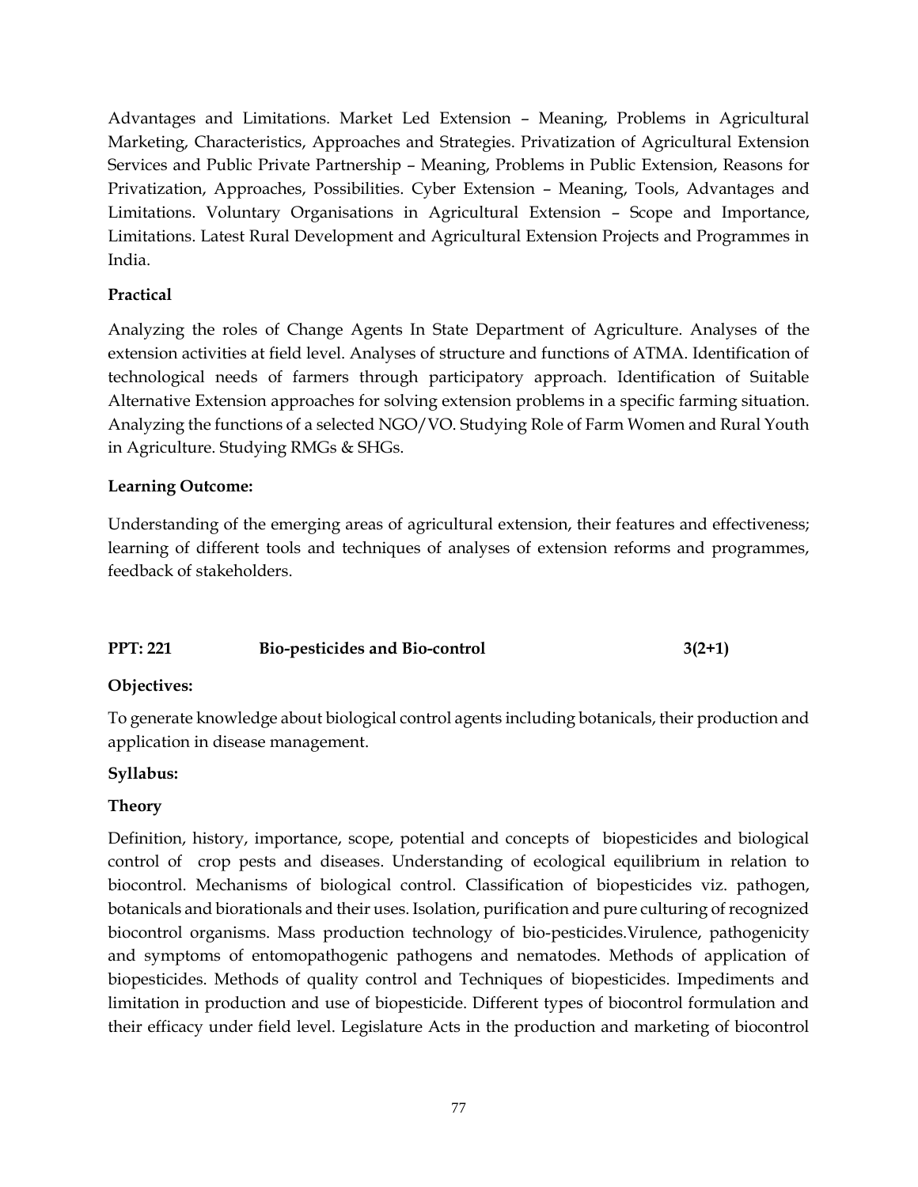Advantages and Limitations. Market Led Extension – Meaning, Problems in Agricultural Marketing, Characteristics, Approaches and Strategies. Privatization of Agricultural Extension Services and Public Private Partnership – Meaning, Problems in Public Extension, Reasons for Privatization, Approaches, Possibilities. Cyber Extension – Meaning, Tools, Advantages and Limitations. Voluntary Organisations in Agricultural Extension – Scope and Importance, Limitations. Latest Rural Development and Agricultural Extension Projects and Programmes in India.

**Practical**

Analyzing the roles of Change Agents In State Department of Agriculture. Analyses of the extension activities at field level. Analyses of structure and functions of ATMA. Identification of technological needs of farmers through participatory approach. Identification of Suitable Alternative Extension approaches for solving extension problems in a specific farming situation. Analyzing the functions of a selected NGO/VO. Studying Role of Farm Women and Rural Youth in Agriculture. Studying RMGs & SHGs.

**Learning Outcome:**

Understanding of the emerging areas of agricultural extension, their features and effectiveness; learning of different tools and techniques of analyses of extension reforms and programmes, feedback of stakeholders.

**PPT: 221 Bio-pesticides and Bio-control 3(2+1)**

**Objectives:**

To generate knowledge about biological control agents including botanicals, their production and application in disease management.

**Syllabus:**

**Theory**

Definition, history, importance, scope, potential and concepts of biopesticides and biological control of crop pests and diseases. Understanding of ecological equilibrium in relation to biocontrol. Mechanisms of biological control. Classification of biopesticides viz. pathogen, botanicals and biorationals and their uses. Isolation, purification and pure culturing of recognized biocontrol organisms. Mass production technology of bio-pesticides.Virulence, pathogenicity and symptoms of entomopathogenic pathogens and nematodes. Methods of application of biopesticides. Methods of quality control and Techniques of biopesticides. Impediments and limitation in production and use of biopesticide. Different types of biocontrol formulation and their efficacy under field level. Legislature Acts in the production and marketing of biocontrol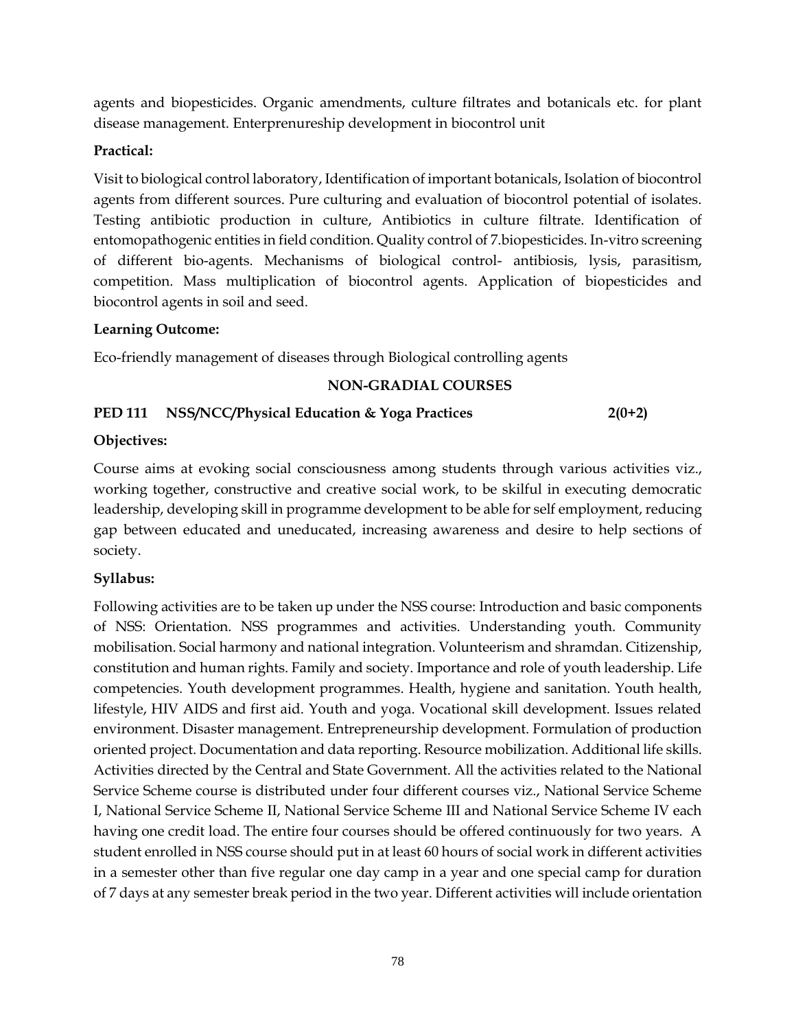agents and biopesticides. Organic amendments, culture filtrates and botanicals etc. for plant disease management. Enterprenureship development in biocontrol unit

**Practical:**

Visit to biological control laboratory, Identification of important botanicals, Isolation of biocontrol agents from different sources. Pure culturing and evaluation of biocontrol potential of isolates. Testing antibiotic production in culture, Antibiotics in culture filtrate. Identification of entomopathogenic entities in field condition. Quality control of 7.biopesticides. In-vitro screening of different bio-agents. Mechanisms of biological control- antibiosis, lysis, parasitism, competition. Mass multiplication of biocontrol agents. Application of biopesticides and biocontrol agents in soil and seed.

**Learning Outcome:**

Eco-friendly management of diseases through Biological controlling agents

## NON-GRADIAL COURSES

### PED 111 NSS/NCC/Physical Education & Yoga Practices 2(0+2)

**Objectives:**

Course aims at evoking social consciousness among students through various activities viz., working together, constructive and creative social work, to be skilful in executing democratic leadership, developing skill in programme development to be able for self employment, reducing gap between educated and uneducated, increasing awareness and desire to help sections of society.

**Syllabus:**

Following activities are to be taken up under the NSS course: Introduction and basic components of NSS: Orientation. NSS programmes and activities. Understanding youth. Community mobilisation. Social harmony and national integration. Volunteerism and shramdan. Citizenship, constitution and human rights. Family and society. Importance and role of youth leadership. Life competencies. Youth development programmes. Health, hygiene and sanitation. Youth health, lifestyle, HIV AIDS and first aid. Youth and yoga. Vocational skill development. Issues related environment. Disaster management. Entrepreneurship development. Formulation of production oriented project. Documentation and data reporting. Resource mobilization. Additional life skills. Activities directed by the Central and State Government. All the activities related to the National Service Scheme course is distributed under four different courses viz., National Service Scheme I, National Service Scheme II, National Service Scheme III and National Service Scheme IV each having one credit load. The entire four courses should be offered continuously for two years. A student enrolled in NSS course should put in at least 60 hours of social work in different activities in a semester other than five regular one day camp in a year and one special camp for duration of 7 days at any semester break period in the two year. Different activities will include orientation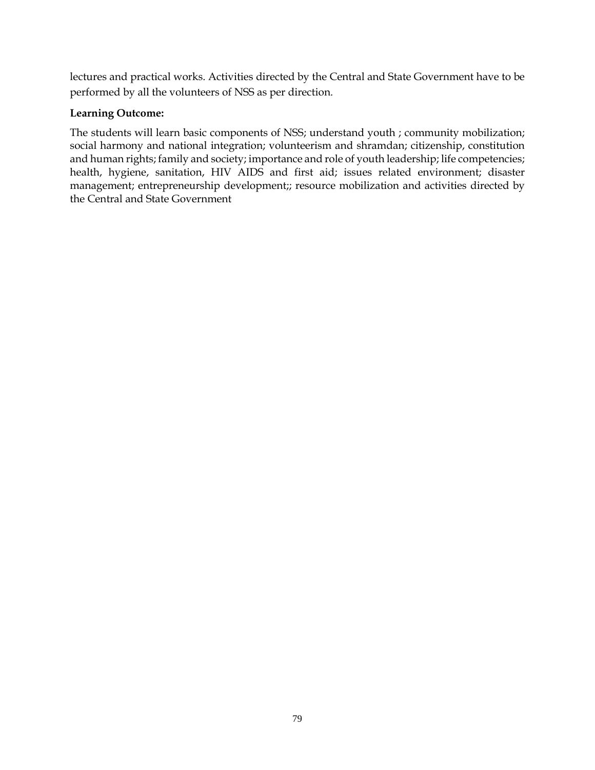lectures and practical works. Activities directed by the Central and State Government have to be performed by all the volunteers of NSS as per direction.

**Learning Outcome:**

The students will learn basic components of NSS; understand youth ; community mobilization; social harmony and national integration; volunteerism and shramdan; citizenship, constitution and human rights; family and society; importance and role of youth leadership; life competencies; health, hygiene, sanitation, HIV AIDS and first aid; issues related environment; disaster management; entrepreneurship development;; resource mobilization and activities directed by the Central and State Government